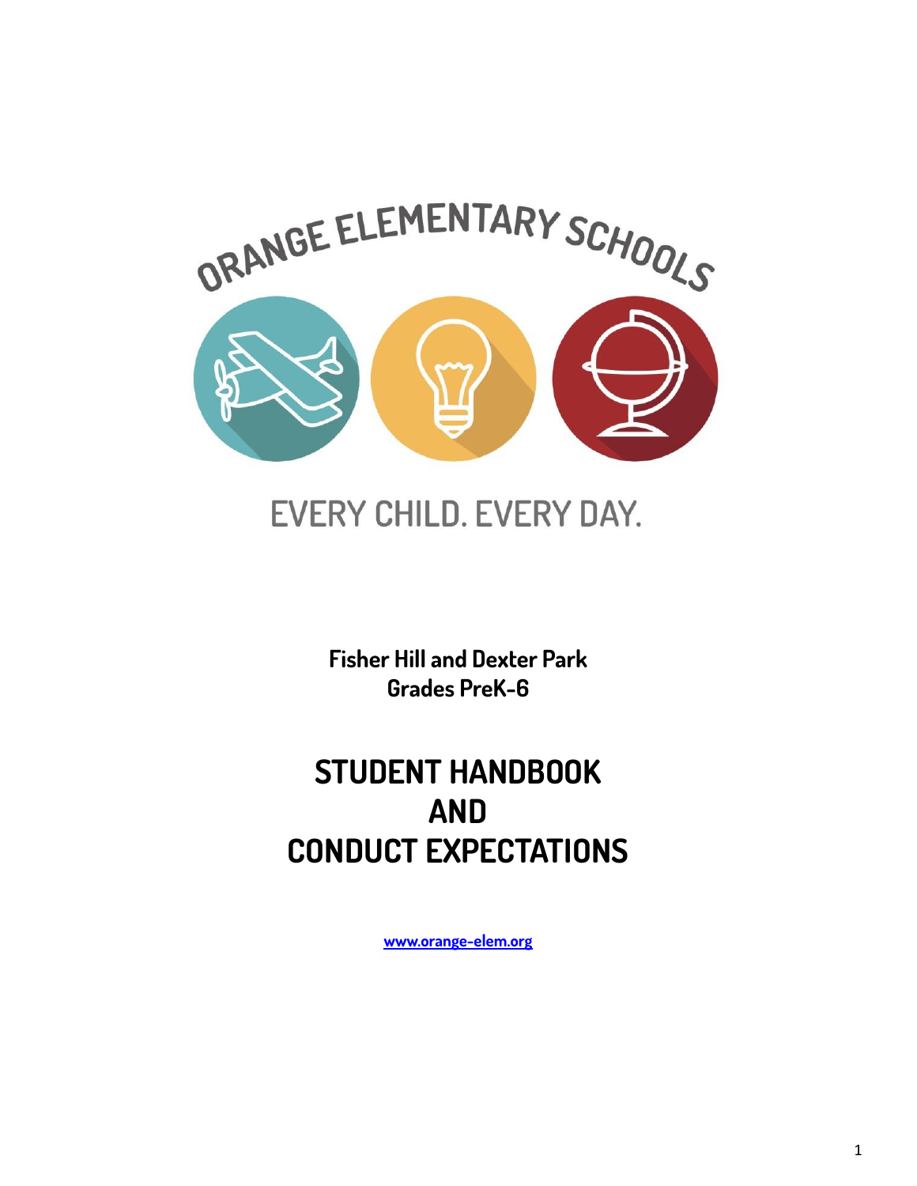ORANGE ELEMENTARY SCHOOLS

EVERY CHILD. EVERY DAY.

**Fisher Hill and Dexter Park**
**Grades PreK-6**

# STUDENT HANDBOOK AND CONDUCT EXPECTATIONS

[www.orange-elem.org](http://www.orange-elem.org)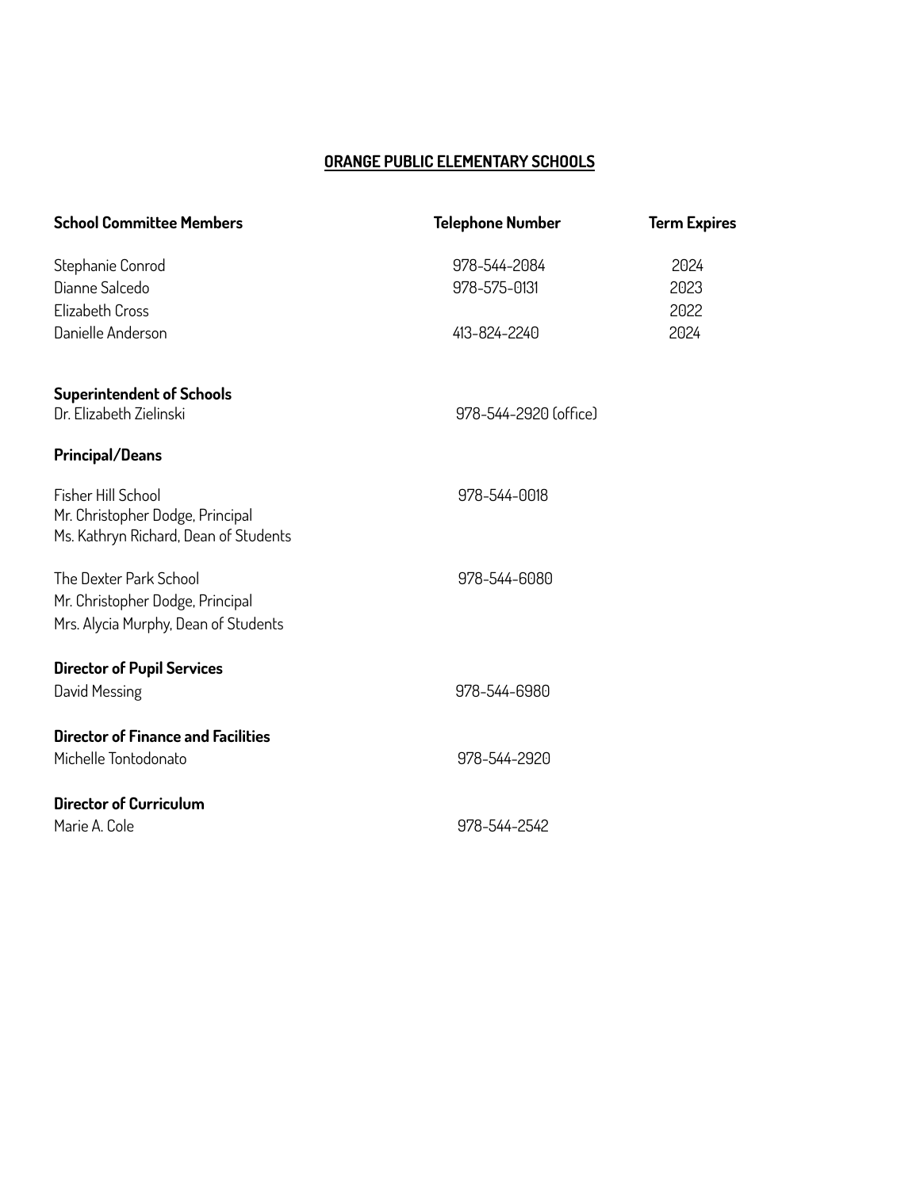## ORANGE PUBLIC ELEMENTARY SCHOOLS

| School Committee Members | Telephone Number | Term Expires |
|---|---|---|
| Stephanie Conrod | 978-544-2084 | 2024 |
| Dianne Salcedo | 978-575-0131 | 2023 |
| Elizabeth Cross | | 2022 |
| Danielle Anderson | 413-824-2240 | 2024 |

**Superintendent of Schools**
Dr. Elizabeth Zielinski — 978-544-2920 (office)

**Principal/Deans**

Fisher Hill School — 978-544-0018
Mr. Christopher Dodge, Principal
Ms. Kathryn Richard, Dean of Students

The Dexter Park School — 978-544-6080
Mr. Christopher Dodge, Principal
Mrs. Alycia Murphy, Dean of Students

**Director of Pupil Services**
David Messing — 978-544-6980

**Director of Finance and Facilities**
Michelle Tontodonato — 978-544-2920

**Director of Curriculum**
Marie A. Cole — 978-544-2542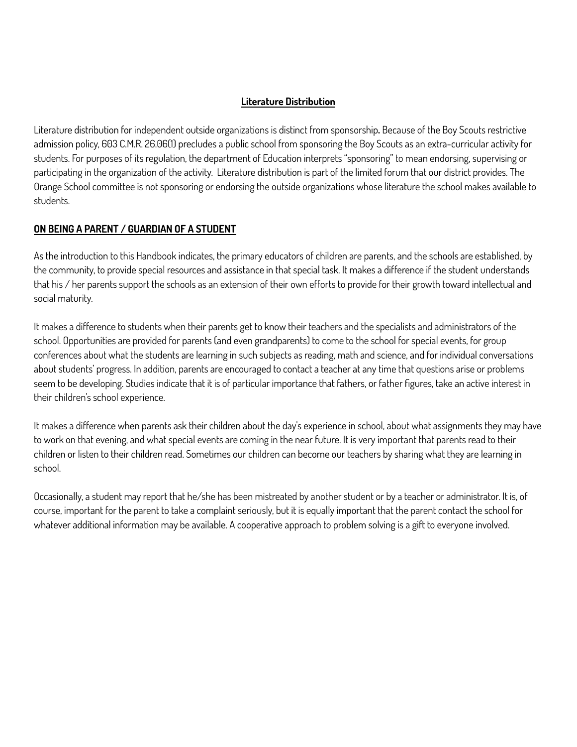## Literature Distribution

Literature distribution for independent outside organizations is distinct from sponsorship**.** Because of the Boy Scouts restrictive admission policy, 603 C.M.R. 26.06(1) precludes a public school from sponsoring the Boy Scouts as an extra-curricular activity for students. For purposes of its regulation, the department of Education interprets "sponsoring" to mean endorsing, supervising or participating in the organization of the activity. Literature distribution is part of the limited forum that our district provides. The Orange School committee is not sponsoring or endorsing the outside organizations whose literature the school makes available to students.

## ON BEING A PARENT / GUARDIAN OF A STUDENT

As the introduction to this Handbook indicates, the primary educators of children are parents, and the schools are established, by the community, to provide special resources and assistance in that special task. It makes a difference if the student understands that his / her parents support the schools as an extension of their own efforts to provide for their growth toward intellectual and social maturity.

It makes a difference to students when their parents get to know their teachers and the specialists and administrators of the school. Opportunities are provided for parents (and even grandparents) to come to the school for special events, for group conferences about what the students are learning in such subjects as reading, math and science, and for individual conversations about students' progress. In addition, parents are encouraged to contact a teacher at any time that questions arise or problems seem to be developing. Studies indicate that it is of particular importance that fathers, or father figures, take an active interest in their children's school experience.

It makes a difference when parents ask their children about the day's experience in school, about what assignments they may have to work on that evening, and what special events are coming in the near future. It is very important that parents read to their children or listen to their children read. Sometimes our children can become our teachers by sharing what they are learning in school.

Occasionally, a student may report that he/she has been mistreated by another student or by a teacher or administrator. It is, of course, important for the parent to take a complaint seriously, but it is equally important that the parent contact the school for whatever additional information may be available. A cooperative approach to problem solving is a gift to everyone involved.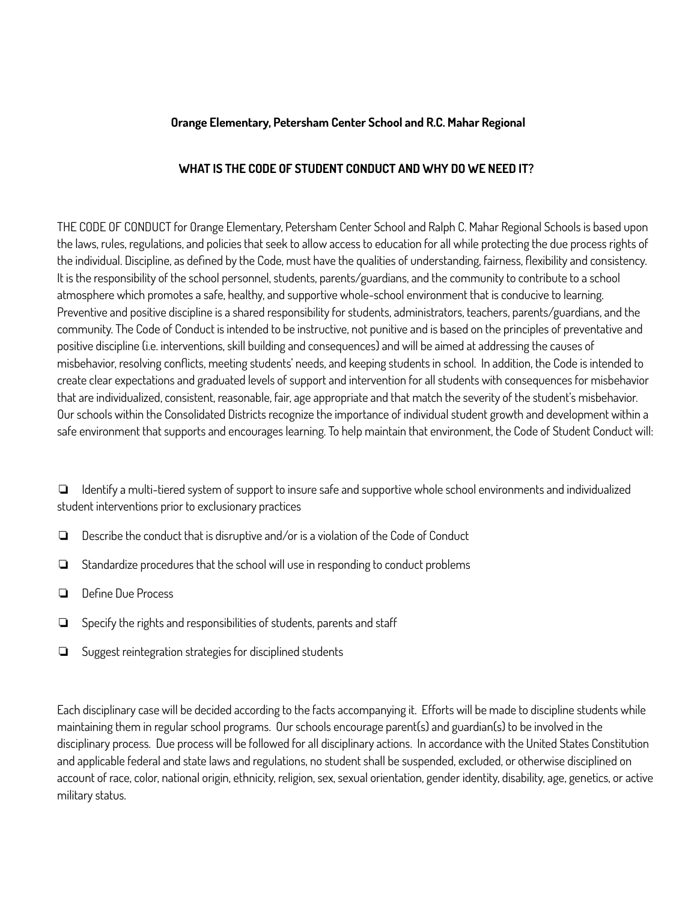**Orange Elementary, Petersham Center School and R.C. Mahar Regional**

## WHAT IS THE CODE OF STUDENT CONDUCT AND WHY DO WE NEED IT?

THE CODE OF CONDUCT for Orange Elementary, Petersham Center School and Ralph C. Mahar Regional Schools is based upon the laws, rules, regulations, and policies that seek to allow access to education for all while protecting the due process rights of the individual. Discipline, as defined by the Code, must have the qualities of understanding, fairness, flexibility and consistency. It is the responsibility of the school personnel, students, parents/guardians, and the community to contribute to a school atmosphere which promotes a safe, healthy, and supportive whole-school environment that is conducive to learning. Preventive and positive discipline is a shared responsibility for students, administrators, teachers, parents/guardians, and the community. The Code of Conduct is intended to be instructive, not punitive and is based on the principles of preventative and positive discipline (i.e. interventions, skill building and consequences) and will be aimed at addressing the causes of misbehavior, resolving conflicts, meeting students' needs, and keeping students in school. In addition, the Code is intended to create clear expectations and graduated levels of support and intervention for all students with consequences for misbehavior that are individualized, consistent, reasonable, fair, age appropriate and that match the severity of the student's misbehavior. Our schools within the Consolidated Districts recognize the importance of individual student growth and development within a safe environment that supports and encourages learning. To help maintain that environment, the Code of Student Conduct will:

- Identify a multi-tiered system of support to insure safe and supportive whole school environments and individualized student interventions prior to exclusionary practices
- Describe the conduct that is disruptive and/or is a violation of the Code of Conduct
- Standardize procedures that the school will use in responding to conduct problems
- Define Due Process
- Specify the rights and responsibilities of students, parents and staff
- Suggest reintegration strategies for disciplined students

Each disciplinary case will be decided according to the facts accompanying it. Efforts will be made to discipline students while maintaining them in regular school programs. Our schools encourage parent(s) and guardian(s) to be involved in the disciplinary process. Due process will be followed for all disciplinary actions. In accordance with the United States Constitution and applicable federal and state laws and regulations, no student shall be suspended, excluded, or otherwise disciplined on account of race, color, national origin, ethnicity, religion, sex, sexual orientation, gender identity, disability, age, genetics, or active military status.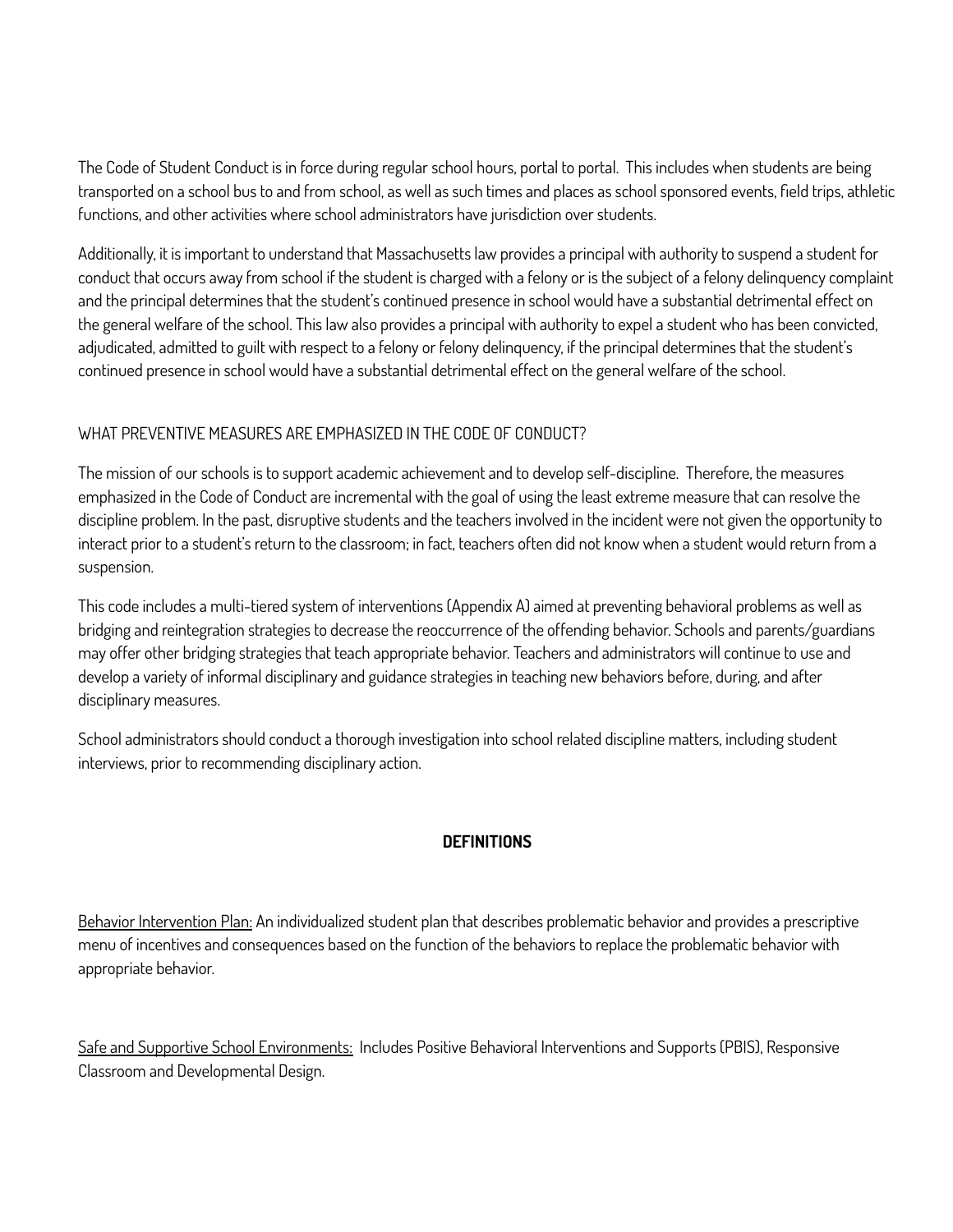The Code of Student Conduct is in force during regular school hours, portal to portal. This includes when students are being transported on a school bus to and from school, as well as such times and places as school sponsored events, field trips, athletic functions, and other activities where school administrators have jurisdiction over students.

Additionally, it is important to understand that Massachusetts law provides a principal with authority to suspend a student for conduct that occurs away from school if the student is charged with a felony or is the subject of a felony delinquency complaint and the principal determines that the student's continued presence in school would have a substantial detrimental effect on the general welfare of the school. This law also provides a principal with authority to expel a student who has been convicted, adjudicated, admitted to guilt with respect to a felony or felony delinquency, if the principal determines that the student's continued presence in school would have a substantial detrimental effect on the general welfare of the school.

WHAT PREVENTIVE MEASURES ARE EMPHASIZED IN THE CODE OF CONDUCT?

The mission of our schools is to support academic achievement and to develop self-discipline. Therefore, the measures emphasized in the Code of Conduct are incremental with the goal of using the least extreme measure that can resolve the discipline problem. In the past, disruptive students and the teachers involved in the incident were not given the opportunity to interact prior to a student's return to the classroom; in fact, teachers often did not know when a student would return from a suspension.

This code includes a multi-tiered system of interventions (Appendix A) aimed at preventing behavioral problems as well as bridging and reintegration strategies to decrease the reoccurrence of the offending behavior. Schools and parents/guardians may offer other bridging strategies that teach appropriate behavior. Teachers and administrators will continue to use and develop a variety of informal disciplinary and guidance strategies in teaching new behaviors before, during, and after disciplinary measures.

School administrators should conduct a thorough investigation into school related discipline matters, including student interviews, prior to recommending disciplinary action.

## DEFINITIONS

<u>Behavior Intervention Plan:</u> An individualized student plan that describes problematic behavior and provides a prescriptive menu of incentives and consequences based on the function of the behaviors to replace the problematic behavior with appropriate behavior.

<u>Safe and Supportive School Environments:</u> Includes Positive Behavioral Interventions and Supports (PBIS), Responsive Classroom and Developmental Design.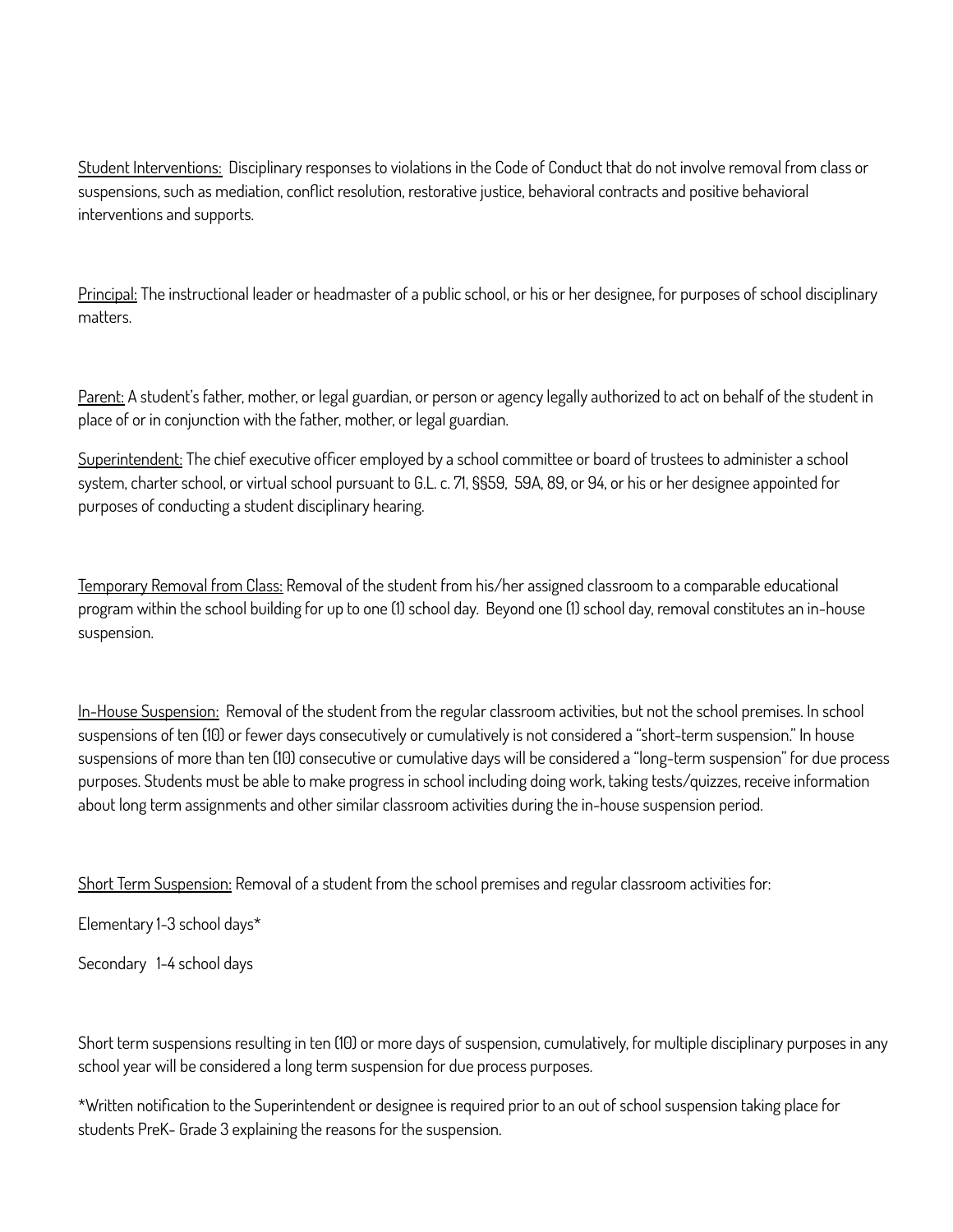<u>Student Interventions:</u> Disciplinary responses to violations in the Code of Conduct that do not involve removal from class or suspensions, such as mediation, conflict resolution, restorative justice, behavioral contracts and positive behavioral interventions and supports.

<u>Principal:</u> The instructional leader or headmaster of a public school, or his or her designee, for purposes of school disciplinary matters.

<u>Parent:</u> A student's father, mother, or legal guardian, or person or agency legally authorized to act on behalf of the student in place of or in conjunction with the father, mother, or legal guardian.

<u>Superintendent:</u> The chief executive officer employed by a school committee or board of trustees to administer a school system, charter school, or virtual school pursuant to G.L. c. 71, §§59, 59A, 89, or 94, or his or her designee appointed for purposes of conducting a student disciplinary hearing.

<u>Temporary Removal from Class:</u> Removal of the student from his/her assigned classroom to a comparable educational program within the school building for up to one (1) school day. Beyond one (1) school day, removal constitutes an in-house suspension.

<u>In-House Suspension:</u> Removal of the student from the regular classroom activities, but not the school premises. In school suspensions of ten (10) or fewer days consecutively or cumulatively is not considered a "short-term suspension." In house suspensions of more than ten (10) consecutive or cumulative days will be considered a "long-term suspension" for due process purposes. Students must be able to make progress in school including doing work, taking tests/quizzes, receive information about long term assignments and other similar classroom activities during the in-house suspension period.

<u>Short Term Suspension:</u> Removal of a student from the school premises and regular classroom activities for:

Elementary 1-3 school days*

Secondary 1-4 school days

Short term suspensions resulting in ten (10) or more days of suspension, cumulatively, for multiple disciplinary purposes in any school year will be considered a long term suspension for due process purposes.

*Written notification to the Superintendent or designee is required prior to an out of school suspension taking place for students PreK- Grade 3 explaining the reasons for the suspension.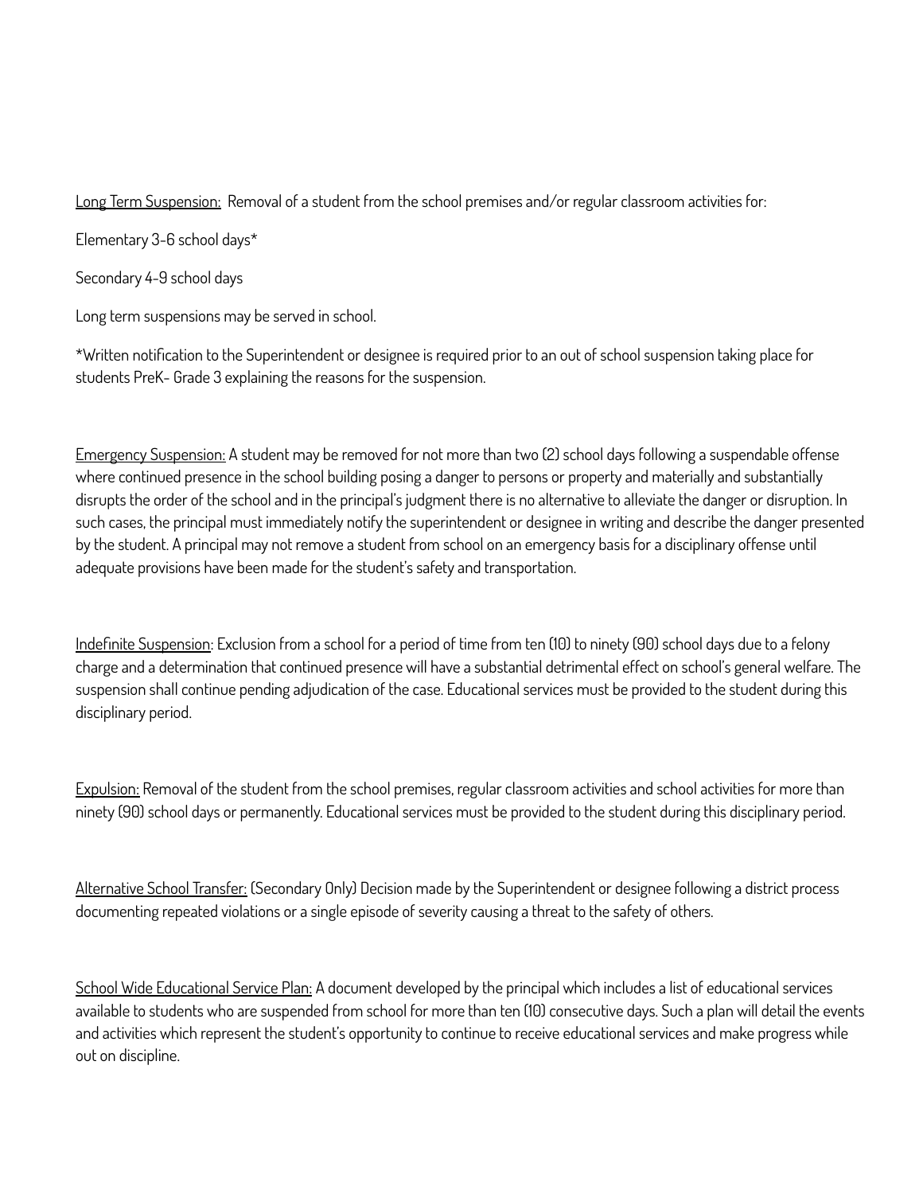Long Term Suspension: Removal of a student from the school premises and/or regular classroom activities for:

Elementary 3-6 school days*

Secondary 4-9 school days

Long term suspensions may be served in school.

*Written notification to the Superintendent or designee is required prior to an out of school suspension taking place for students PreK- Grade 3 explaining the reasons for the suspension.

Emergency Suspension: A student may be removed for not more than two (2) school days following a suspendable offense where continued presence in the school building posing a danger to persons or property and materially and substantially disrupts the order of the school and in the principal's judgment there is no alternative to alleviate the danger or disruption. In such cases, the principal must immediately notify the superintendent or designee in writing and describe the danger presented by the student. A principal may not remove a student from school on an emergency basis for a disciplinary offense until adequate provisions have been made for the student's safety and transportation.

Indefinite Suspension: Exclusion from a school for a period of time from ten (10) to ninety (90) school days due to a felony charge and a determination that continued presence will have a substantial detrimental effect on school's general welfare. The suspension shall continue pending adjudication of the case. Educational services must be provided to the student during this disciplinary period.

Expulsion: Removal of the student from the school premises, regular classroom activities and school activities for more than ninety (90) school days or permanently. Educational services must be provided to the student during this disciplinary period.

Alternative School Transfer: (Secondary Only) Decision made by the Superintendent or designee following a district process documenting repeated violations or a single episode of severity causing a threat to the safety of others.

School Wide Educational Service Plan: A document developed by the principal which includes a list of educational services available to students who are suspended from school for more than ten (10) consecutive days. Such a plan will detail the events and activities which represent the student's opportunity to continue to receive educational services and make progress while out on discipline.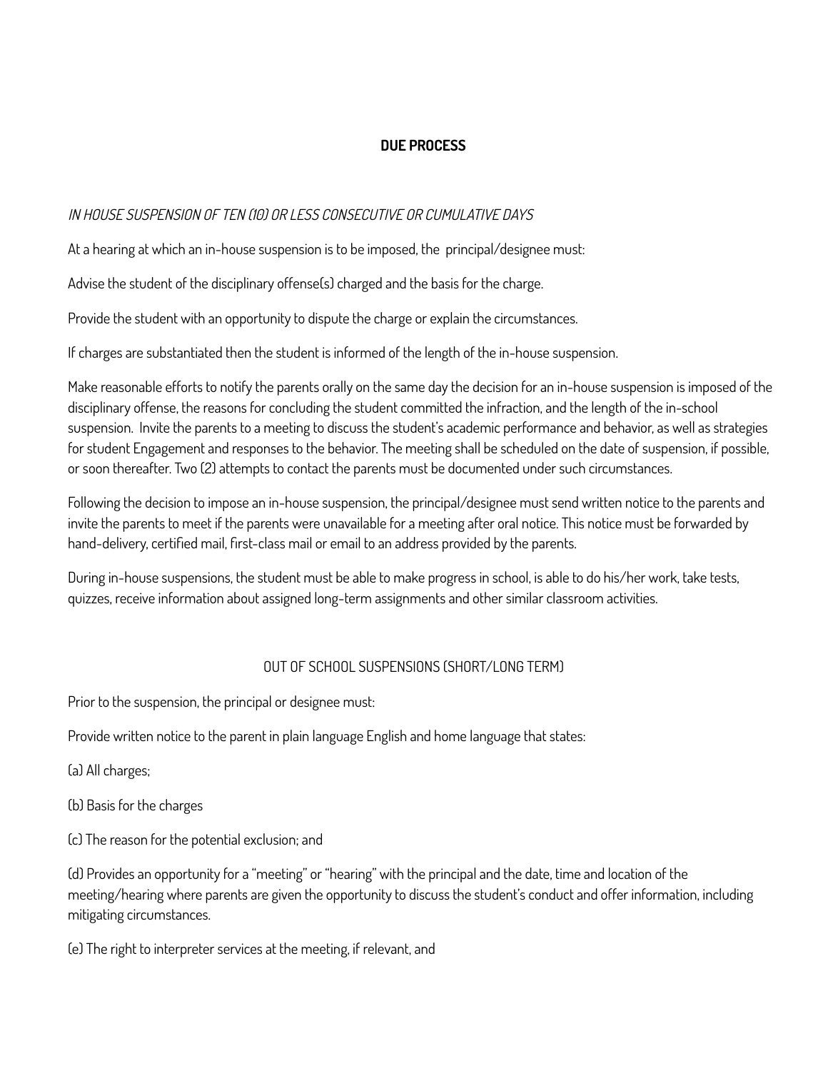## DUE PROCESS

*IN HOUSE SUSPENSION OF TEN (10) OR LESS CONSECUTIVE OR CUMULATIVE DAYS*

At a hearing at which an in-house suspension is to be imposed, the principal/designee must:

Advise the student of the disciplinary offense(s) charged and the basis for the charge.

Provide the student with an opportunity to dispute the charge or explain the circumstances.

If charges are substantiated then the student is informed of the length of the in-house suspension.

Make reasonable efforts to notify the parents orally on the same day the decision for an in-house suspension is imposed of the disciplinary offense, the reasons for concluding the student committed the infraction, and the length of the in-school suspension. Invite the parents to a meeting to discuss the student's academic performance and behavior, as well as strategies for student Engagement and responses to the behavior. The meeting shall be scheduled on the date of suspension, if possible, or soon thereafter. Two (2) attempts to contact the parents must be documented under such circumstances.

Following the decision to impose an in-house suspension, the principal/designee must send written notice to the parents and invite the parents to meet if the parents were unavailable for a meeting after oral notice. This notice must be forwarded by hand-delivery, certified mail, first-class mail or email to an address provided by the parents.

During in-house suspensions, the student must be able to make progress in school, is able to do his/her work, take tests, quizzes, receive information about assigned long-term assignments and other similar classroom activities.

### OUT OF SCHOOL SUSPENSIONS (SHORT/LONG TERM)

Prior to the suspension, the principal or designee must:

Provide written notice to the parent in plain language English and home language that states:

(a) All charges;

(b) Basis for the charges

(c) The reason for the potential exclusion; and

(d) Provides an opportunity for a "meeting" or "hearing" with the principal and the date, time and location of the meeting/hearing where parents are given the opportunity to discuss the student's conduct and offer information, including mitigating circumstances.

(e) The right to interpreter services at the meeting, if relevant, and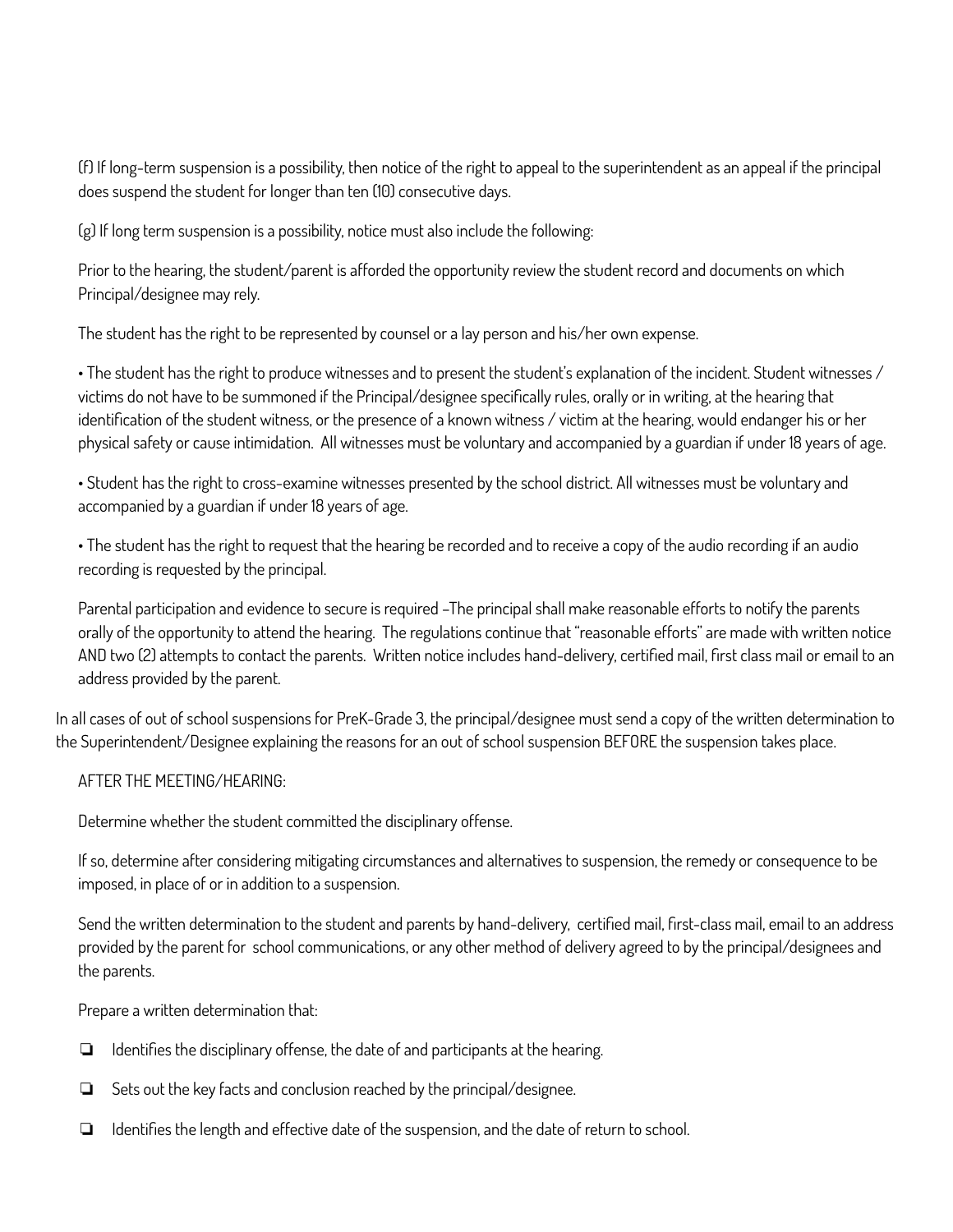(f) If long-term suspension is a possibility, then notice of the right to appeal to the superintendent as an appeal if the principal does suspend the student for longer than ten (10) consecutive days.

(g) If long term suspension is a possibility, notice must also include the following:

Prior to the hearing, the student/parent is afforded the opportunity review the student record and documents on which Principal/designee may rely.

The student has the right to be represented by counsel or a lay person and his/her own expense.

• The student has the right to produce witnesses and to present the student's explanation of the incident. Student witnesses / victims do not have to be summoned if the Principal/designee specifically rules, orally or in writing, at the hearing that identification of the student witness, or the presence of a known witness / victim at the hearing, would endanger his or her physical safety or cause intimidation. All witnesses must be voluntary and accompanied by a guardian if under 18 years of age.

• Student has the right to cross-examine witnesses presented by the school district. All witnesses must be voluntary and accompanied by a guardian if under 18 years of age.

• The student has the right to request that the hearing be recorded and to receive a copy of the audio recording if an audio recording is requested by the principal.

Parental participation and evidence to secure is required –The principal shall make reasonable efforts to notify the parents orally of the opportunity to attend the hearing. The regulations continue that "reasonable efforts" are made with written notice AND two (2) attempts to contact the parents. Written notice includes hand-delivery, certified mail, first class mail or email to an address provided by the parent.

In all cases of out of school suspensions for PreK-Grade 3, the principal/designee must send a copy of the written determination to the Superintendent/Designee explaining the reasons for an out of school suspension BEFORE the suspension takes place.

AFTER THE MEETING/HEARING:

Determine whether the student committed the disciplinary offense.

If so, determine after considering mitigating circumstances and alternatives to suspension, the remedy or consequence to be imposed, in place of or in addition to a suspension.

Send the written determination to the student and parents by hand-delivery, certified mail, first-class mail, email to an address provided by the parent for school communications, or any other method of delivery agreed to by the principal/designees and the parents.

Prepare a written determination that:

- ❏ Identifies the disciplinary offense, the date of and participants at the hearing.
- ❏ Sets out the key facts and conclusion reached by the principal/designee.
- ❏ Identifies the length and effective date of the suspension, and the date of return to school.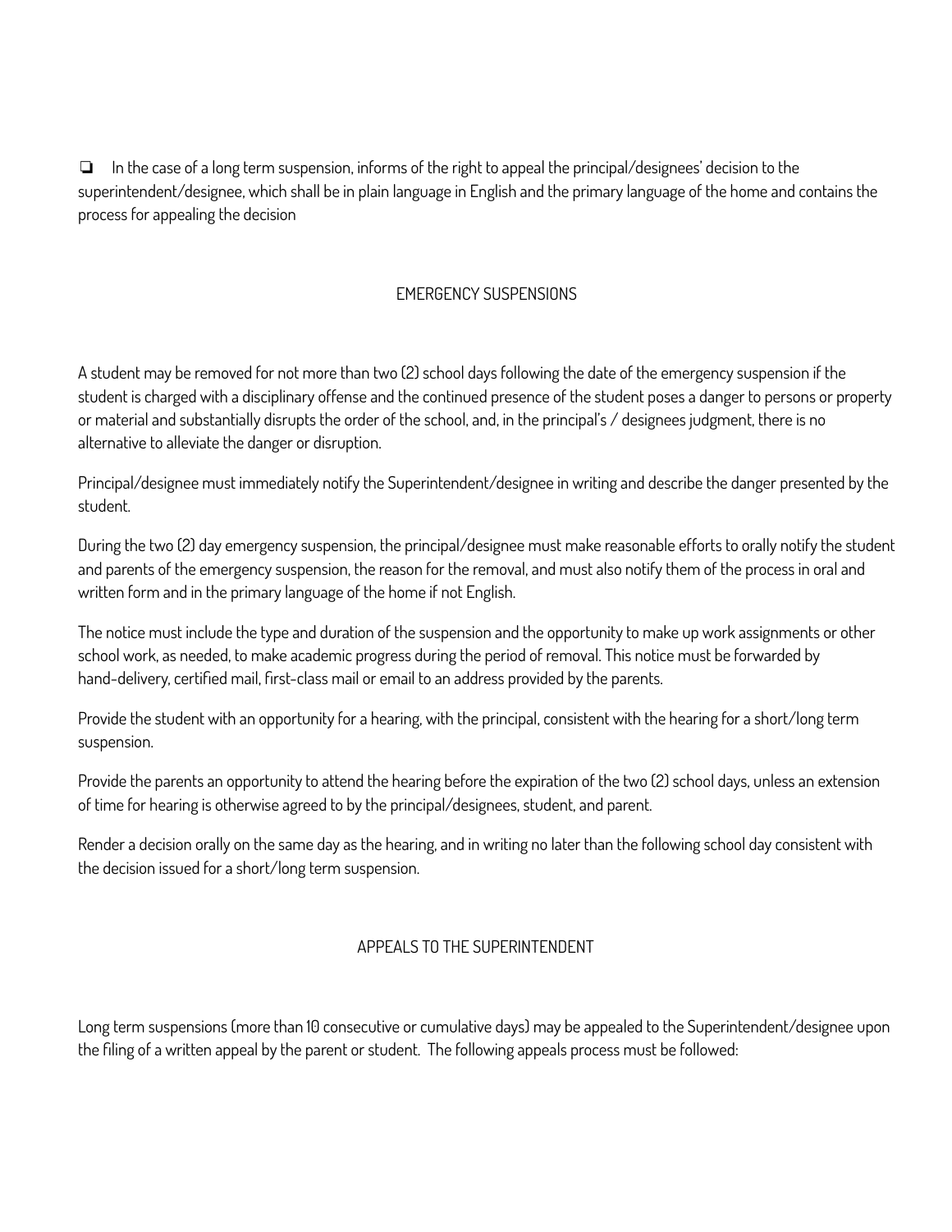- [ ] In the case of a long term suspension, informs of the right to appeal the principal/designees' decision to the superintendent/designee, which shall be in plain language in English and the primary language of the home and contains the process for appealing the decision

## EMERGENCY SUSPENSIONS

A student may be removed for not more than two (2) school days following the date of the emergency suspension if the student is charged with a disciplinary offense and the continued presence of the student poses a danger to persons or property or material and substantially disrupts the order of the school, and, in the principal's / designees judgment, there is no alternative to alleviate the danger or disruption.

Principal/designee must immediately notify the Superintendent/designee in writing and describe the danger presented by the student.

During the two (2) day emergency suspension, the principal/designee must make reasonable efforts to orally notify the student and parents of the emergency suspension, the reason for the removal, and must also notify them of the process in oral and written form and in the primary language of the home if not English.

The notice must include the type and duration of the suspension and the opportunity to make up work assignments or other school work, as needed, to make academic progress during the period of removal. This notice must be forwarded by hand-delivery, certified mail, first-class mail or email to an address provided by the parents.

Provide the student with an opportunity for a hearing, with the principal, consistent with the hearing for a short/long term suspension.

Provide the parents an opportunity to attend the hearing before the expiration of the two (2) school days, unless an extension of time for hearing is otherwise agreed to by the principal/designees, student, and parent.

Render a decision orally on the same day as the hearing, and in writing no later than the following school day consistent with the decision issued for a short/long term suspension.

## APPEALS TO THE SUPERINTENDENT

Long term suspensions (more than 10 consecutive or cumulative days) may be appealed to the Superintendent/designee upon the filing of a written appeal by the parent or student. The following appeals process must be followed: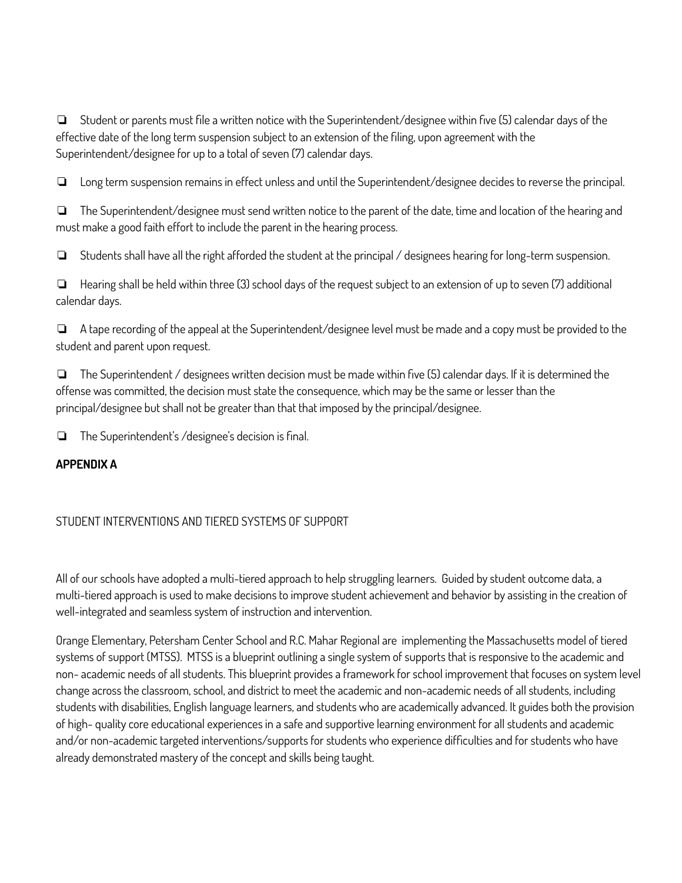- Student or parents must file a written notice with the Superintendent/designee within five (5) calendar days of the effective date of the long term suspension subject to an extension of the filing, upon agreement with the Superintendent/designee for up to a total of seven (7) calendar days.
- Long term suspension remains in effect unless and until the Superintendent/designee decides to reverse the principal.
- The Superintendent/designee must send written notice to the parent of the date, time and location of the hearing and must make a good faith effort to include the parent in the hearing process.
- Students shall have all the right afforded the student at the principal / designees hearing for long-term suspension.
- Hearing shall be held within three (3) school days of the request subject to an extension of up to seven (7) additional calendar days.
- A tape recording of the appeal at the Superintendent/designee level must be made and a copy must be provided to the student and parent upon request.
- The Superintendent / designees written decision must be made within five (5) calendar days. If it is determined the offense was committed, the decision must state the consequence, which may be the same or lesser than the principal/designee but shall not be greater than that that imposed by the principal/designee.
- The Superintendent's /designee's decision is final.

**APPENDIX A**

STUDENT INTERVENTIONS AND TIERED SYSTEMS OF SUPPORT

All of our schools have adopted a multi-tiered approach to help struggling learners. Guided by student outcome data, a multi-tiered approach is used to make decisions to improve student achievement and behavior by assisting in the creation of well-integrated and seamless system of instruction and intervention.

Orange Elementary, Petersham Center School and R.C. Mahar Regional are implementing the Massachusetts model of tiered systems of support (MTSS). MTSS is a blueprint outlining a single system of supports that is responsive to the academic and non- academic needs of all students. This blueprint provides a framework for school improvement that focuses on system level change across the classroom, school, and district to meet the academic and non-academic needs of all students, including students with disabilities, English language learners, and students who are academically advanced. It guides both the provision of high- quality core educational experiences in a safe and supportive learning environment for all students and academic and/or non-academic targeted interventions/supports for students who experience difficulties and for students who have already demonstrated mastery of the concept and skills being taught.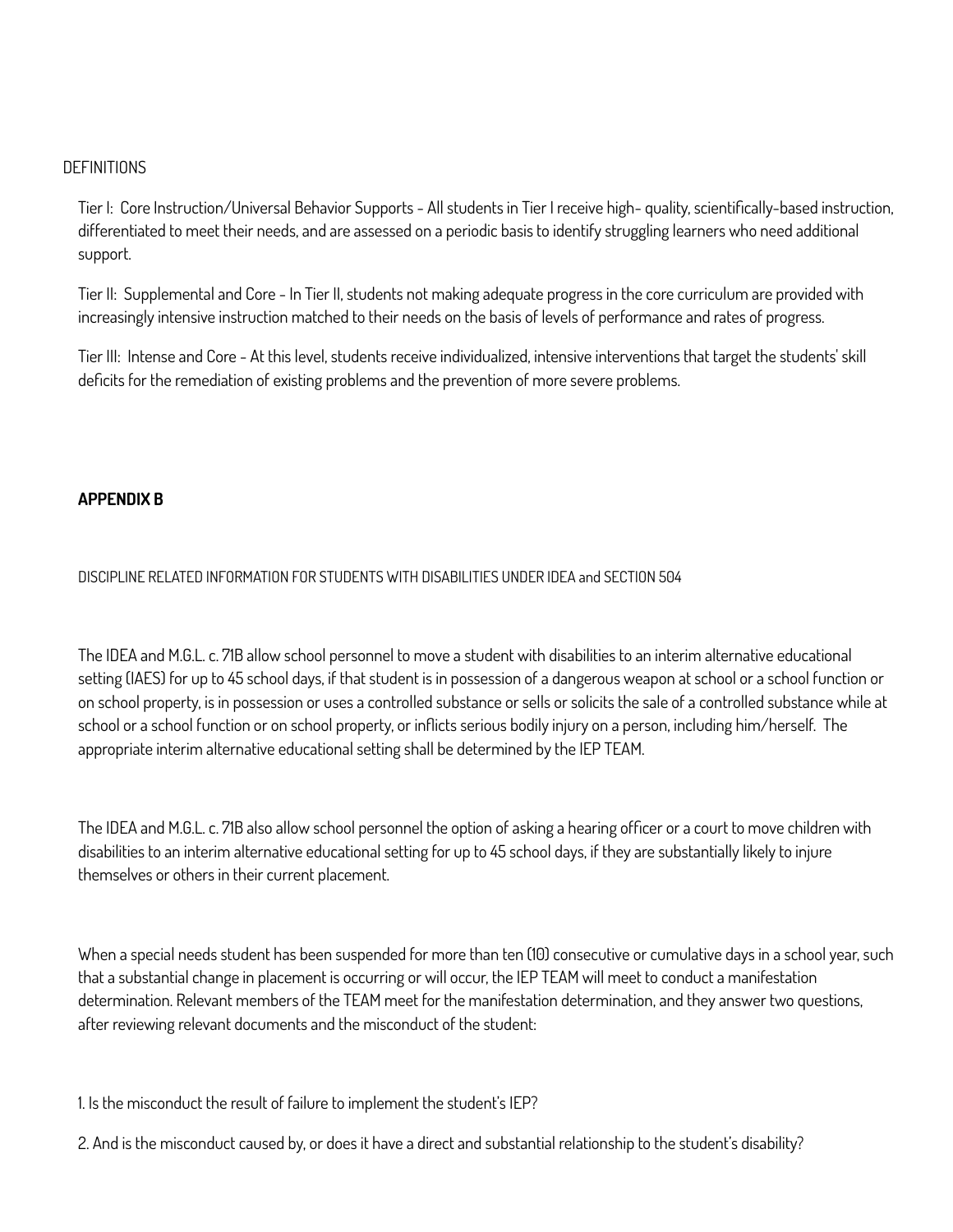DEFINITIONS

Tier I: Core Instruction/Universal Behavior Supports - All students in Tier I receive high- quality, scientifically-based instruction, differentiated to meet their needs, and are assessed on a periodic basis to identify struggling learners who need additional support.

Tier II: Supplemental and Core - In Tier II, students not making adequate progress in the core curriculum are provided with increasingly intensive instruction matched to their needs on the basis of levels of performance and rates of progress.

Tier III: Intense and Core - At this level, students receive individualized, intensive interventions that target the students' skill deficits for the remediation of existing problems and the prevention of more severe problems.

## APPENDIX B

DISCIPLINE RELATED INFORMATION FOR STUDENTS WITH DISABILITIES UNDER IDEA and SECTION 504

The IDEA and M.G.L. c. 71B allow school personnel to move a student with disabilities to an interim alternative educational setting (IAES) for up to 45 school days, if that student is in possession of a dangerous weapon at school or a school function or on school property, is in possession or uses a controlled substance or sells or solicits the sale of a controlled substance while at school or a school function or on school property, or inflicts serious bodily injury on a person, including him/herself. The appropriate interim alternative educational setting shall be determined by the IEP TEAM.

The IDEA and M.G.L. c. 71B also allow school personnel the option of asking a hearing officer or a court to move children with disabilities to an interim alternative educational setting for up to 45 school days, if they are substantially likely to injure themselves or others in their current placement.

When a special needs student has been suspended for more than ten (10) consecutive or cumulative days in a school year, such that a substantial change in placement is occurring or will occur, the IEP TEAM will meet to conduct a manifestation determination. Relevant members of the TEAM meet for the manifestation determination, and they answer two questions, after reviewing relevant documents and the misconduct of the student:

1. Is the misconduct the result of failure to implement the student's IEP?

2. And is the misconduct caused by, or does it have a direct and substantial relationship to the student's disability?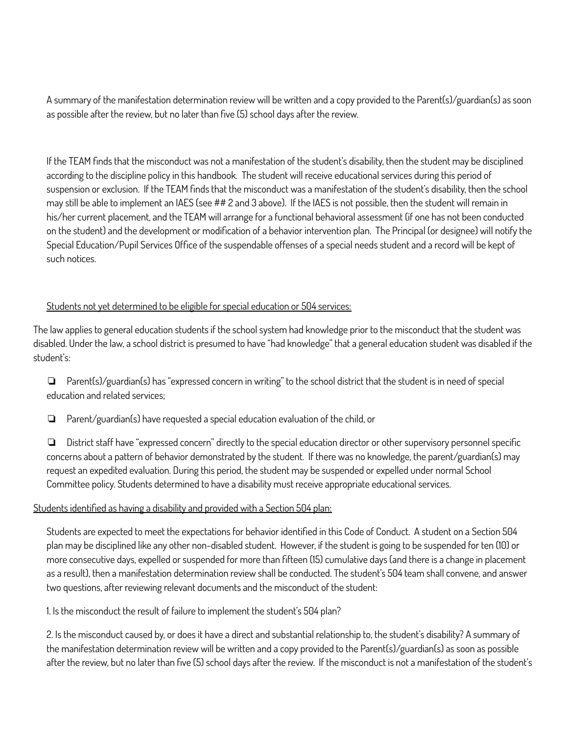A summary of the manifestation determination review will be written and a copy provided to the Parent(s)/guardian(s) as soon as possible after the review, but no later than five (5) school days after the review.

If the TEAM finds that the misconduct was not a manifestation of the student's disability, then the student may be disciplined according to the discipline policy in this handbook. The student will receive educational services during this period of suspension or exclusion. If the TEAM finds that the misconduct was a manifestation of the student's disability, then the school may still be able to implement an IAES (see ## 2 and 3 above). If the IAES is not possible, then the student will remain in his/her current placement, and the TEAM will arrange for a functional behavioral assessment (if one has not been conducted on the student) and the development or modification of a behavior intervention plan. The Principal (or designee) will notify the Special Education/Pupil Services Office of the suspendable offenses of a special needs student and a record will be kept of such notices.

<u>Students not yet determined to be eligible for special education or 504 services:</u>

The law applies to general education students if the school system had knowledge prior to the misconduct that the student was disabled. Under the law, a school district is presumed to have "had knowledge" that a general education student was disabled if the student's:

- Parent(s)/guardian(s) has "expressed concern in writing" to the school district that the student is in need of special education and related services;
- Parent/guardian(s) have requested a special education evaluation of the child, or
- District staff have "expressed concern" directly to the special education director or other supervisory personnel specific concerns about a pattern of behavior demonstrated by the student. If there was no knowledge, the parent/guardian(s) may request an expedited evaluation. During this period, the student may be suspended or expelled under normal School Committee policy. Students determined to have a disability must receive appropriate educational services.

<u>Students identified as having a disability and provided with a Section 504 plan:</u>

Students are expected to meet the expectations for behavior identified in this Code of Conduct. A student on a Section 504 plan may be disciplined like any other non-disabled student. However, if the student is going to be suspended for ten (10) or more consecutive days, expelled or suspended for more than fifteen (15) cumulative days (and there is a change in placement as a result), then a manifestation determination review shall be conducted. The student's 504 team shall convene, and answer two questions, after reviewing relevant documents and the misconduct of the student:

1. Is the misconduct the result of failure to implement the student's 504 plan?

2. Is the misconduct caused by, or does it have a direct and substantial relationship to, the student's disability? A summary of the manifestation determination review will be written and a copy provided to the Parent(s)/guardian(s) as soon as possible after the review, but no later than five (5) school days after the review. If the misconduct is not a manifestation of the student's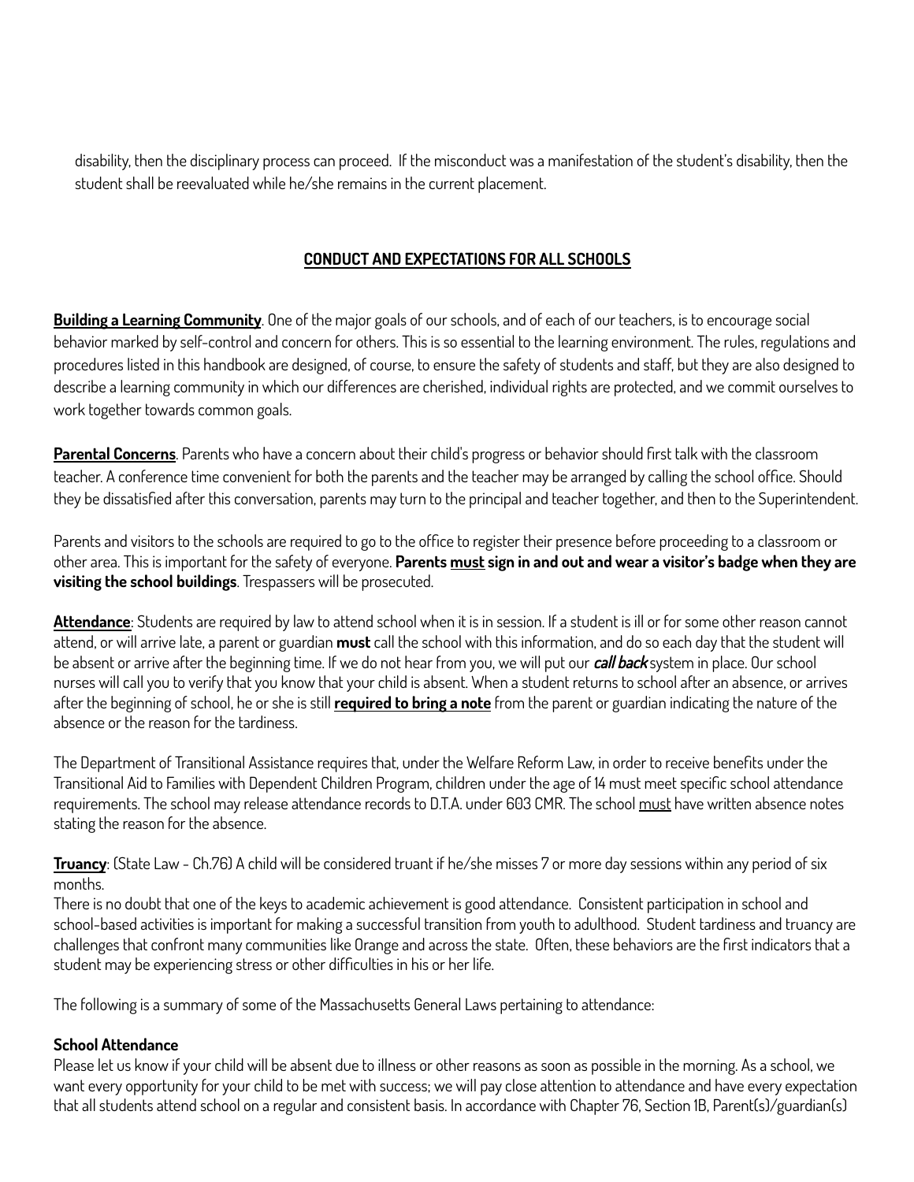disability, then the disciplinary process can proceed. If the misconduct was a manifestation of the student's disability, then the student shall be reevaluated while he/she remains in the current placement.

## <u>**CONDUCT AND EXPECTATIONS FOR ALL SCHOOLS**</u>

<u>**Building a Learning Community**</u>. One of the major goals of our schools, and of each of our teachers, is to encourage social behavior marked by self-control and concern for others. This is so essential to the learning environment. The rules, regulations and procedures listed in this handbook are designed, of course, to ensure the safety of students and staff, but they are also designed to describe a learning community in which our differences are cherished, individual rights are protected, and we commit ourselves to work together towards common goals.

<u>**Parental Concerns**</u>. Parents who have a concern about their child's progress or behavior should first talk with the classroom teacher. A conference time convenient for both the parents and the teacher may be arranged by calling the school office. Should they be dissatisfied after this conversation, parents may turn to the principal and teacher together, and then to the Superintendent.

Parents and visitors to the schools are required to go to the office to register their presence before proceeding to a classroom or other area. This is important for the safety of everyone. **Parents <u>must</u> sign in and out and wear a visitor's badge when they are visiting the school buildings**. Trespassers will be prosecuted.

<u>**Attendance**</u>: Students are required by law to attend school when it is in session. If a student is ill or for some other reason cannot attend, or will arrive late, a parent or guardian **must** call the school with this information, and do so each day that the student will be absent or arrive after the beginning time. If we do not hear from you, we will put our ***call back*** system in place. Our school nurses will call you to verify that you know that your child is absent. When a student returns to school after an absence, or arrives after the beginning of school, he or she is still <u>**required to bring a note**</u> from the parent or guardian indicating the nature of the absence or the reason for the tardiness.

The Department of Transitional Assistance requires that, under the Welfare Reform Law, in order to receive benefits under the Transitional Aid to Families with Dependent Children Program, children under the age of 14 must meet specific school attendance requirements. The school may release attendance records to D.T.A. under 603 CMR. The school <u>must</u> have written absence notes stating the reason for the absence.

<u>**Truancy**</u>: (State Law - Ch.76) A child will be considered truant if he/she misses 7 or more day sessions within any period of six months.

There is no doubt that one of the keys to academic achievement is good attendance. Consistent participation in school and school-based activities is important for making a successful transition from youth to adulthood. Student tardiness and truancy are challenges that confront many communities like Orange and across the state. Often, these behaviors are the first indicators that a student may be experiencing stress or other difficulties in his or her life.

The following is a summary of some of the Massachusetts General Laws pertaining to attendance:

### School Attendance

Please let us know if your child will be absent due to illness or other reasons as soon as possible in the morning. As a school, we want every opportunity for your child to be met with success; we will pay close attention to attendance and have every expectation that all students attend school on a regular and consistent basis. In accordance with Chapter 76, Section 1B, Parent(s)/guardian(s)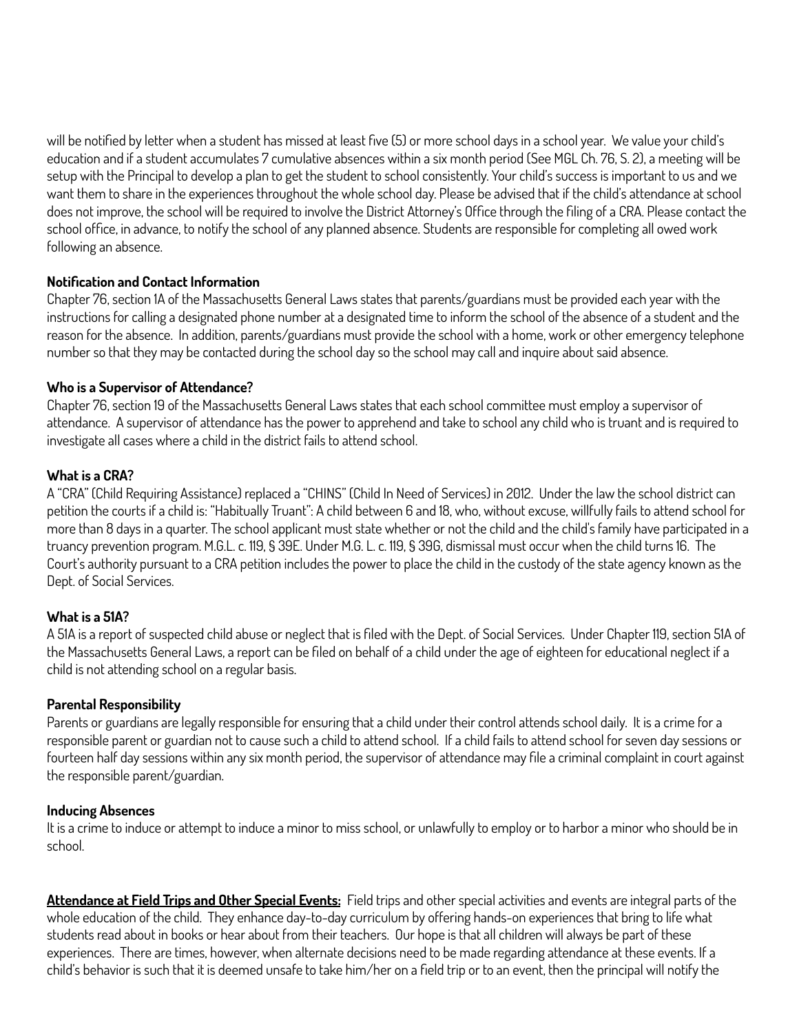will be notified by letter when a student has missed at least five (5) or more school days in a school year. We value your child's education and if a student accumulates 7 cumulative absences within a six month period (See MGL Ch. 76, S. 2), a meeting will be setup with the Principal to develop a plan to get the student to school consistently. Your child's success is important to us and we want them to share in the experiences throughout the whole school day. Please be advised that if the child's attendance at school does not improve, the school will be required to involve the District Attorney's Office through the filing of a CRA. Please contact the school office, in advance, to notify the school of any planned absence. Students are responsible for completing all owed work following an absence.

**Notification and Contact Information**

Chapter 76, section 1A of the Massachusetts General Laws states that parents/guardians must be provided each year with the instructions for calling a designated phone number at a designated time to inform the school of the absence of a student and the reason for the absence. In addition, parents/guardians must provide the school with a home, work or other emergency telephone number so that they may be contacted during the school day so the school may call and inquire about said absence.

**Who is a Supervisor of Attendance?**

Chapter 76, section 19 of the Massachusetts General Laws states that each school committee must employ a supervisor of attendance. A supervisor of attendance has the power to apprehend and take to school any child who is truant and is required to investigate all cases where a child in the district fails to attend school.

**What is a CRA?**

A "CRA" (Child Requiring Assistance) replaced a "CHINS" (Child In Need of Services) in 2012. Under the law the school district can petition the courts if a child is: "Habitually Truant": A child between 6 and 18, who, without excuse, willfully fails to attend school for more than 8 days in a quarter. The school applicant must state whether or not the child and the child's family have participated in a truancy prevention program. M.G.L. c. 119, § 39E. Under M.G. L. c. 119, § 39G, dismissal must occur when the child turns 16. The Court's authority pursuant to a CRA petition includes the power to place the child in the custody of the state agency known as the Dept. of Social Services.

**What is a 51A?**

A 51A is a report of suspected child abuse or neglect that is filed with the Dept. of Social Services. Under Chapter 119, section 51A of the Massachusetts General Laws, a report can be filed on behalf of a child under the age of eighteen for educational neglect if a child is not attending school on a regular basis.

**Parental Responsibility**

Parents or guardians are legally responsible for ensuring that a child under their control attends school daily. It is a crime for a responsible parent or guardian not to cause such a child to attend school. If a child fails to attend school for seven day sessions or fourteen half day sessions within any six month period, the supervisor of attendance may file a criminal complaint in court against the responsible parent/guardian.

**Inducing Absences**

It is a crime to induce or attempt to induce a minor to miss school, or unlawfully to employ or to harbor a minor who should be in school.

**<u>Attendance at Field Trips and Other Special Events:</u>** Field trips and other special activities and events are integral parts of the whole education of the child. They enhance day-to-day curriculum by offering hands-on experiences that bring to life what students read about in books or hear about from their teachers. Our hope is that all children will always be part of these experiences. There are times, however, when alternate decisions need to be made regarding attendance at these events. If a child's behavior is such that it is deemed unsafe to take him/her on a field trip or to an event, then the principal will notify the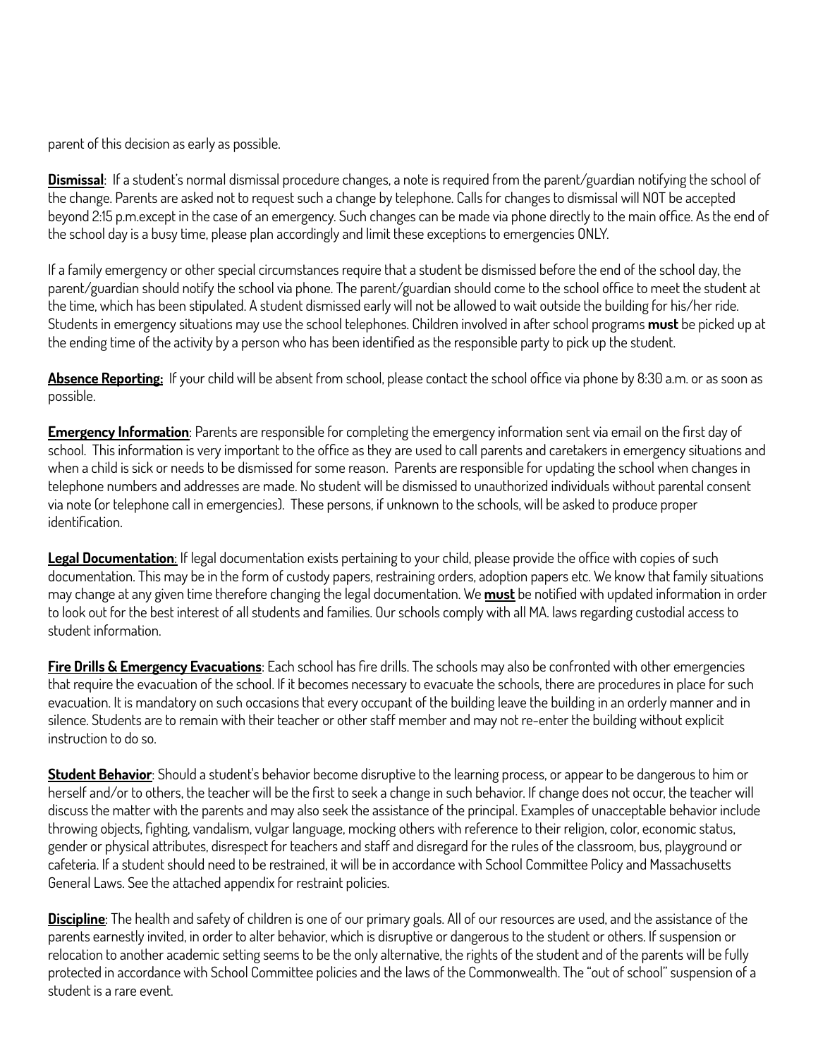parent of this decision as early as possible.

**Dismissal**: If a student's normal dismissal procedure changes, a note is required from the parent/guardian notifying the school of the change. Parents are asked not to request such a change by telephone. Calls for changes to dismissal will NOT be accepted beyond 2:15 p.m.except in the case of an emergency. Such changes can be made via phone directly to the main office. As the end of the school day is a busy time, please plan accordingly and limit these exceptions to emergencies ONLY.

If a family emergency or other special circumstances require that a student be dismissed before the end of the school day, the parent/guardian should notify the school via phone. The parent/guardian should come to the school office to meet the student at the time, which has been stipulated. A student dismissed early will not be allowed to wait outside the building for his/her ride. Students in emergency situations may use the school telephones. Children involved in after school programs **must** be picked up at the ending time of the activity by a person who has been identified as the responsible party to pick up the student.

**Absence Reporting:** If your child will be absent from school, please contact the school office via phone by 8:30 a.m. or as soon as possible.

**Emergency Information**: Parents are responsible for completing the emergency information sent via email on the first day of school. This information is very important to the office as they are used to call parents and caretakers in emergency situations and when a child is sick or needs to be dismissed for some reason. Parents are responsible for updating the school when changes in telephone numbers and addresses are made. No student will be dismissed to unauthorized individuals without parental consent via note (or telephone call in emergencies). These persons, if unknown to the schools, will be asked to produce proper identification.

**Legal Documentation**: If legal documentation exists pertaining to your child, please provide the office with copies of such documentation. This may be in the form of custody papers, restraining orders, adoption papers etc. We know that family situations may change at any given time therefore changing the legal documentation. We **must** be notified with updated information in order to look out for the best interest of all students and families. Our schools comply with all MA. laws regarding custodial access to student information.

**Fire Drills & Emergency Evacuations**: Each school has fire drills. The schools may also be confronted with other emergencies that require the evacuation of the school. If it becomes necessary to evacuate the schools, there are procedures in place for such evacuation. It is mandatory on such occasions that every occupant of the building leave the building in an orderly manner and in silence. Students are to remain with their teacher or other staff member and may not re-enter the building without explicit instruction to do so.

**Student Behavior**: Should a student's behavior become disruptive to the learning process, or appear to be dangerous to him or herself and/or to others, the teacher will be the first to seek a change in such behavior. If change does not occur, the teacher will discuss the matter with the parents and may also seek the assistance of the principal. Examples of unacceptable behavior include throwing objects, fighting, vandalism, vulgar language, mocking others with reference to their religion, color, economic status, gender or physical attributes, disrespect for teachers and staff and disregard for the rules of the classroom, bus, playground or cafeteria. If a student should need to be restrained, it will be in accordance with School Committee Policy and Massachusetts General Laws. See the attached appendix for restraint policies.

**Discipline**: The health and safety of children is one of our primary goals. All of our resources are used, and the assistance of the parents earnestly invited, in order to alter behavior, which is disruptive or dangerous to the student or others. If suspension or relocation to another academic setting seems to be the only alternative, the rights of the student and of the parents will be fully protected in accordance with School Committee policies and the laws of the Commonwealth. The "out of school" suspension of a student is a rare event.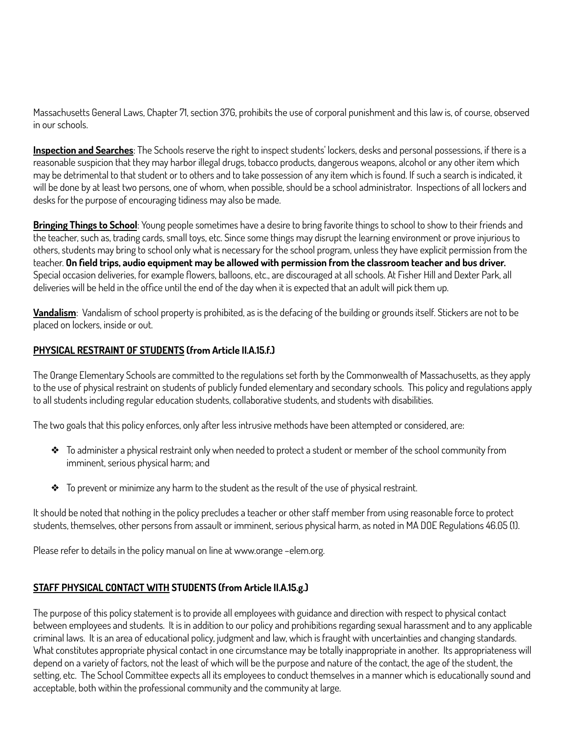Massachusetts General Laws, Chapter 71, section 37G, prohibits the use of corporal punishment and this law is, of course, observed in our schools.

**Inspection and Searches**: The Schools reserve the right to inspect students' lockers, desks and personal possessions, if there is a reasonable suspicion that they may harbor illegal drugs, tobacco products, dangerous weapons, alcohol or any other item which may be detrimental to that student or to others and to take possession of any item which is found. If such a search is indicated, it will be done by at least two persons, one of whom, when possible, should be a school administrator. Inspections of all lockers and desks for the purpose of encouraging tidiness may also be made.

**Bringing Things to School**: Young people sometimes have a desire to bring favorite things to school to show to their friends and the teacher, such as, trading cards, small toys, etc. Since some things may disrupt the learning environment or prove injurious to others, students may bring to school only what is necessary for the school program, unless they have explicit permission from the teacher. **On field trips, audio equipment may be allowed with permission from the classroom teacher and bus driver.** Special occasion deliveries, for example flowers, balloons, etc., are discouraged at all schools. At Fisher Hill and Dexter Park, all deliveries will be held in the office until the end of the day when it is expected that an adult will pick them up.

**Vandalism**: Vandalism of school property is prohibited, as is the defacing of the building or grounds itself. Stickers are not to be placed on lockers, inside or out.

## PHYSICAL RESTRAINT OF STUDENTS (from Article II.A.15.f.)

The Orange Elementary Schools are committed to the regulations set forth by the Commonwealth of Massachusetts, as they apply to the use of physical restraint on students of publicly funded elementary and secondary schools. This policy and regulations apply to all students including regular education students, collaborative students, and students with disabilities.

The two goals that this policy enforces, only after less intrusive methods have been attempted or considered, are:

- To administer a physical restraint only when needed to protect a student or member of the school community from imminent, serious physical harm; and
- To prevent or minimize any harm to the student as the result of the use of physical restraint.

It should be noted that nothing in the policy precludes a teacher or other staff member from using reasonable force to protect students, themselves, other persons from assault or imminent, serious physical harm, as noted in MA DOE Regulations 46.05 (1).

Please refer to details in the policy manual on line at www.orange -elem.org.

## STAFF PHYSICAL CONTACT WITH STUDENTS (from Article II.A.15.g.)

The purpose of this policy statement is to provide all employees with guidance and direction with respect to physical contact between employees and students. It is in addition to our policy and prohibitions regarding sexual harassment and to any applicable criminal laws. It is an area of educational policy, judgment and law, which is fraught with uncertainties and changing standards. What constitutes appropriate physical contact in one circumstance may be totally inappropriate in another. Its appropriateness will depend on a variety of factors, not the least of which will be the purpose and nature of the contact, the age of the student, the setting, etc. The School Committee expects all its employees to conduct themselves in a manner which is educationally sound and acceptable, both within the professional community and the community at large.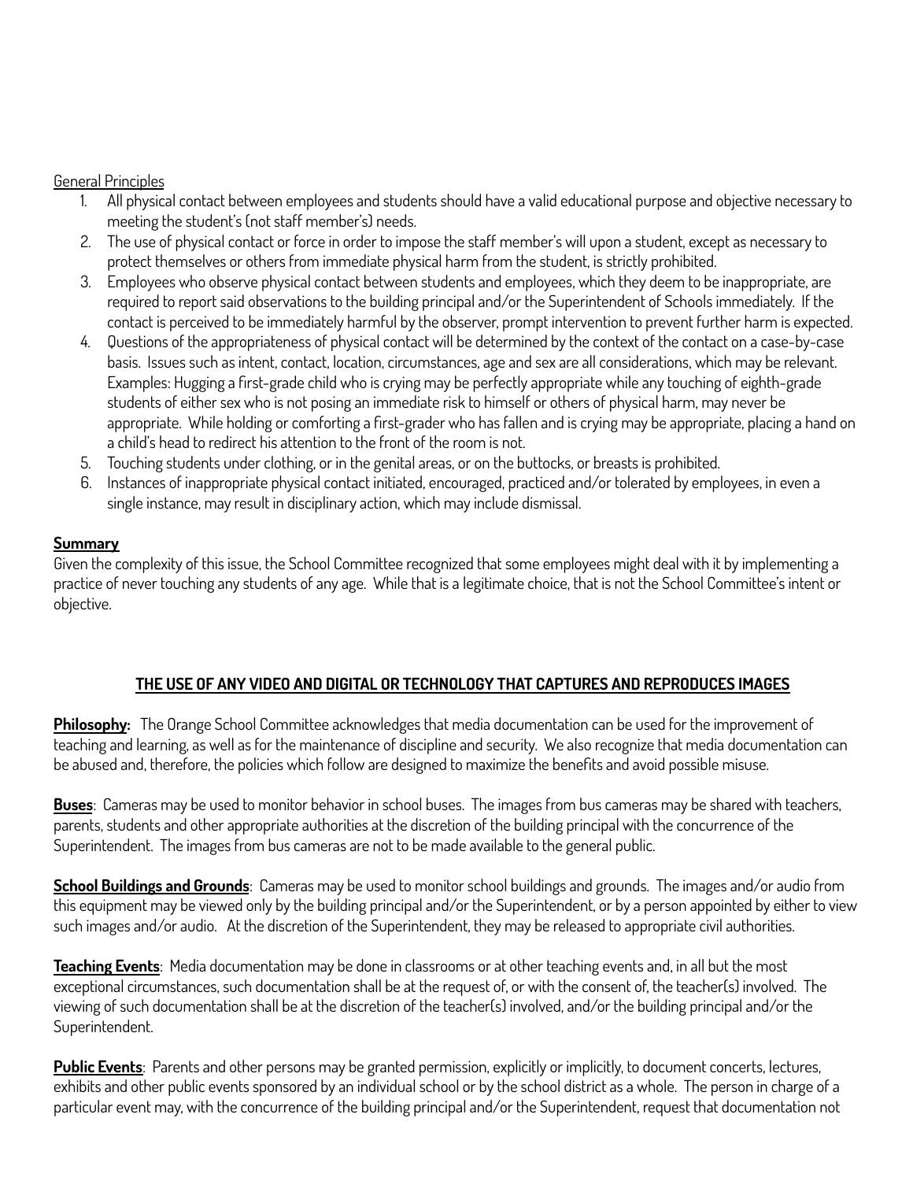General Principles

1. All physical contact between employees and students should have a valid educational purpose and objective necessary to meeting the student's (not staff member's) needs.
2. The use of physical contact or force in order to impose the staff member's will upon a student, except as necessary to protect themselves or others from immediate physical harm from the student, is strictly prohibited.
3. Employees who observe physical contact between students and employees, which they deem to be inappropriate, are required to report said observations to the building principal and/or the Superintendent of Schools immediately. If the contact is perceived to be immediately harmful by the observer, prompt intervention to prevent further harm is expected.
4. Questions of the appropriateness of physical contact will be determined by the context of the contact on a case-by-case basis. Issues such as intent, contact, location, circumstances, age and sex are all considerations, which may be relevant. Examples: Hugging a first-grade child who is crying may be perfectly appropriate while any touching of eighth-grade students of either sex who is not posing an immediate risk to himself or others of physical harm, may never be appropriate. While holding or comforting a first-grader who has fallen and is crying may be appropriate, placing a hand on a child's head to redirect his attention to the front of the room is not.
5. Touching students under clothing, or in the genital areas, or on the buttocks, or breasts is prohibited.
6. Instances of inappropriate physical contact initiated, encouraged, practiced and/or tolerated by employees, in even a single instance, may result in disciplinary action, which may include dismissal.

**Summary**

Given the complexity of this issue, the School Committee recognized that some employees might deal with it by implementing a practice of never touching any students of any age. While that is a legitimate choice, that is not the School Committee's intent or objective.

## THE USE OF ANY VIDEO AND DIGITAL OR TECHNOLOGY THAT CAPTURES AND REPRODUCES IMAGES

**Philosophy:** The Orange School Committee acknowledges that media documentation can be used for the improvement of teaching and learning, as well as for the maintenance of discipline and security. We also recognize that media documentation can be abused and, therefore, the policies which follow are designed to maximize the benefits and avoid possible misuse.

**Buses**: Cameras may be used to monitor behavior in school buses. The images from bus cameras may be shared with teachers, parents, students and other appropriate authorities at the discretion of the building principal with the concurrence of the Superintendent. The images from bus cameras are not to be made available to the general public.

**School Buildings and Grounds**: Cameras may be used to monitor school buildings and grounds. The images and/or audio from this equipment may be viewed only by the building principal and/or the Superintendent, or by a person appointed by either to view such images and/or audio. At the discretion of the Superintendent, they may be released to appropriate civil authorities.

**Teaching Events**: Media documentation may be done in classrooms or at other teaching events and, in all but the most exceptional circumstances, such documentation shall be at the request of, or with the consent of, the teacher(s) involved. The viewing of such documentation shall be at the discretion of the teacher(s) involved, and/or the building principal and/or the Superintendent.

**Public Events**: Parents and other persons may be granted permission, explicitly or implicitly, to document concerts, lectures, exhibits and other public events sponsored by an individual school or by the school district as a whole. The person in charge of a particular event may, with the concurrence of the building principal and/or the Superintendent, request that documentation not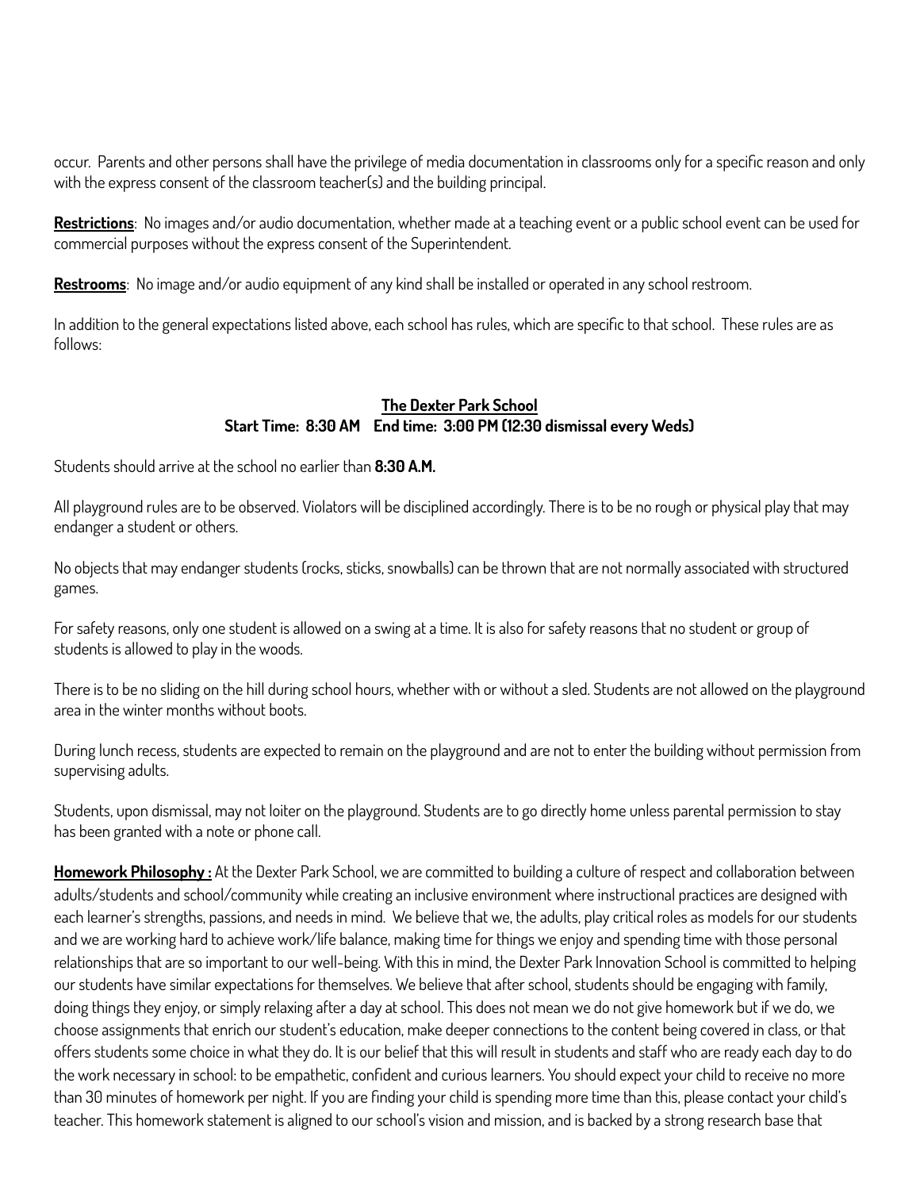occur. Parents and other persons shall have the privilege of media documentation in classrooms only for a specific reason and only with the express consent of the classroom teacher(s) and the building principal.

**Restrictions**: No images and/or audio documentation, whether made at a teaching event or a public school event can be used for commercial purposes without the express consent of the Superintendent.

**Restrooms**: No image and/or audio equipment of any kind shall be installed or operated in any school restroom.

In addition to the general expectations listed above, each school has rules, which are specific to that school. These rules are as follows:

## The Dexter Park School

**Start Time: 8:30 AM End time: 3:00 PM (12:30 dismissal every Weds)**

Students should arrive at the school no earlier than **8:30 A.M.**

All playground rules are to be observed. Violators will be disciplined accordingly. There is to be no rough or physical play that may endanger a student or others.

No objects that may endanger students (rocks, sticks, snowballs) can be thrown that are not normally associated with structured games.

For safety reasons, only one student is allowed on a swing at a time. It is also for safety reasons that no student or group of students is allowed to play in the woods.

There is to be no sliding on the hill during school hours, whether with or without a sled. Students are not allowed on the playground area in the winter months without boots.

During lunch recess, students are expected to remain on the playground and are not to enter the building without permission from supervising adults.

Students, upon dismissal, may not loiter on the playground. Students are to go directly home unless parental permission to stay has been granted with a note or phone call.

**Homework Philosophy :** At the Dexter Park School, we are committed to building a culture of respect and collaboration between adults/students and school/community while creating an inclusive environment where instructional practices are designed with each learner's strengths, passions, and needs in mind. We believe that we, the adults, play critical roles as models for our students and we are working hard to achieve work/life balance, making time for things we enjoy and spending time with those personal relationships that are so important to our well-being. With this in mind, the Dexter Park Innovation School is committed to helping our students have similar expectations for themselves. We believe that after school, students should be engaging with family, doing things they enjoy, or simply relaxing after a day at school. This does not mean we do not give homework but if we do, we choose assignments that enrich our student's education, make deeper connections to the content being covered in class, or that offers students some choice in what they do. It is our belief that this will result in students and staff who are ready each day to do the work necessary in school: to be empathetic, confident and curious learners. You should expect your child to receive no more than 30 minutes of homework per night. If you are finding your child is spending more time than this, please contact your child's teacher. This homework statement is aligned to our school's vision and mission, and is backed by a strong research base that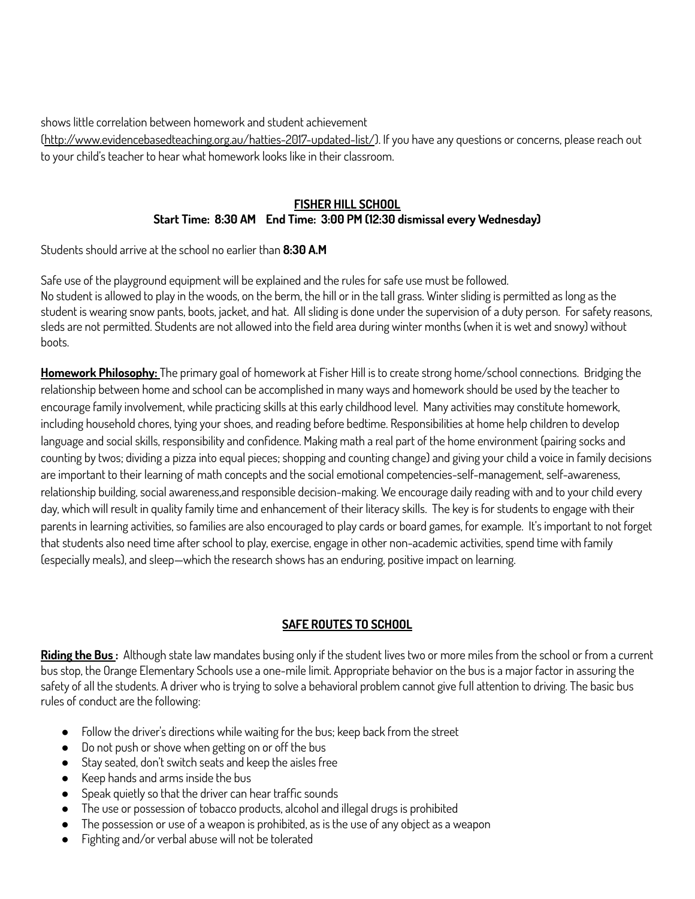shows little correlation between homework and student achievement (http://www.evidencebasedteaching.org.au/hatties-2017-updated-list/). If you have any questions or concerns, please reach out to your child's teacher to hear what homework looks like in their classroom.

## FISHER HILL SCHOOL

**Start Time: 8:30 AM  End Time: 3:00 PM (12:30 dismissal every Wednesday)**

Students should arrive at the school no earlier than **8:30 A.M**

Safe use of the playground equipment will be explained and the rules for safe use must be followed.
No student is allowed to play in the woods, on the berm, the hill or in the tall grass. Winter sliding is permitted as long as the student is wearing snow pants, boots, jacket, and hat. All sliding is done under the supervision of a duty person. For safety reasons, sleds are not permitted. Students are not allowed into the field area during winter months (when it is wet and snowy) without boots.

**Homework Philosophy:** The primary goal of homework at Fisher Hill is to create strong home/school connections. Bridging the relationship between home and school can be accomplished in many ways and homework should be used by the teacher to encourage family involvement, while practicing skills at this early childhood level. Many activities may constitute homework, including household chores, tying your shoes, and reading before bedtime. Responsibilities at home help children to develop language and social skills, responsibility and confidence. Making math a real part of the home environment (pairing socks and counting by twos; dividing a pizza into equal pieces; shopping and counting change) and giving your child a voice in family decisions are important to their learning of math concepts and the social emotional competencies-self-management, self-awareness, relationship building, social awareness,and responsible decision-making. We encourage daily reading with and to your child every day, which will result in quality family time and enhancement of their literacy skills. The key is for students to engage with their parents in learning activities, so families are also encouraged to play cards or board games, for example. It's important to not forget that students also need time after school to play, exercise, engage in other non-academic activities, spend time with family (especially meals), and sleep—which the research shows has an enduring, positive impact on learning.

## SAFE ROUTES TO SCHOOL

**Riding the Bus :** Although state law mandates busing only if the student lives two or more miles from the school or from a current bus stop, the Orange Elementary Schools use a one-mile limit. Appropriate behavior on the bus is a major factor in assuring the safety of all the students. A driver who is trying to solve a behavioral problem cannot give full attention to driving. The basic bus rules of conduct are the following:

- Follow the driver's directions while waiting for the bus; keep back from the street
- Do not push or shove when getting on or off the bus
- Stay seated, don't switch seats and keep the aisles free
- Keep hands and arms inside the bus
- Speak quietly so that the driver can hear traffic sounds
- The use or possession of tobacco products, alcohol and illegal drugs is prohibited
- The possession or use of a weapon is prohibited, as is the use of any object as a weapon
- Fighting and/or verbal abuse will not be tolerated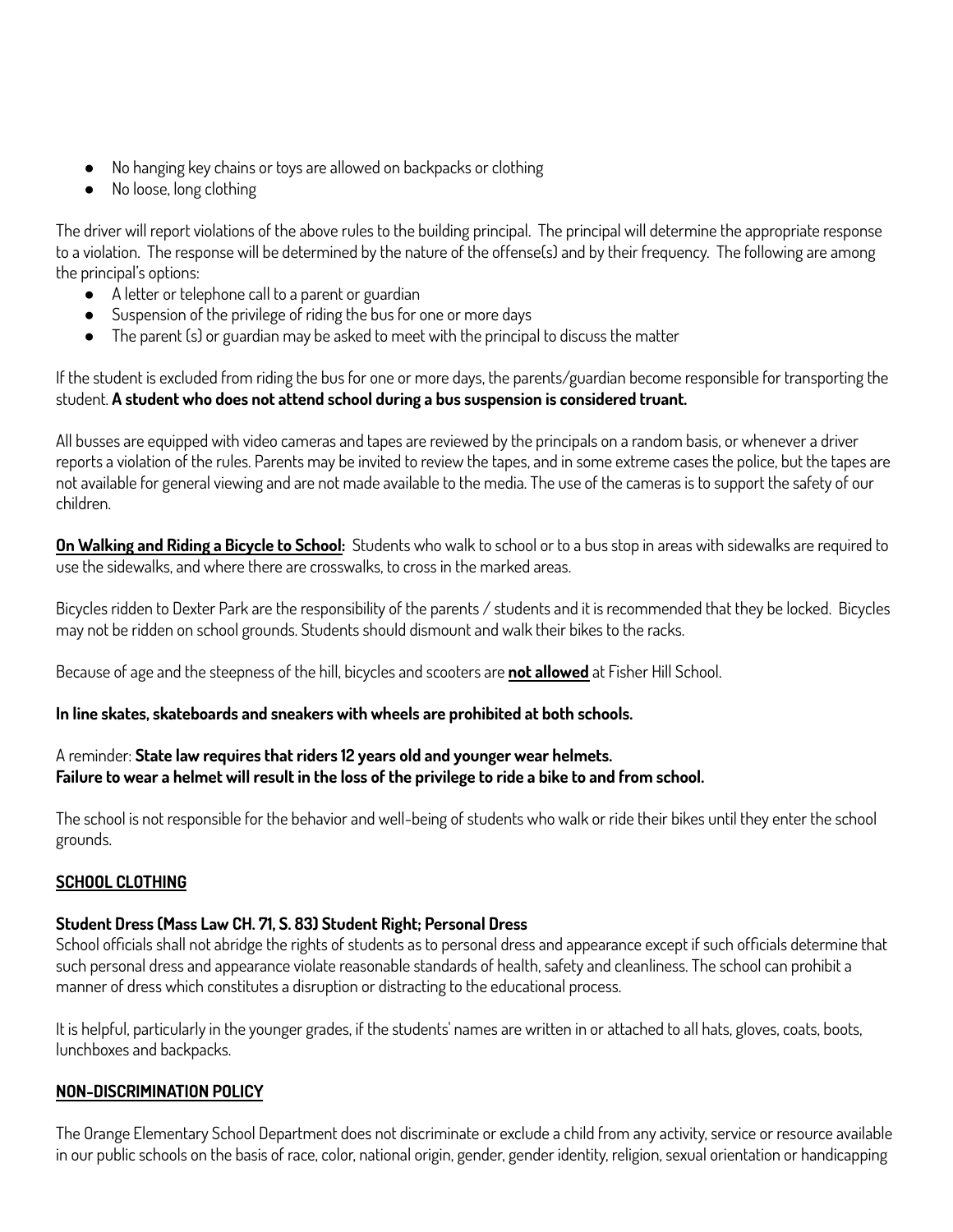- No hanging key chains or toys are allowed on backpacks or clothing
- No loose, long clothing

The driver will report violations of the above rules to the building principal. The principal will determine the appropriate response to a violation. The response will be determined by the nature of the offense(s) and by their frequency. The following are among the principal's options:

- A letter or telephone call to a parent or guardian
- Suspension of the privilege of riding the bus for one or more days
- The parent (s) or guardian may be asked to meet with the principal to discuss the matter

If the student is excluded from riding the bus for one or more days, the parents/guardian become responsible for transporting the student. **A student who does not attend school during a bus suspension is considered truant.**

All busses are equipped with video cameras and tapes are reviewed by the principals on a random basis, or whenever a driver reports a violation of the rules. Parents may be invited to review the tapes, and in some extreme cases the police, but the tapes are not available for general viewing and are not made available to the media. The use of the cameras is to support the safety of our children.

**On Walking and Riding a Bicycle to School:** Students who walk to school or to a bus stop in areas with sidewalks are required to use the sidewalks, and where there are crosswalks, to cross in the marked areas.

Bicycles ridden to Dexter Park are the responsibility of the parents / students and it is recommended that they be locked. Bicycles may not be ridden on school grounds. Students should dismount and walk their bikes to the racks.

Because of age and the steepness of the hill, bicycles and scooters are **not allowed** at Fisher Hill School.

**In line skates, skateboards and sneakers with wheels are prohibited at both schools.**

A reminder: **State law requires that riders 12 years old and younger wear helmets.**
**Failure to wear a helmet will result in the loss of the privilege to ride a bike to and from school.**

The school is not responsible for the behavior and well-being of students who walk or ride their bikes until they enter the school grounds.

## SCHOOL CLOTHING

**Student Dress (Mass Law CH. 71, S. 83) Student Right; Personal Dress**
School officials shall not abridge the rights of students as to personal dress and appearance except if such officials determine that such personal dress and appearance violate reasonable standards of health, safety and cleanliness. The school can prohibit a manner of dress which constitutes a disruption or distracting to the educational process.

It is helpful, particularly in the younger grades, if the students' names are written in or attached to all hats, gloves, coats, boots, lunchboxes and backpacks.

## NON-DISCRIMINATION POLICY

The Orange Elementary School Department does not discriminate or exclude a child from any activity, service or resource available in our public schools on the basis of race, color, national origin, gender, gender identity, religion, sexual orientation or handicapping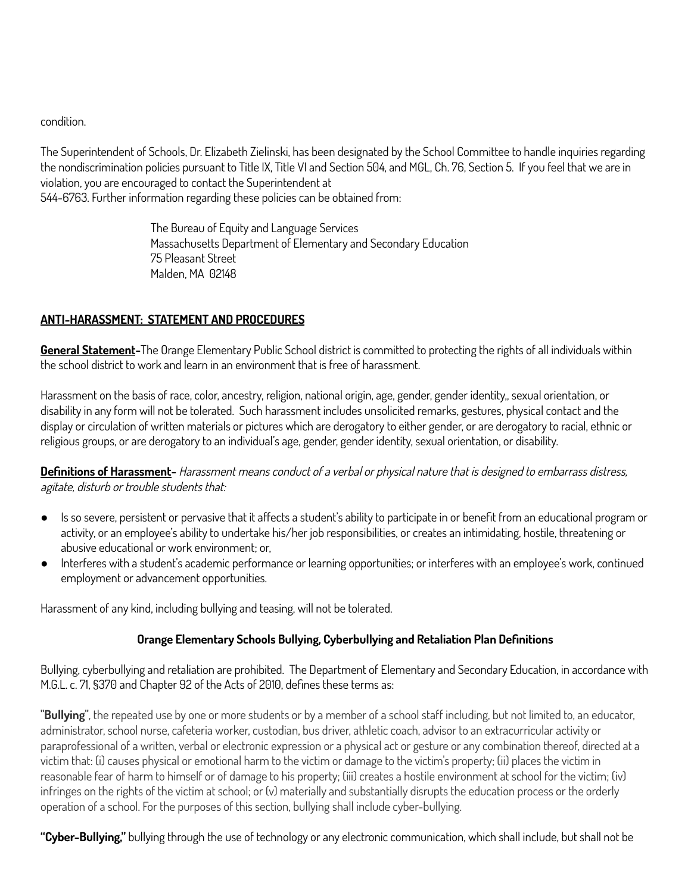condition.

The Superintendent of Schools, Dr. Elizabeth Zielinski, has been designated by the School Committee to handle inquiries regarding the nondiscrimination policies pursuant to Title IX, Title VI and Section 504, and MGL, Ch. 76, Section 5. If you feel that we are in violation, you are encouraged to contact the Superintendent at
544-6763. Further information regarding these policies can be obtained from:

> The Bureau of Equity and Language Services
> Massachusetts Department of Elementary and Secondary Education
> 75 Pleasant Street
> Malden, MA 02148

## ANTI-HARASSMENT: STATEMENT AND PROCEDURES

**General Statement-**The Orange Elementary Public School district is committed to protecting the rights of all individuals within the school district to work and learn in an environment that is free of harassment.

Harassment on the basis of race, color, ancestry, religion, national origin, age, gender, gender identity,, sexual orientation, or disability in any form will not be tolerated. Such harassment includes unsolicited remarks, gestures, physical contact and the display or circulation of written materials or pictures which are derogatory to either gender, or are derogatory to racial, ethnic or religious groups, or are derogatory to an individual's age, gender, gender identity, sexual orientation, or disability.

**Definitions of Harassment-** *Harassment means conduct of a verbal or physical nature that is designed to embarrass distress, agitate, disturb or trouble students that:*

- Is so severe, persistent or pervasive that it affects a student's ability to participate in or benefit from an educational program or activity, or an employee's ability to undertake his/her job responsibilities, or creates an intimidating, hostile, threatening or abusive educational or work environment; or,
- Interferes with a student's academic performance or learning opportunities; or interferes with an employee's work, continued employment or advancement opportunities.

Harassment of any kind, including bullying and teasing, will not be tolerated.

### Orange Elementary Schools Bullying, Cyberbullying and Retaliation Plan Definitions

Bullying, cyberbullying and retaliation are prohibited. The Department of Elementary and Secondary Education, in accordance with M.G.L. c. 71, §37O and Chapter 92 of the Acts of 2010, defines these terms as:

"**Bullying**", the repeated use by one or more students or by a member of a school staff including, but not limited to, an educator, administrator, school nurse, cafeteria worker, custodian, bus driver, athletic coach, advisor to an extracurricular activity or paraprofessional of a written, verbal or electronic expression or a physical act or gesture or any combination thereof, directed at a victim that: (i) causes physical or emotional harm to the victim or damage to the victim's property; (ii) places the victim in reasonable fear of harm to himself or of damage to his property; (iii) creates a hostile environment at school for the victim; (iv) infringes on the rights of the victim at school; or (v) materially and substantially disrupts the education process or the orderly operation of a school. For the purposes of this section, bullying shall include cyber-bullying.

**"Cyber-Bullying,"** bullying through the use of technology or any electronic communication, which shall include, but shall not be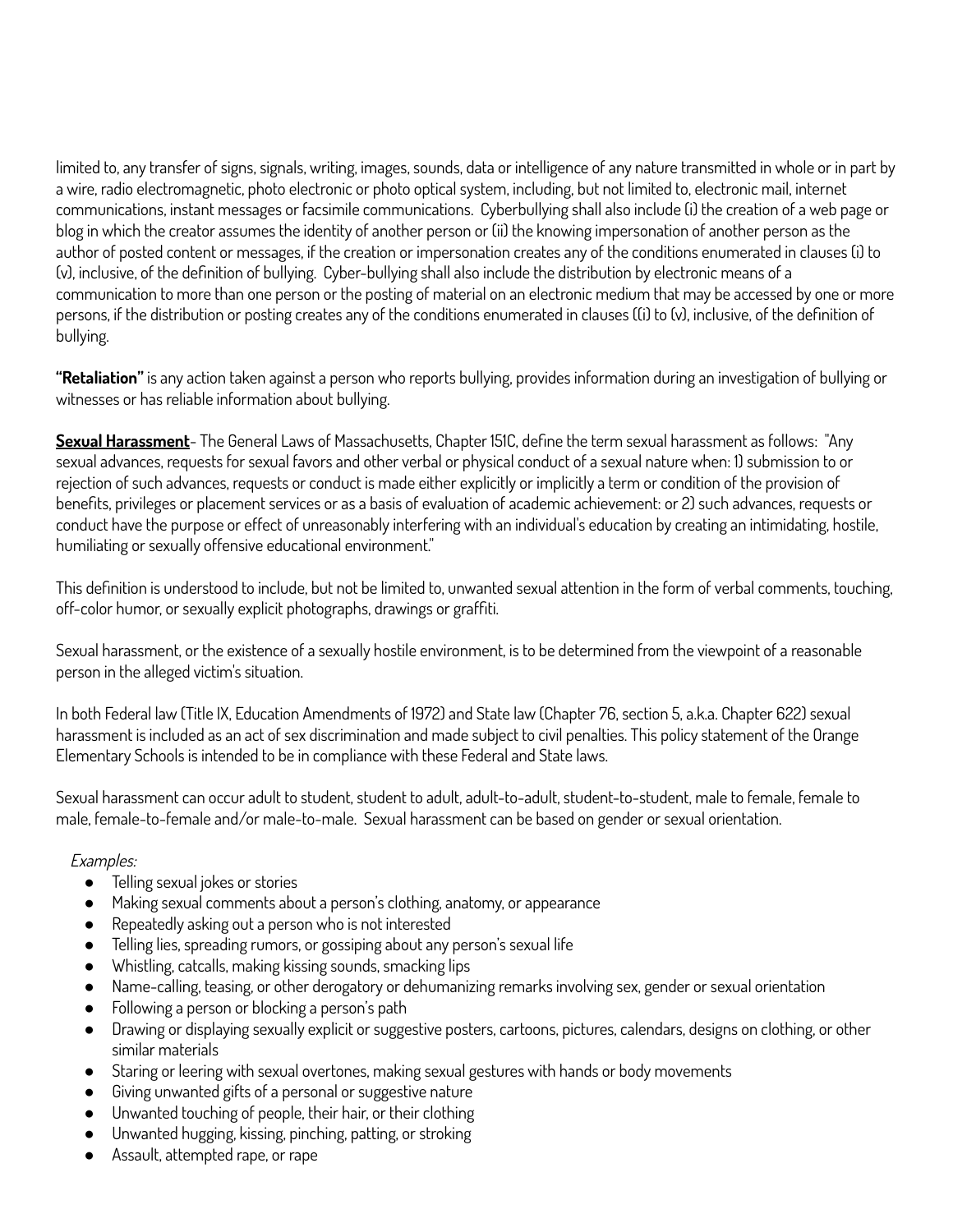limited to, any transfer of signs, signals, writing, images, sounds, data or intelligence of any nature transmitted in whole or in part by a wire, radio electromagnetic, photo electronic or photo optical system, including, but not limited to, electronic mail, internet communications, instant messages or facsimile communications. Cyberbullying shall also include (i) the creation of a web page or blog in which the creator assumes the identity of another person or (ii) the knowing impersonation of another person as the author of posted content or messages, if the creation or impersonation creates any of the conditions enumerated in clauses (i) to (v), inclusive, of the definition of bullying. Cyber-bullying shall also include the distribution by electronic means of a communication to more than one person or the posting of material on an electronic medium that may be accessed by one or more persons, if the distribution or posting creates any of the conditions enumerated in clauses ((i) to (v), inclusive, of the definition of bullying.

**"Retaliation"** is any action taken against a person who reports bullying, provides information during an investigation of bullying or witnesses or has reliable information about bullying.

**Sexual Harassment**- The General Laws of Massachusetts, Chapter 151C, define the term sexual harassment as follows: "Any sexual advances, requests for sexual favors and other verbal or physical conduct of a sexual nature when: 1) submission to or rejection of such advances, requests or conduct is made either explicitly or implicitly a term or condition of the provision of benefits, privileges or placement services or as a basis of evaluation of academic achievement: or 2) such advances, requests or conduct have the purpose or effect of unreasonably interfering with an individual's education by creating an intimidating, hostile, humiliating or sexually offensive educational environment."

This definition is understood to include, but not be limited to, unwanted sexual attention in the form of verbal comments, touching, off-color humor, or sexually explicit photographs, drawings or graffiti.

Sexual harassment, or the existence of a sexually hostile environment, is to be determined from the viewpoint of a reasonable person in the alleged victim's situation.

In both Federal law (Title IX, Education Amendments of 1972) and State law (Chapter 76, section 5, a.k.a. Chapter 622) sexual harassment is included as an act of sex discrimination and made subject to civil penalties. This policy statement of the Orange Elementary Schools is intended to be in compliance with these Federal and State laws.

Sexual harassment can occur adult to student, student to adult, adult-to-adult, student-to-student, male to female, female to male, female-to-female and/or male-to-male. Sexual harassment can be based on gender or sexual orientation.

*Examples:*

- Telling sexual jokes or stories
- Making sexual comments about a person's clothing, anatomy, or appearance
- Repeatedly asking out a person who is not interested
- Telling lies, spreading rumors, or gossiping about any person's sexual life
- Whistling, catcalls, making kissing sounds, smacking lips
- Name-calling, teasing, or other derogatory or dehumanizing remarks involving sex, gender or sexual orientation
- Following a person or blocking a person's path
- Drawing or displaying sexually explicit or suggestive posters, cartoons, pictures, calendars, designs on clothing, or other similar materials
- Staring or leering with sexual overtones, making sexual gestures with hands or body movements
- Giving unwanted gifts of a personal or suggestive nature
- Unwanted touching of people, their hair, or their clothing
- Unwanted hugging, kissing, pinching, patting, or stroking
- Assault, attempted rape, or rape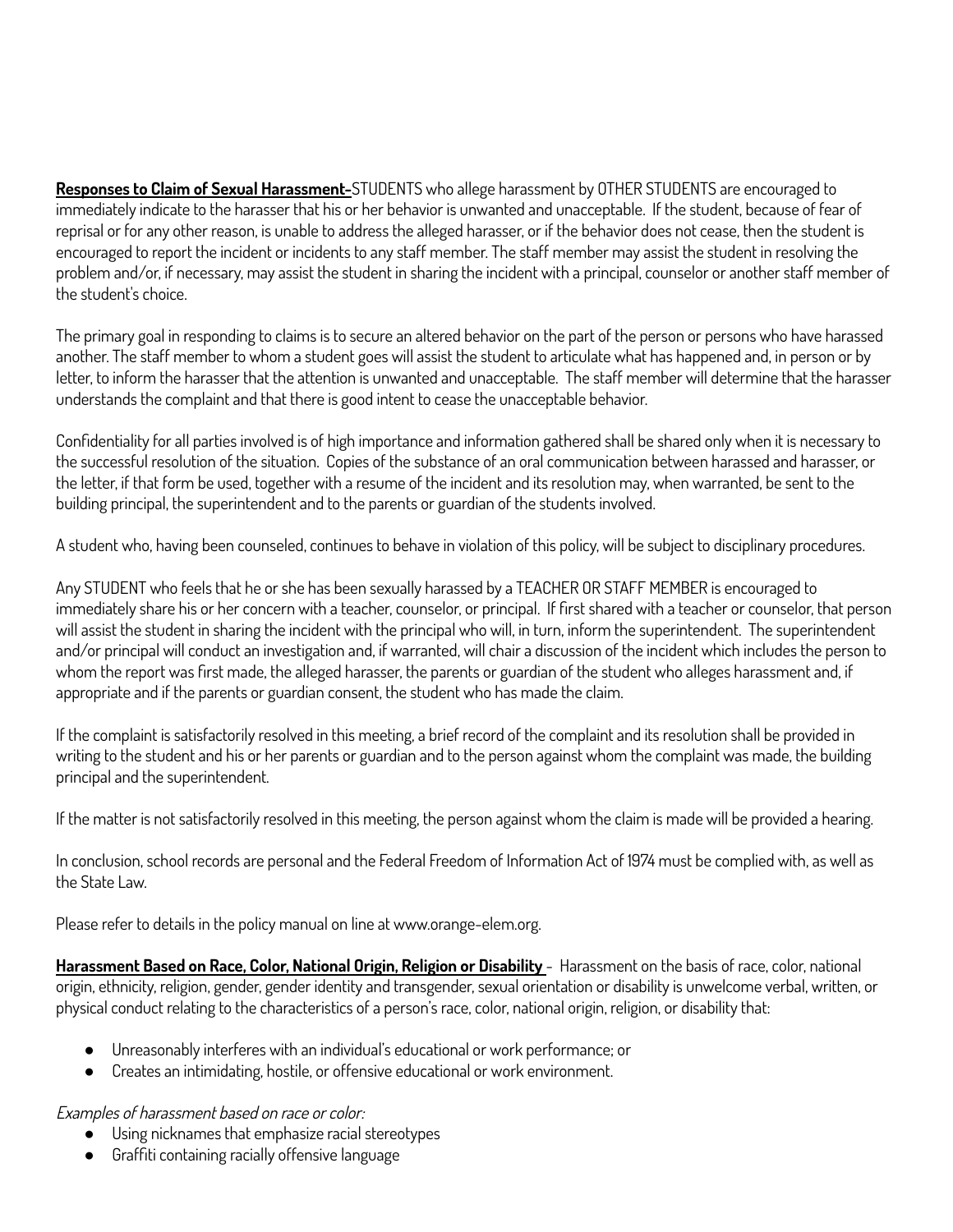**Responses to Claim of Sexual Harassment-**STUDENTS who allege harassment by OTHER STUDENTS are encouraged to immediately indicate to the harasser that his or her behavior is unwanted and unacceptable. If the student, because of fear of reprisal or for any other reason, is unable to address the alleged harasser, or if the behavior does not cease, then the student is encouraged to report the incident or incidents to any staff member. The staff member may assist the student in resolving the problem and/or, if necessary, may assist the student in sharing the incident with a principal, counselor or another staff member of the student's choice.

The primary goal in responding to claims is to secure an altered behavior on the part of the person or persons who have harassed another. The staff member to whom a student goes will assist the student to articulate what has happened and, in person or by letter, to inform the harasser that the attention is unwanted and unacceptable. The staff member will determine that the harasser understands the complaint and that there is good intent to cease the unacceptable behavior.

Confidentiality for all parties involved is of high importance and information gathered shall be shared only when it is necessary to the successful resolution of the situation. Copies of the substance of an oral communication between harassed and harasser, or the letter, if that form be used, together with a resume of the incident and its resolution may, when warranted, be sent to the building principal, the superintendent and to the parents or guardian of the students involved.

A student who, having been counseled, continues to behave in violation of this policy, will be subject to disciplinary procedures.

Any STUDENT who feels that he or she has been sexually harassed by a TEACHER OR STAFF MEMBER is encouraged to immediately share his or her concern with a teacher, counselor, or principal. If first shared with a teacher or counselor, that person will assist the student in sharing the incident with the principal who will, in turn, inform the superintendent. The superintendent and/or principal will conduct an investigation and, if warranted, will chair a discussion of the incident which includes the person to whom the report was first made, the alleged harasser, the parents or guardian of the student who alleges harassment and, if appropriate and if the parents or guardian consent, the student who has made the claim.

If the complaint is satisfactorily resolved in this meeting, a brief record of the complaint and its resolution shall be provided in writing to the student and his or her parents or guardian and to the person against whom the complaint was made, the building principal and the superintendent.

If the matter is not satisfactorily resolved in this meeting, the person against whom the claim is made will be provided a hearing.

In conclusion, school records are personal and the Federal Freedom of Information Act of 1974 must be complied with, as well as the State Law.

Please refer to details in the policy manual on line at www.orange-elem.org.

**Harassment Based on Race, Color, National Origin, Religion or Disability** - Harassment on the basis of race, color, national origin, ethnicity, religion, gender, gender identity and transgender, sexual orientation or disability is unwelcome verbal, written, or physical conduct relating to the characteristics of a person's race, color, national origin, religion, or disability that:

- Unreasonably interferes with an individual's educational or work performance; or
- Creates an intimidating, hostile, or offensive educational or work environment.

*Examples of harassment based on race or color:*

- Using nicknames that emphasize racial stereotypes
- Graffiti containing racially offensive language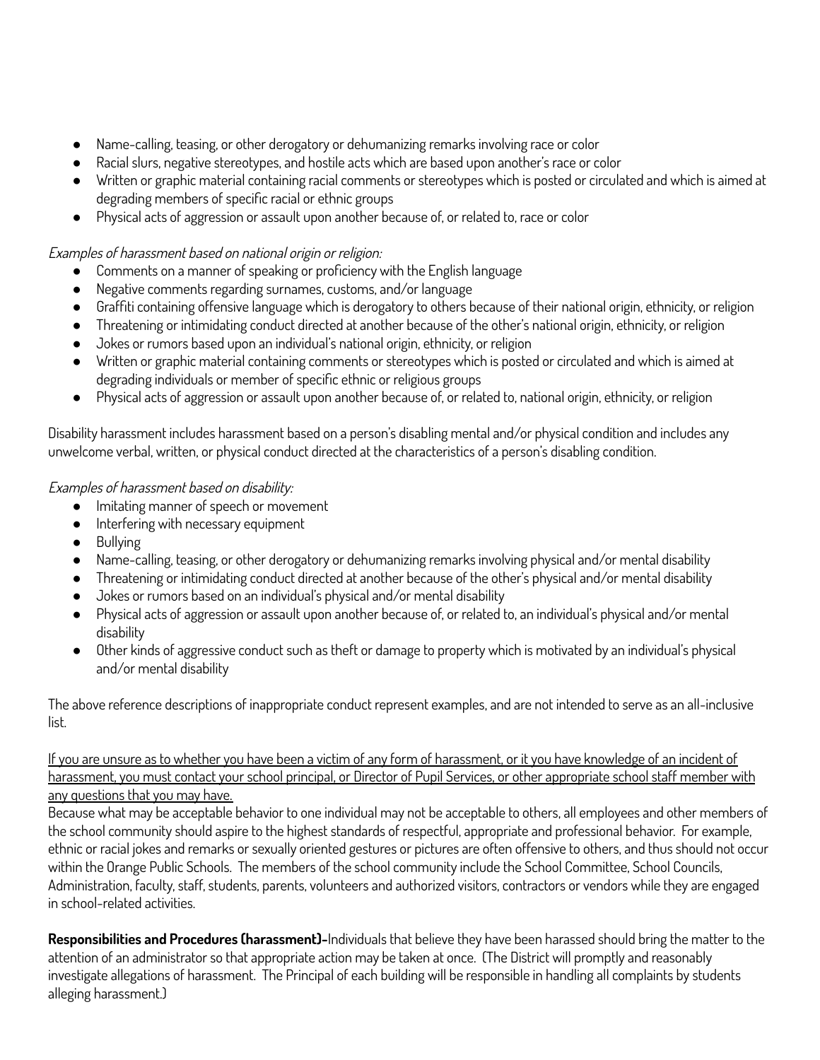- Name-calling, teasing, or other derogatory or dehumanizing remarks involving race or color
- Racial slurs, negative stereotypes, and hostile acts which are based upon another's race or color
- Written or graphic material containing racial comments or stereotypes which is posted or circulated and which is aimed at degrading members of specific racial or ethnic groups
- Physical acts of aggression or assault upon another because of, or related to, race or color

*Examples of harassment based on national origin or religion:*

- Comments on a manner of speaking or proficiency with the English language
- Negative comments regarding surnames, customs, and/or language
- Graffiti containing offensive language which is derogatory to others because of their national origin, ethnicity, or religion
- Threatening or intimidating conduct directed at another because of the other's national origin, ethnicity, or religion
- Jokes or rumors based upon an individual's national origin, ethnicity, or religion
- Written or graphic material containing comments or stereotypes which is posted or circulated and which is aimed at degrading individuals or member of specific ethnic or religious groups
- Physical acts of aggression or assault upon another because of, or related to, national origin, ethnicity, or religion

Disability harassment includes harassment based on a person's disabling mental and/or physical condition and includes any unwelcome verbal, written, or physical conduct directed at the characteristics of a person's disabling condition.

*Examples of harassment based on disability:*

- Imitating manner of speech or movement
- Interfering with necessary equipment
- Bullying
- Name-calling, teasing, or other derogatory or dehumanizing remarks involving physical and/or mental disability
- Threatening or intimidating conduct directed at another because of the other's physical and/or mental disability
- Jokes or rumors based on an individual's physical and/or mental disability
- Physical acts of aggression or assault upon another because of, or related to, an individual's physical and/or mental disability
- Other kinds of aggressive conduct such as theft or damage to property which is motivated by an individual's physical and/or mental disability

The above reference descriptions of inappropriate conduct represent examples, and are not intended to serve as an all-inclusive list.

<u>If you are unsure as to whether you have been a victim of any form of harassment, or it you have knowledge of an incident of harassment, you must contact your school principal, or Director of Pupil Services, or other appropriate school staff member with any questions that you may have.</u>

Because what may be acceptable behavior to one individual may not be acceptable to others, all employees and other members of the school community should aspire to the highest standards of respectful, appropriate and professional behavior. For example, ethnic or racial jokes and remarks or sexually oriented gestures or pictures are often offensive to others, and thus should not occur within the Orange Public Schools. The members of the school community include the School Committee, School Councils, Administration, faculty, staff, students, parents, volunteers and authorized visitors, contractors or vendors while they are engaged in school-related activities.

**Responsibilities and Procedures (harassment)-** Individuals that believe they have been harassed should bring the matter to the attention of an administrator so that appropriate action may be taken at once. (The District will promptly and reasonably investigate allegations of harassment. The Principal of each building will be responsible in handling all complaints by students alleging harassment.)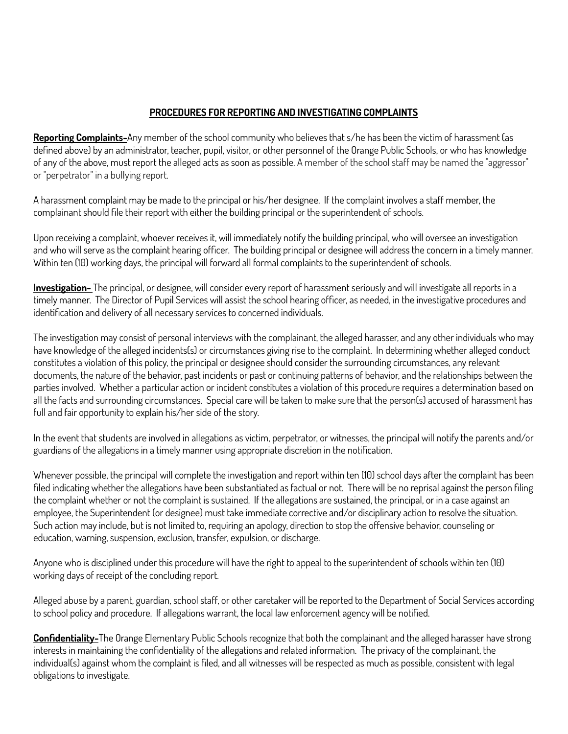## PROCEDURES FOR REPORTING AND INVESTIGATING COMPLAINTS

**Reporting Complaints-**Any member of the school community who believes that s/he has been the victim of harassment (as defined above) by an administrator, teacher, pupil, visitor, or other personnel of the Orange Public Schools, or who has knowledge of any of the above, must report the alleged acts as soon as possible. A member of the school staff may be named the "aggressor" or "perpetrator" in a bullying report.

A harassment complaint may be made to the principal or his/her designee. If the complaint involves a staff member, the complainant should file their report with either the building principal or the superintendent of schools.

Upon receiving a complaint, whoever receives it, will immediately notify the building principal, who will oversee an investigation and who will serve as the complaint hearing officer. The building principal or designee will address the concern in a timely manner. Within ten (10) working days, the principal will forward all formal complaints to the superintendent of schools.

**Investigation-** The principal, or designee, will consider every report of harassment seriously and will investigate all reports in a timely manner. The Director of Pupil Services will assist the school hearing officer, as needed, in the investigative procedures and identification and delivery of all necessary services to concerned individuals.

The investigation may consist of personal interviews with the complainant, the alleged harasser, and any other individuals who may have knowledge of the alleged incidents(s) or circumstances giving rise to the complaint. In determining whether alleged conduct constitutes a violation of this policy, the principal or designee should consider the surrounding circumstances, any relevant documents, the nature of the behavior, past incidents or past or continuing patterns of behavior, and the relationships between the parties involved. Whether a particular action or incident constitutes a violation of this procedure requires a determination based on all the facts and surrounding circumstances. Special care will be taken to make sure that the person(s) accused of harassment has full and fair opportunity to explain his/her side of the story.

In the event that students are involved in allegations as victim, perpetrator, or witnesses, the principal will notify the parents and/or guardians of the allegations in a timely manner using appropriate discretion in the notification.

Whenever possible, the principal will complete the investigation and report within ten (10) school days after the complaint has been filed indicating whether the allegations have been substantiated as factual or not. There will be no reprisal against the person filing the complaint whether or not the complaint is sustained. If the allegations are sustained, the principal, or in a case against an employee, the Superintendent (or designee) must take immediate corrective and/or disciplinary action to resolve the situation. Such action may include, but is not limited to, requiring an apology, direction to stop the offensive behavior, counseling or education, warning, suspension, exclusion, transfer, expulsion, or discharge.

Anyone who is disciplined under this procedure will have the right to appeal to the superintendent of schools within ten (10) working days of receipt of the concluding report.

Alleged abuse by a parent, guardian, school staff, or other caretaker will be reported to the Department of Social Services according to school policy and procedure. If allegations warrant, the local law enforcement agency will be notified.

**Confidentiality-**The Orange Elementary Public Schools recognize that both the complainant and the alleged harasser have strong interests in maintaining the confidentiality of the allegations and related information. The privacy of the complainant, the individual(s) against whom the complaint is filed, and all witnesses will be respected as much as possible, consistent with legal obligations to investigate.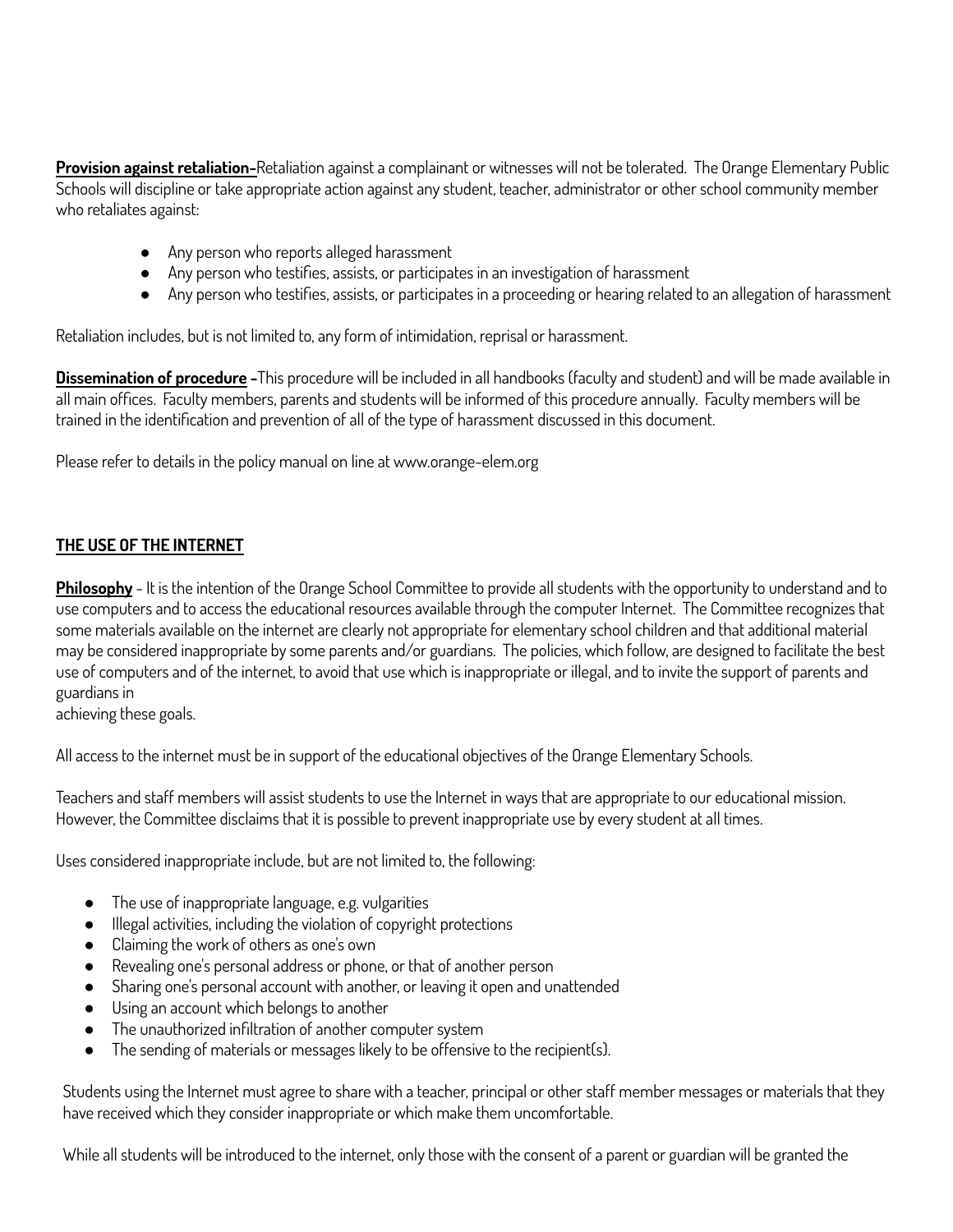**Provision against retaliation-**Retaliation against a complainant or witnesses will not be tolerated. The Orange Elementary Public Schools will discipline or take appropriate action against any student, teacher, administrator or other school community member who retaliates against:

- Any person who reports alleged harassment
- Any person who testifies, assists, or participates in an investigation of harassment
- Any person who testifies, assists, or participates in a proceeding or hearing related to an allegation of harassment

Retaliation includes, but is not limited to, any form of intimidation, reprisal or harassment.

**Dissemination of procedure -**This procedure will be included in all handbooks (faculty and student) and will be made available in all main offices. Faculty members, parents and students will be informed of this procedure annually. Faculty members will be trained in the identification and prevention of all of the type of harassment discussed in this document.

Please refer to details in the policy manual on line at www.orange-elem.org

## THE USE OF THE INTERNET

**Philosophy** - It is the intention of the Orange School Committee to provide all students with the opportunity to understand and to use computers and to access the educational resources available through the computer Internet. The Committee recognizes that some materials available on the internet are clearly not appropriate for elementary school children and that additional material may be considered inappropriate by some parents and/or guardians. The policies, which follow, are designed to facilitate the best use of computers and of the internet, to avoid that use which is inappropriate or illegal, and to invite the support of parents and guardians in achieving these goals.

All access to the internet must be in support of the educational objectives of the Orange Elementary Schools.

Teachers and staff members will assist students to use the Internet in ways that are appropriate to our educational mission. However, the Committee disclaims that it is possible to prevent inappropriate use by every student at all times.

Uses considered inappropriate include, but are not limited to, the following:

- The use of inappropriate language, e.g. vulgarities
- Illegal activities, including the violation of copyright protections
- Claiming the work of others as one's own
- Revealing one's personal address or phone, or that of another person
- Sharing one's personal account with another, or leaving it open and unattended
- Using an account which belongs to another
- The unauthorized infiltration of another computer system
- The sending of materials or messages likely to be offensive to the recipient(s).

Students using the Internet must agree to share with a teacher, principal or other staff member messages or materials that they have received which they consider inappropriate or which make them uncomfortable.

While all students will be introduced to the internet, only those with the consent of a parent or guardian will be granted the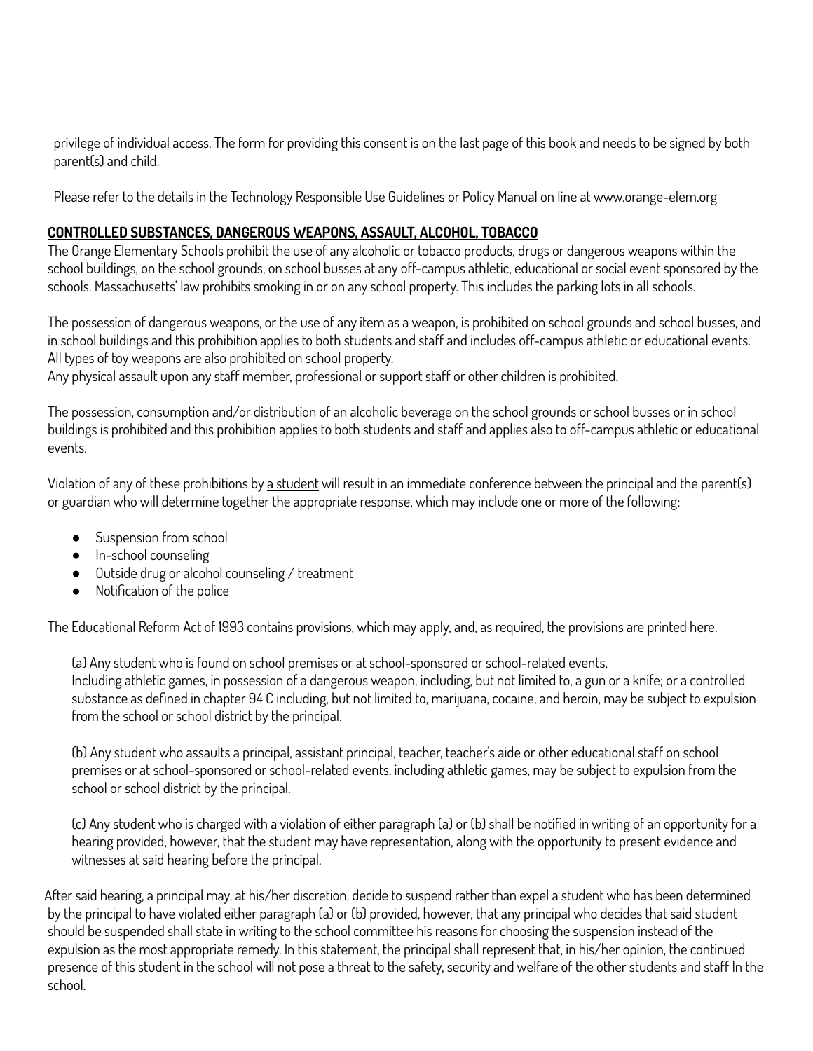privilege of individual access. The form for providing this consent is on the last page of this book and needs to be signed by both parent(s) and child.

Please refer to the details in the Technology Responsible Use Guidelines or Policy Manual on line at www.orange-elem.org

**CONTROLLED SUBSTANCES, DANGEROUS WEAPONS, ASSAULT, ALCOHOL, TOBACCO**

The Orange Elementary Schools prohibit the use of any alcoholic or tobacco products, drugs or dangerous weapons within the school buildings, on the school grounds, on school busses at any off-campus athletic, educational or social event sponsored by the schools. Massachusetts' law prohibits smoking in or on any school property. This includes the parking lots in all schools.

The possession of dangerous weapons, or the use of any item as a weapon, is prohibited on school grounds and school busses, and in school buildings and this prohibition applies to both students and staff and includes off-campus athletic or educational events. All types of toy weapons are also prohibited on school property.
Any physical assault upon any staff member, professional or support staff or other children is prohibited.

The possession, consumption and/or distribution of an alcoholic beverage on the school grounds or school busses or in school buildings is prohibited and this prohibition applies to both students and staff and applies also to off-campus athletic or educational events.

Violation of any of these prohibitions by <u>a student</u> will result in an immediate conference between the principal and the parent(s) or guardian who will determine together the appropriate response, which may include one or more of the following:

- Suspension from school
- In-school counseling
- Outside drug or alcohol counseling / treatment
- Notification of the police

The Educational Reform Act of 1993 contains provisions, which may apply, and, as required, the provisions are printed here.

(a) Any student who is found on school premises or at school-sponsored or school-related events,
Including athletic games, in possession of a dangerous weapon, including, but not limited to, a gun or a knife; or a controlled substance as defined in chapter 94 C including, but not limited to, marijuana, cocaine, and heroin, may be subject to expulsion from the school or school district by the principal.

(b) Any student who assaults a principal, assistant principal, teacher, teacher's aide or other educational staff on school premises or at school-sponsored or school-related events, including athletic games, may be subject to expulsion from the school or school district by the principal.

(c) Any student who is charged with a violation of either paragraph (a) or (b) shall be notified in writing of an opportunity for a hearing provided, however, that the student may have representation, along with the opportunity to present evidence and witnesses at said hearing before the principal.

After said hearing, a principal may, at his/her discretion, decide to suspend rather than expel a student who has been determined by the principal to have violated either paragraph (a) or (b) provided, however, that any principal who decides that said student should be suspended shall state in writing to the school committee his reasons for choosing the suspension instead of the expulsion as the most appropriate remedy. In this statement, the principal shall represent that, in his/her opinion, the continued presence of this student in the school will not pose a threat to the safety, security and welfare of the other students and staff In the school.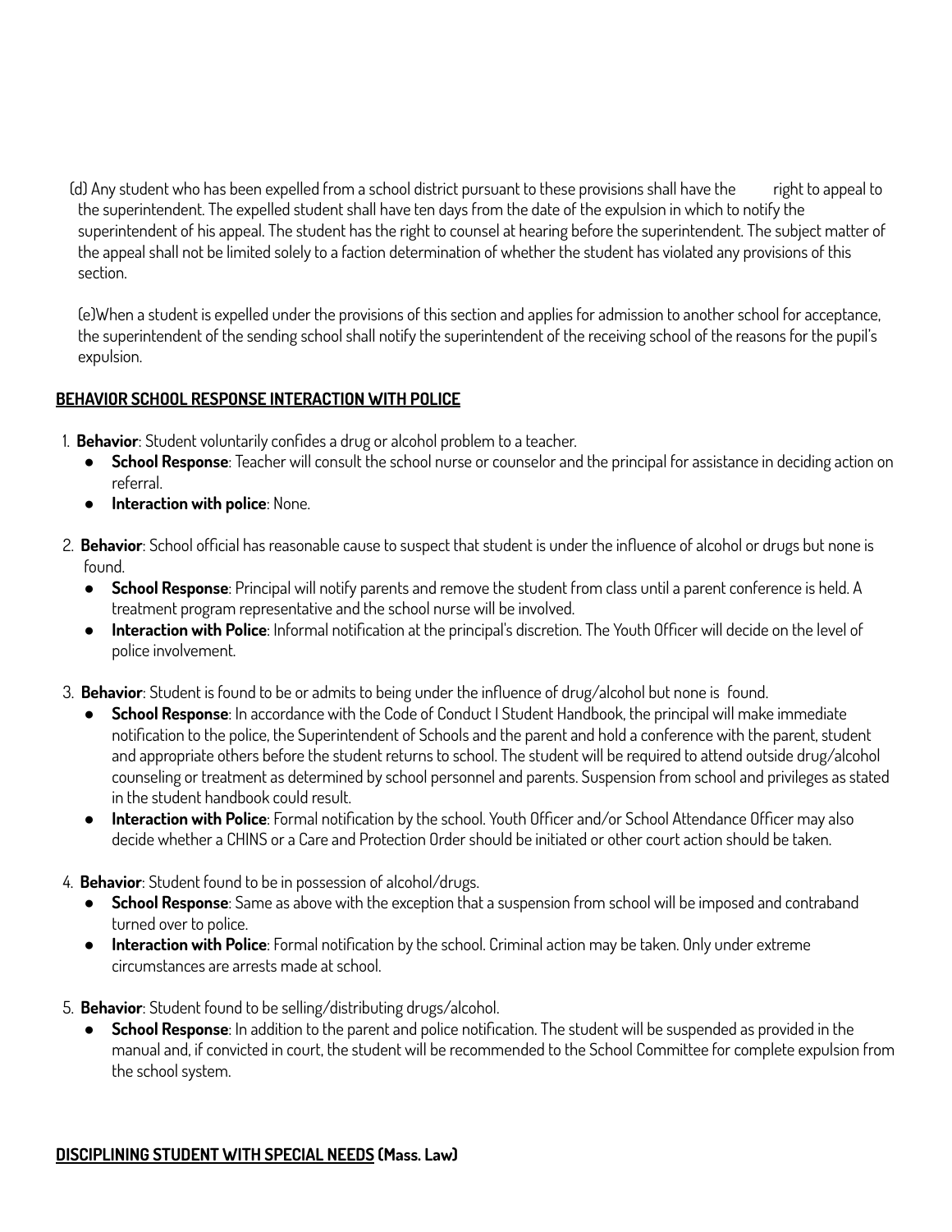(d) Any student who has been expelled from a school district pursuant to these provisions shall have the right to appeal to the superintendent. The expelled student shall have ten days from the date of the expulsion in which to notify the superintendent of his appeal. The student has the right to counsel at hearing before the superintendent. The subject matter of the appeal shall not be limited solely to a faction determination of whether the student has violated any provisions of this section.

(e)When a student is expelled under the provisions of this section and applies for admission to another school for acceptance, the superintendent of the sending school shall notify the superintendent of the receiving school of the reasons for the pupil's expulsion.

## BEHAVIOR SCHOOL RESPONSE INTERACTION WITH POLICE

1. **Behavior**: Student voluntarily confides a drug or alcohol problem to a teacher.
   - **School Response**: Teacher will consult the school nurse or counselor and the principal for assistance in deciding action on referral.
   - **Interaction with police**: None.

2. **Behavior**: School official has reasonable cause to suspect that student is under the influence of alcohol or drugs but none is found.
   - **School Response**: Principal will notify parents and remove the student from class until a parent conference is held. A treatment program representative and the school nurse will be involved.
   - **Interaction with Police**: Informal notification at the principal's discretion. The Youth Officer will decide on the level of police involvement.

3. **Behavior**: Student is found to be or admits to being under the influence of drug/alcohol but none is found.
   - **School Response**: In accordance with the Code of Conduct I Student Handbook, the principal will make immediate notification to the police, the Superintendent of Schools and the parent and hold a conference with the parent, student and appropriate others before the student returns to school. The student will be required to attend outside drug/alcohol counseling or treatment as determined by school personnel and parents. Suspension from school and privileges as stated in the student handbook could result.
   - **Interaction with Police**: Formal notification by the school. Youth Officer and/or School Attendance Officer may also decide whether a CHINS or a Care and Protection Order should be initiated or other court action should be taken.

4. **Behavior**: Student found to be in possession of alcohol/drugs.
   - **School Response**: Same as above with the exception that a suspension from school will be imposed and contraband turned over to police.
   - **Interaction with Police**: Formal notification by the school. Criminal action may be taken. Only under extreme circumstances are arrests made at school.

5. **Behavior**: Student found to be selling/distributing drugs/alcohol.
   - **School Response**: In addition to the parent and police notification. The student will be suspended as provided in the manual and, if convicted in court, the student will be recommended to the School Committee for complete expulsion from the school system.

## DISCIPLINING STUDENT WITH SPECIAL NEEDS (Mass. Law)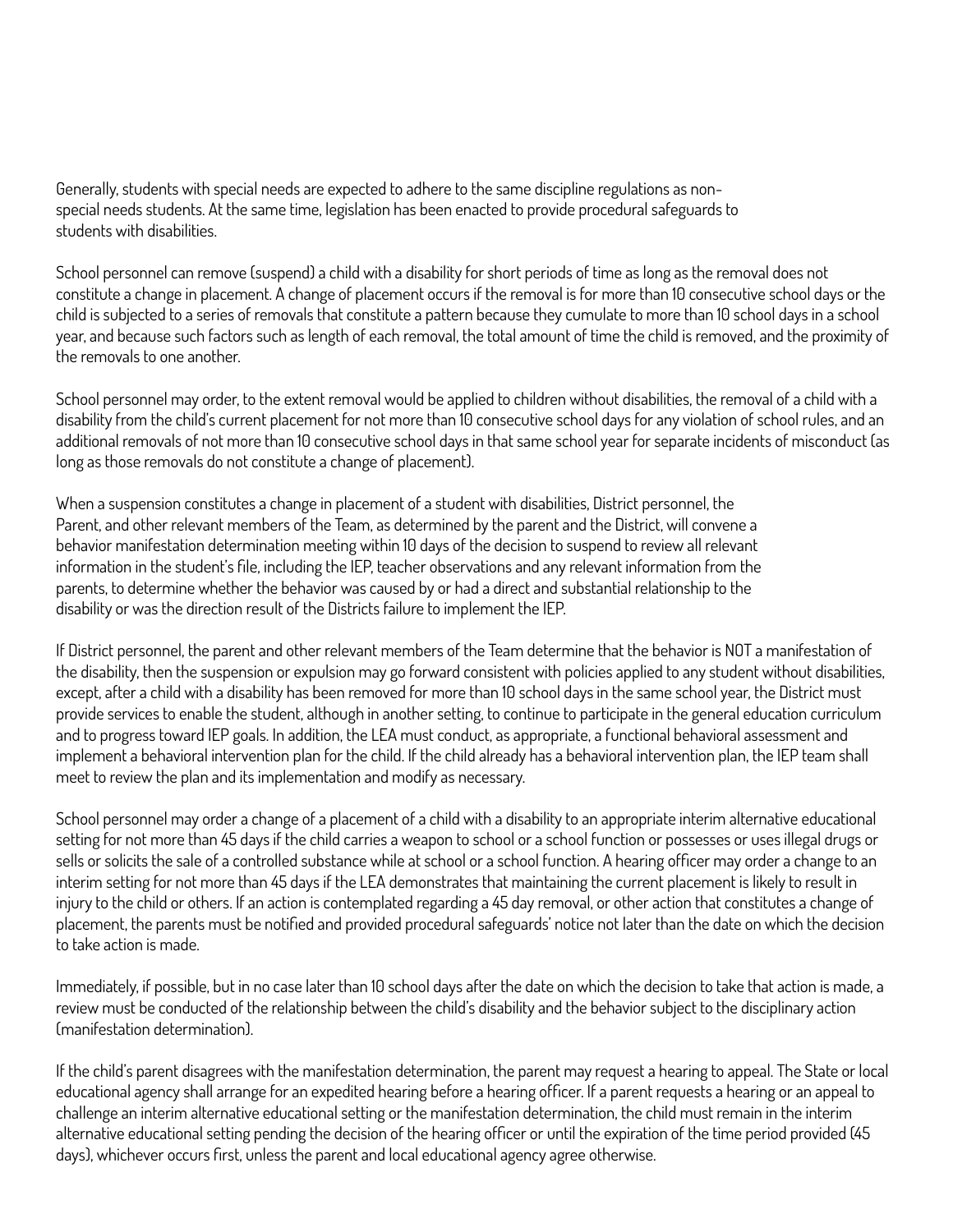Generally, students with special needs are expected to adhere to the same discipline regulations as non-special needs students. At the same time, legislation has been enacted to provide procedural safeguards to students with disabilities.

School personnel can remove (suspend) a child with a disability for short periods of time as long as the removal does not constitute a change in placement. A change of placement occurs if the removal is for more than 10 consecutive school days or the child is subjected to a series of removals that constitute a pattern because they cumulate to more than 10 school days in a school year, and because such factors such as length of each removal, the total amount of time the child is removed, and the proximity of the removals to one another.

School personnel may order, to the extent removal would be applied to children without disabilities, the removal of a child with a disability from the child's current placement for not more than 10 consecutive school days for any violation of school rules, and an additional removals of not more than 10 consecutive school days in that same school year for separate incidents of misconduct (as long as those removals do not constitute a change of placement).

When a suspension constitutes a change in placement of a student with disabilities, District personnel, the Parent, and other relevant members of the Team, as determined by the parent and the District, will convene a behavior manifestation determination meeting within 10 days of the decision to suspend to review all relevant information in the student's file, including the IEP, teacher observations and any relevant information from the parents, to determine whether the behavior was caused by or had a direct and substantial relationship to the disability or was the direction result of the Districts failure to implement the IEP.

If District personnel, the parent and other relevant members of the Team determine that the behavior is NOT a manifestation of the disability, then the suspension or expulsion may go forward consistent with policies applied to any student without disabilities, except, after a child with a disability has been removed for more than 10 school days in the same school year, the District must provide services to enable the student, although in another setting, to continue to participate in the general education curriculum and to progress toward IEP goals. In addition, the LEA must conduct, as appropriate, a functional behavioral assessment and implement a behavioral intervention plan for the child. If the child already has a behavioral intervention plan, the IEP team shall meet to review the plan and its implementation and modify as necessary.

School personnel may order a change of a placement of a child with a disability to an appropriate interim alternative educational setting for not more than 45 days if the child carries a weapon to school or a school function or possesses or uses illegal drugs or sells or solicits the sale of a controlled substance while at school or a school function. A hearing officer may order a change to an interim setting for not more than 45 days if the LEA demonstrates that maintaining the current placement is likely to result in injury to the child or others. If an action is contemplated regarding a 45 day removal, or other action that constitutes a change of placement, the parents must be notified and provided procedural safeguards' notice not later than the date on which the decision to take action is made.

Immediately, if possible, but in no case later than 10 school days after the date on which the decision to take that action is made, a review must be conducted of the relationship between the child's disability and the behavior subject to the disciplinary action (manifestation determination).

If the child's parent disagrees with the manifestation determination, the parent may request a hearing to appeal. The State or local educational agency shall arrange for an expedited hearing before a hearing officer. If a parent requests a hearing or an appeal to challenge an interim alternative educational setting or the manifestation determination, the child must remain in the interim alternative educational setting pending the decision of the hearing officer or until the expiration of the time period provided (45 days), whichever occurs first, unless the parent and local educational agency agree otherwise.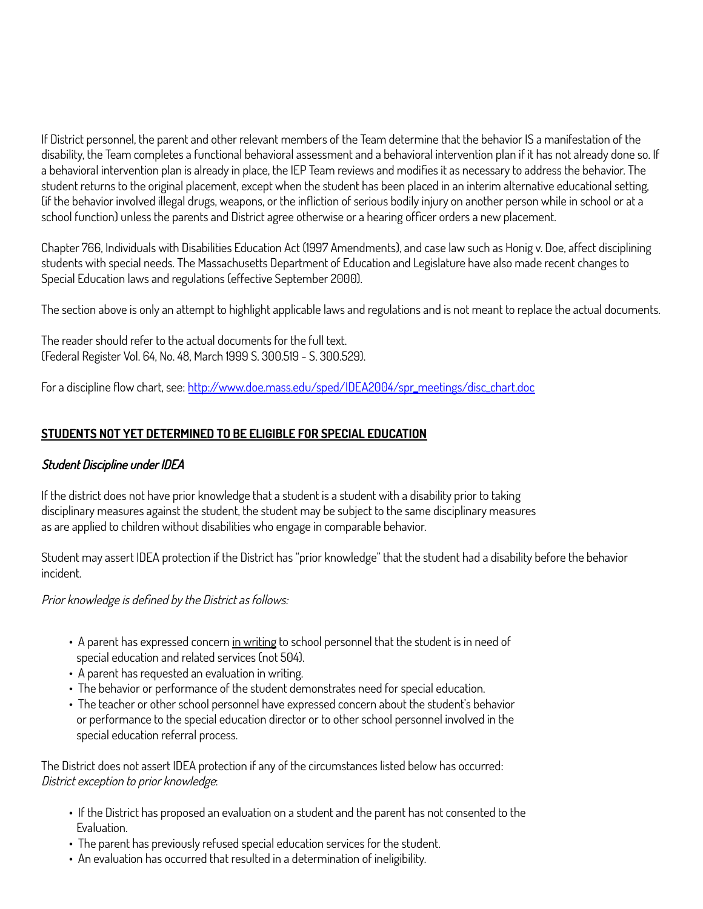If District personnel, the parent and other relevant members of the Team determine that the behavior IS a manifestation of the disability, the Team completes a functional behavioral assessment and a behavioral intervention plan if it has not already done so. If a behavioral intervention plan is already in place, the IEP Team reviews and modifies it as necessary to address the behavior. The student returns to the original placement, except when the student has been placed in an interim alternative educational setting, (if the behavior involved illegal drugs, weapons, or the infliction of serious bodily injury on another person while in school or at a school function) unless the parents and District agree otherwise or a hearing officer orders a new placement.

Chapter 766, Individuals with Disabilities Education Act (1997 Amendments), and case law such as Honig v. Doe, affect disciplining students with special needs. The Massachusetts Department of Education and Legislature have also made recent changes to Special Education laws and regulations (effective September 2000).

The section above is only an attempt to highlight applicable laws and regulations and is not meant to replace the actual documents.

The reader should refer to the actual documents for the full text.
(Federal Register Vol. 64, No. 48, March 1999 S. 300.519 - S. 300.529).

For a discipline flow chart, see: [http://www.doe.mass.edu/sped/IDEA2004/spr_meetings/disc_chart.doc](http://www.doe.mass.edu/sped/IDEA2004/spr_meetings/disc_chart.doc)

## STUDENTS NOT YET DETERMINED TO BE ELIGIBLE FOR SPECIAL EDUCATION

### *Student Discipline under IDEA*

If the district does not have prior knowledge that a student is a student with a disability prior to taking disciplinary measures against the student, the student may be subject to the same disciplinary measures as are applied to children without disabilities who engage in comparable behavior.

Student may assert IDEA protection if the District has "prior knowledge" that the student had a disability before the behavior incident.

*Prior knowledge is defined by the District as follows:*

- A parent has expressed concern in writing to school personnel that the student is in need of special education and related services (not 504).
- A parent has requested an evaluation in writing.
- The behavior or performance of the student demonstrates need for special education.
- The teacher or other school personnel have expressed concern about the student's behavior or performance to the special education director or to other school personnel involved in the special education referral process.

The District does not assert IDEA protection if any of the circumstances listed below has occurred:
*District exception to prior knowledge*:

- If the District has proposed an evaluation on a student and the parent has not consented to the Evaluation.
- The parent has previously refused special education services for the student.
- An evaluation has occurred that resulted in a determination of ineligibility.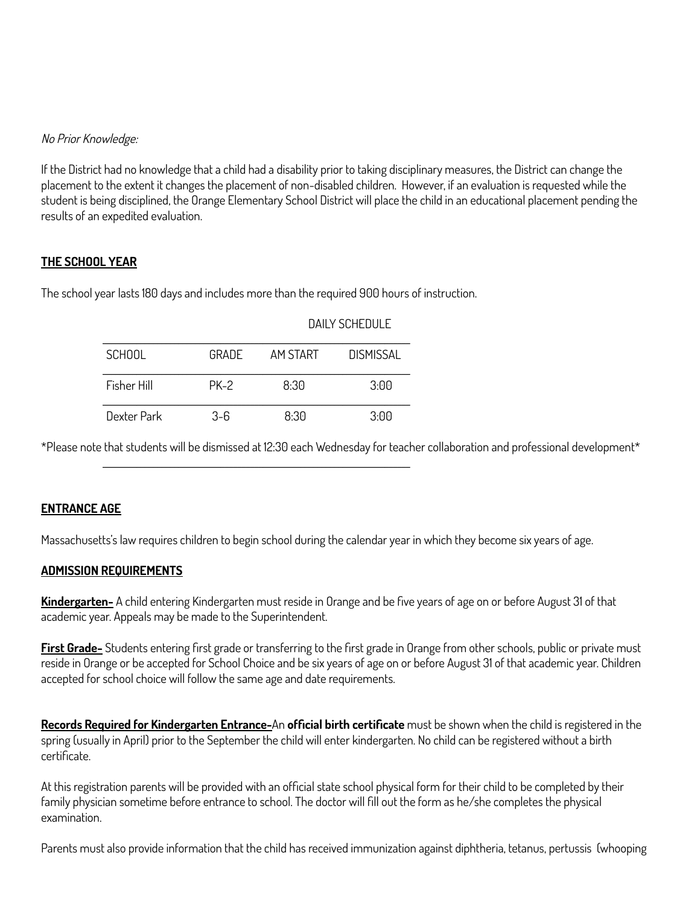*No Prior Knowledge:*

If the District had no knowledge that a child had a disability prior to taking disciplinary measures, the District can change the placement to the extent it changes the placement of non-disabled children. However, if an evaluation is requested while the student is being disciplined, the Orange Elementary School District will place the child in an educational placement pending the results of an expedited evaluation.

## THE SCHOOL YEAR

The school year lasts 180 days and includes more than the required 900 hours of instruction.

DAILY SCHEDULE

| SCHOOL | GRADE | AM START | DISMISSAL |
|---|---|---|---|
| Fisher Hill | PK-2 | 8:30 | 3:00 |
| Dexter Park | 3-6 | 8:30 | 3:00 |

*Please note that students will be dismissed at 12:30 each Wednesday for teacher collaboration and professional development*

## ENTRANCE AGE

Massachusetts's law requires children to begin school during the calendar year in which they become six years of age.

## ADMISSION REQUIREMENTS

**Kindergarten-** A child entering Kindergarten must reside in Orange and be five years of age on or before August 31 of that academic year. Appeals may be made to the Superintendent.

**First Grade-** Students entering first grade or transferring to the first grade in Orange from other schools, public or private must reside in Orange or be accepted for School Choice and be six years of age on or before August 31 of that academic year. Children accepted for school choice will follow the same age and date requirements.

**Records Required for Kindergarten Entrance-**An **official birth certificate** must be shown when the child is registered in the spring (usually in April) prior to the September the child will enter kindergarten. No child can be registered without a birth certificate.

At this registration parents will be provided with an official state school physical form for their child to be completed by their family physician sometime before entrance to school. The doctor will fill out the form as he/she completes the physical examination.

Parents must also provide information that the child has received immunization against diphtheria, tetanus, pertussis (whooping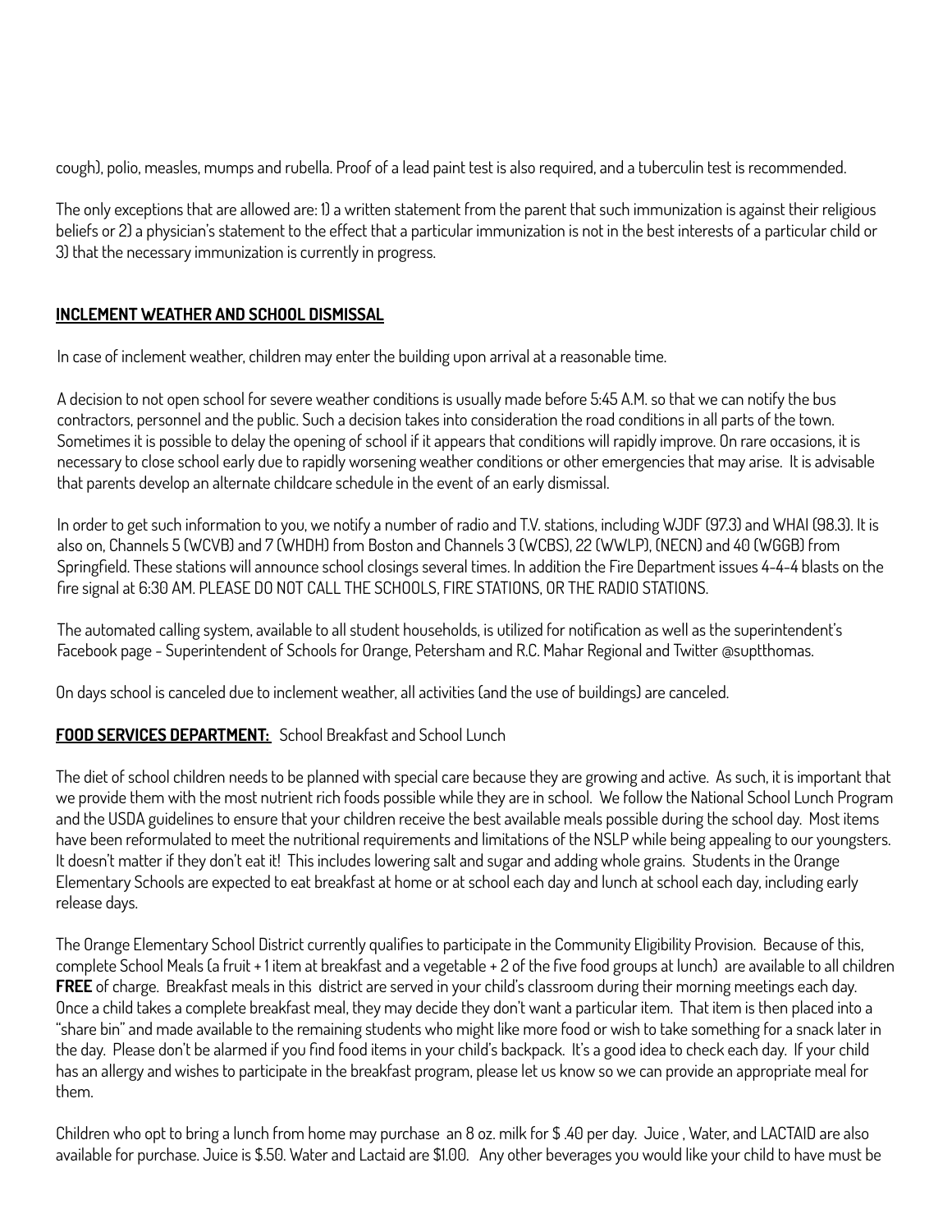cough), polio, measles, mumps and rubella. Proof of a lead paint test is also required, and a tuberculin test is recommended.

The only exceptions that are allowed are: 1) a written statement from the parent that such immunization is against their religious beliefs or 2) a physician's statement to the effect that a particular immunization is not in the best interests of a particular child or 3) that the necessary immunization is currently in progress.

## INCLEMENT WEATHER AND SCHOOL DISMISSAL

In case of inclement weather, children may enter the building upon arrival at a reasonable time.

A decision to not open school for severe weather conditions is usually made before 5:45 A.M. so that we can notify the bus contractors, personnel and the public. Such a decision takes into consideration the road conditions in all parts of the town. Sometimes it is possible to delay the opening of school if it appears that conditions will rapidly improve. On rare occasions, it is necessary to close school early due to rapidly worsening weather conditions or other emergencies that may arise. It is advisable that parents develop an alternate childcare schedule in the event of an early dismissal.

In order to get such information to you, we notify a number of radio and T.V. stations, including WJDF (97.3) and WHAI (98.3). It is also on, Channels 5 (WCVB) and 7 (WHDH) from Boston and Channels 3 (WCBS), 22 (WWLP), (NECN) and 40 (WGGB) from Springfield. These stations will announce school closings several times. In addition the Fire Department issues 4-4-4 blasts on the fire signal at 6:30 AM. PLEASE DO NOT CALL THE SCHOOLS, FIRE STATIONS, OR THE RADIO STATIONS.

The automated calling system, available to all student households, is utilized for notification as well as the superintendent's Facebook page - Superintendent of Schools for Orange, Petersham and R.C. Mahar Regional and Twitter @suptthomas.

On days school is canceled due to inclement weather, all activities (and the use of buildings) are canceled.

## FOOD SERVICES DEPARTMENT: School Breakfast and School Lunch

The diet of school children needs to be planned with special care because they are growing and active. As such, it is important that we provide them with the most nutrient rich foods possible while they are in school. We follow the National School Lunch Program and the USDA guidelines to ensure that your children receive the best available meals possible during the school day. Most items have been reformulated to meet the nutritional requirements and limitations of the NSLP while being appealing to our youngsters. It doesn't matter if they don't eat it! This includes lowering salt and sugar and adding whole grains. Students in the Orange Elementary Schools are expected to eat breakfast at home or at school each day and lunch at school each day, including early release days.

The Orange Elementary School District currently qualifies to participate in the Community Eligibility Provision. Because of this, complete School Meals (a fruit + 1 item at breakfast and a vegetable + 2 of the five food groups at lunch) are available to all children **FREE** of charge. Breakfast meals in this district are served in your child's classroom during their morning meetings each day. Once a child takes a complete breakfast meal, they may decide they don't want a particular item. That item is then placed into a "share bin" and made available to the remaining students who might like more food or wish to take something for a snack later in the day. Please don't be alarmed if you find food items in your child's backpack. It's a good idea to check each day. If your child has an allergy and wishes to participate in the breakfast program, please let us know so we can provide an appropriate meal for them.

Children who opt to bring a lunch from home may purchase an 8 oz. milk for $ .40 per day. Juice , Water, and LACTAID are also available for purchase. Juice is $.50. Water and Lactaid are $1.00. Any other beverages you would like your child to have must be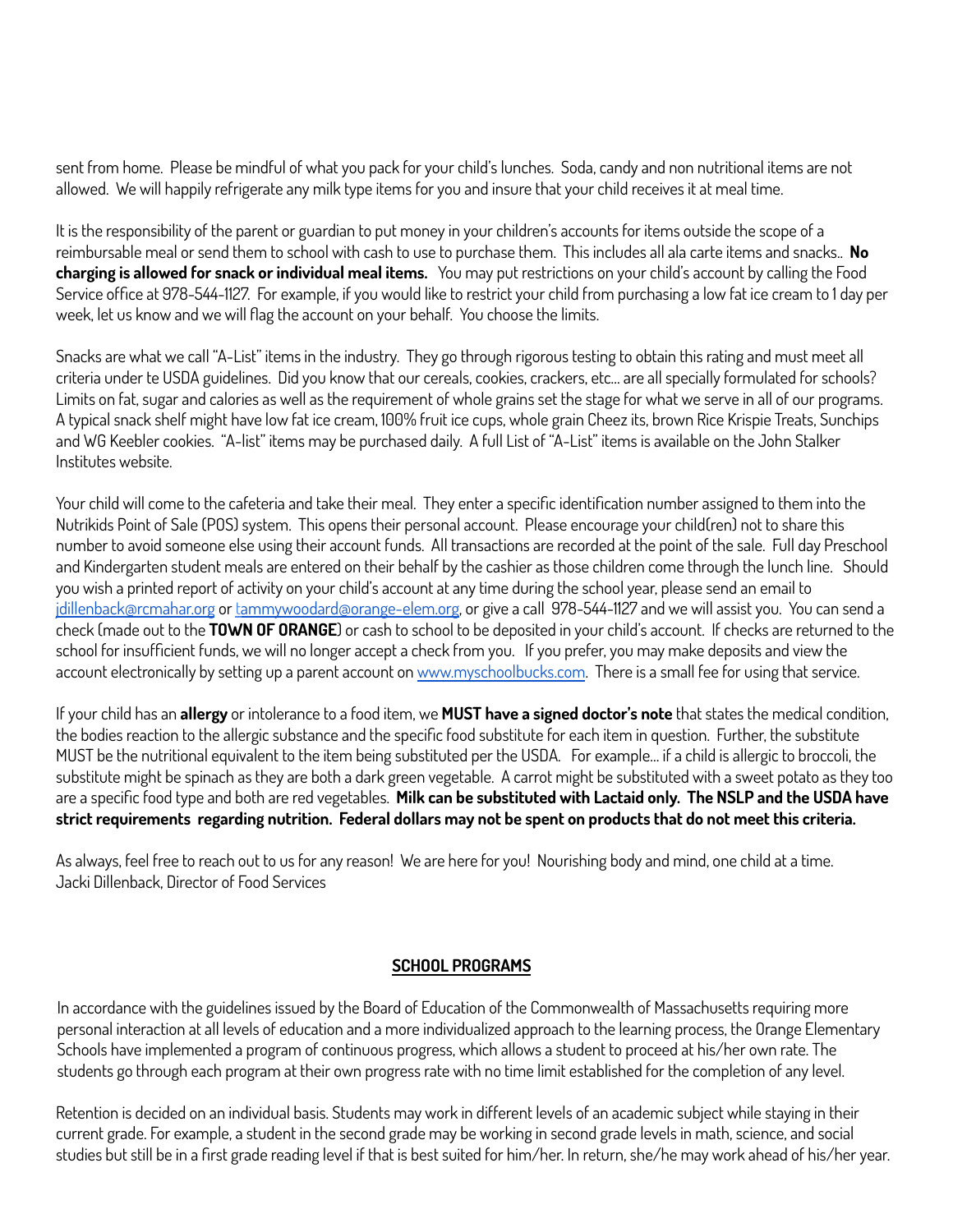sent from home. Please be mindful of what you pack for your child's lunches. Soda, candy and non nutritional items are not allowed. We will happily refrigerate any milk type items for you and insure that your child receives it at meal time.

It is the responsibility of the parent or guardian to put money in your children's accounts for items outside the scope of a reimbursable meal or send them to school with cash to use to purchase them. This includes all ala carte items and snacks.. **No charging is allowed for snack or individual meal items.** You may put restrictions on your child's account by calling the Food Service office at 978-544-1127. For example, if you would like to restrict your child from purchasing a low fat ice cream to 1 day per week, let us know and we will flag the account on your behalf. You choose the limits.

Snacks are what we call "A-List" items in the industry. They go through rigorous testing to obtain this rating and must meet all criteria under te USDA guidelines. Did you know that our cereals, cookies, crackers, etc... are all specially formulated for schools? Limits on fat, sugar and calories as well as the requirement of whole grains set the stage for what we serve in all of our programs. A typical snack shelf might have low fat ice cream, 100% fruit ice cups, whole grain Cheez its, brown Rice Krispie Treats, Sunchips and WG Keebler cookies. "A-list" items may be purchased daily. A full List of "A-List" items is available on the John Stalker Institutes website.

Your child will come to the cafeteria and take their meal. They enter a specific identification number assigned to them into the Nutrikids Point of Sale (POS) system. This opens their personal account. Please encourage your child(ren) not to share this number to avoid someone else using their account funds. All transactions are recorded at the point of the sale. Full day Preschool and Kindergarten student meals are entered on their behalf by the cashier as those children come through the lunch line. Should you wish a printed report of activity on your child's account at any time during the school year, please send an email to jdillenback@rcmahar.org or tammywoodard@orange-elem.org, or give a call 978-544-1127 and we will assist you. You can send a check (made out to the **TOWN OF ORANGE**) or cash to school to be deposited in your child's account. If checks are returned to the school for insufficient funds, we will no longer accept a check from you. If you prefer, you may make deposits and view the account electronically by setting up a parent account on www.myschoolbucks.com. There is a small fee for using that service.

If your child has an **allergy** or intolerance to a food item, we **MUST have a signed doctor's note** that states the medical condition, the bodies reaction to the allergic substance and the specific food substitute for each item in question. Further, the substitute MUST be the nutritional equivalent to the item being substituted per the USDA. For example... if a child is allergic to broccoli, the substitute might be spinach as they are both a dark green vegetable. A carrot might be substituted with a sweet potato as they too are a specific food type and both are red vegetables. **Milk can be substituted with Lactaid only. The NSLP and the USDA have strict requirements regarding nutrition. Federal dollars may not be spent on products that do not meet this criteria.**

As always, feel free to reach out to us for any reason! We are here for you! Nourishing body and mind, one child at a time.
Jacki Dillenback, Director of Food Services

## SCHOOL PROGRAMS

In accordance with the guidelines issued by the Board of Education of the Commonwealth of Massachusetts requiring more personal interaction at all levels of education and a more individualized approach to the learning process, the Orange Elementary Schools have implemented a program of continuous progress, which allows a student to proceed at his/her own rate. The students go through each program at their own progress rate with no time limit established for the completion of any level.

Retention is decided on an individual basis. Students may work in different levels of an academic subject while staying in their current grade. For example, a student in the second grade may be working in second grade levels in math, science, and social studies but still be in a first grade reading level if that is best suited for him/her. In return, she/he may work ahead of his/her year.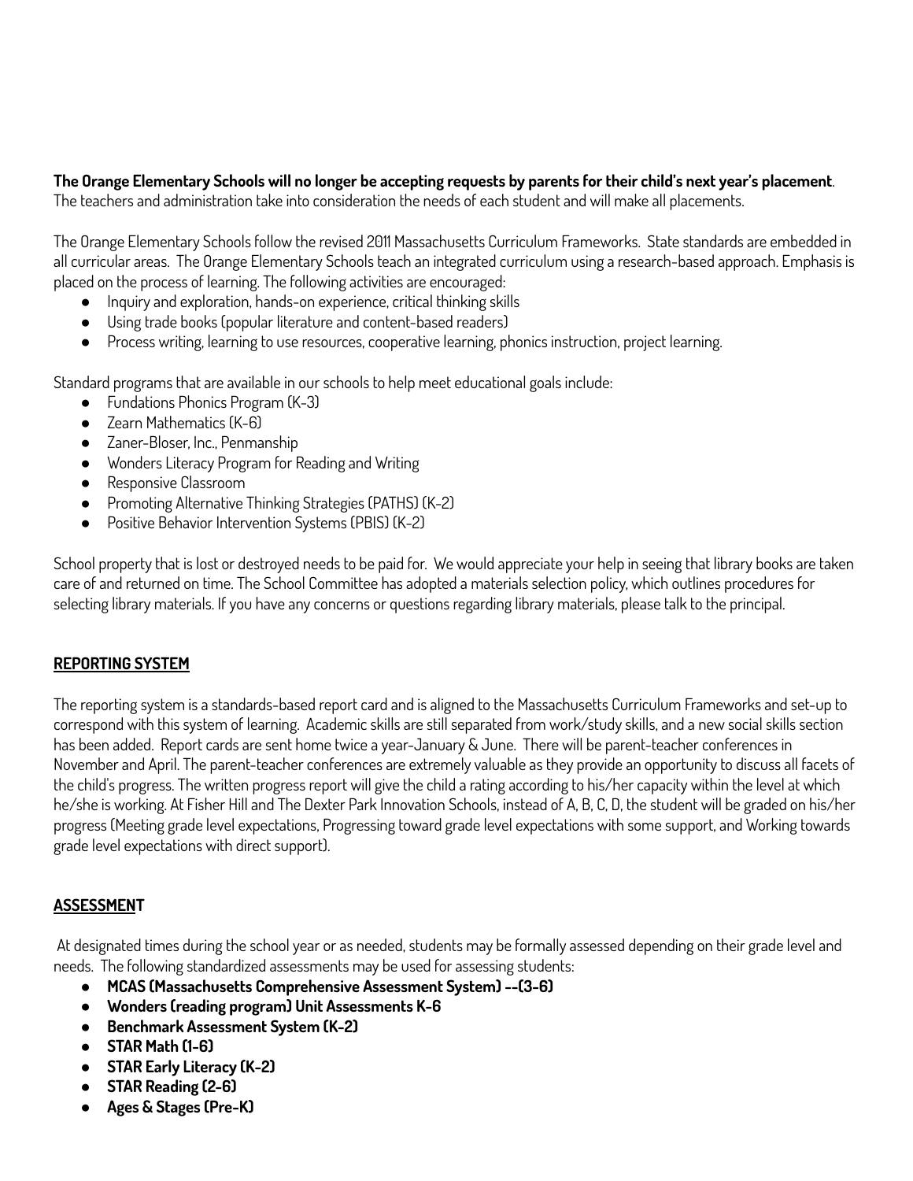**The Orange Elementary Schools will no longer be accepting requests by parents for their child's next year's placement**. The teachers and administration take into consideration the needs of each student and will make all placements.

The Orange Elementary Schools follow the revised 2011 Massachusetts Curriculum Frameworks. State standards are embedded in all curricular areas. The Orange Elementary Schools teach an integrated curriculum using a research-based approach. Emphasis is placed on the process of learning. The following activities are encouraged:

- Inquiry and exploration, hands-on experience, critical thinking skills
- Using trade books (popular literature and content-based readers)
- Process writing, learning to use resources, cooperative learning, phonics instruction, project learning.

Standard programs that are available in our schools to help meet educational goals include:

- Fundations Phonics Program (K-3)
- Zearn Mathematics (K-6)
- Zaner-Bloser, Inc., Penmanship
- Wonders Literacy Program for Reading and Writing
- Responsive Classroom
- Promoting Alternative Thinking Strategies (PATHS) (K-2)
- Positive Behavior Intervention Systems (PBIS) (K-2)

School property that is lost or destroyed needs to be paid for. We would appreciate your help in seeing that library books are taken care of and returned on time. The School Committee has adopted a materials selection policy, which outlines procedures for selecting library materials. If you have any concerns or questions regarding library materials, please talk to the principal.

## REPORTING SYSTEM

The reporting system is a standards-based report card and is aligned to the Massachusetts Curriculum Frameworks and set-up to correspond with this system of learning. Academic skills are still separated from work/study skills, and a new social skills section has been added. Report cards are sent home twice a year-January & June. There will be parent-teacher conferences in November and April. The parent-teacher conferences are extremely valuable as they provide an opportunity to discuss all facets of the child's progress. The written progress report will give the child a rating according to his/her capacity within the level at which he/she is working. At Fisher Hill and The Dexter Park Innovation Schools, instead of A, B, C, D, the student will be graded on his/her progress (Meeting grade level expectations, Progressing toward grade level expectations with some support, and Working towards grade level expectations with direct support).

## ASSESSMENT

At designated times during the school year or as needed, students may be formally assessed depending on their grade level and needs. The following standardized assessments may be used for assessing students:

- **MCAS (Massachusetts Comprehensive Assessment System) --(3-6)**
- **Wonders (reading program) Unit Assessments K-6**
- **Benchmark Assessment System (K-2)**
- **STAR Math (1-6)**
- **STAR Early Literacy (K-2)**
- **STAR Reading (2-6)**
- **Ages & Stages (Pre-K)**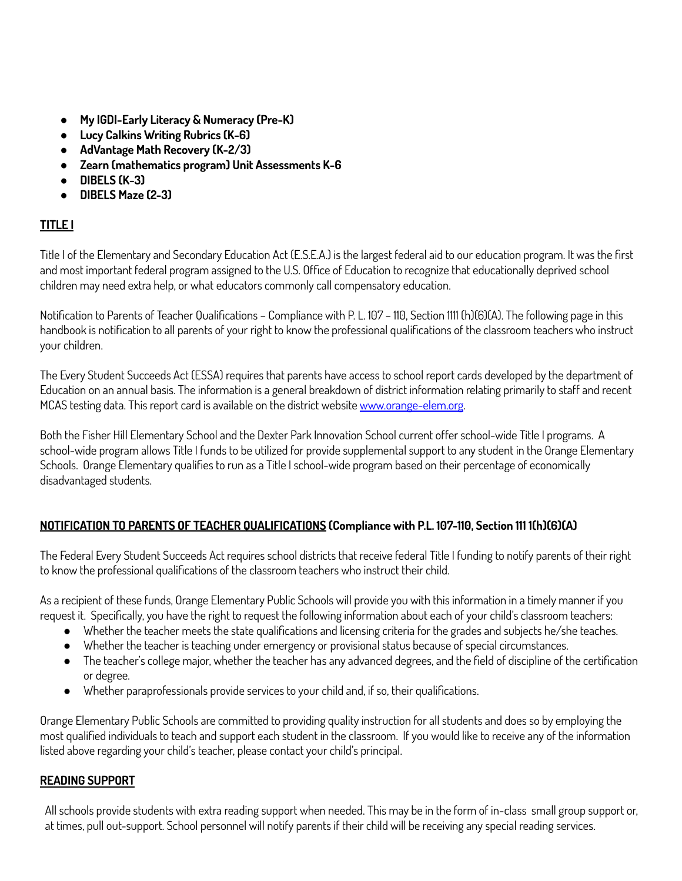- **My IGDI-Early Literacy & Numeracy (Pre-K)**
- **Lucy Calkins Writing Rubrics (K-6)**
- **AdVantage Math Recovery (K-2/3)**
- **Zearn (mathematics program) Unit Assessments K-6**
- **DIBELS (K-3)**
- **DIBELS Maze (2-3)**

## TITLE I

Title I of the Elementary and Secondary Education Act (E.S.E.A.) is the largest federal aid to our education program. It was the first and most important federal program assigned to the U.S. Office of Education to recognize that educationally deprived school children may need extra help, or what educators commonly call compensatory education.

Notification to Parents of Teacher Qualifications – Compliance with P. L. 107 – 110, Section 1111 (h)(6)(A). The following page in this handbook is notification to all parents of your right to know the professional qualifications of the classroom teachers who instruct your children.

The Every Student Succeeds Act (ESSA) requires that parents have access to school report cards developed by the department of Education on an annual basis. The information is a general breakdown of district information relating primarily to staff and recent MCAS testing data. This report card is available on the district website [www.orange-elem.org](http://www.orange-elem.org).

Both the Fisher Hill Elementary School and the Dexter Park Innovation School current offer school-wide Title I programs. A school-wide program allows Title I funds to be utilized for provide supplemental support to any student in the Orange Elementary Schools. Orange Elementary qualifies to run as a Title I school-wide program based on their percentage of economically disadvantaged students.

## NOTIFICATION TO PARENTS OF TEACHER QUALIFICATIONS (Compliance with P.L. 107-110, Section 111 1(h)(6)(A)

The Federal Every Student Succeeds Act requires school districts that receive federal Title I funding to notify parents of their right to know the professional qualifications of the classroom teachers who instruct their child.

As a recipient of these funds, Orange Elementary Public Schools will provide you with this information in a timely manner if you request it. Specifically, you have the right to request the following information about each of your child's classroom teachers:

- Whether the teacher meets the state qualifications and licensing criteria for the grades and subjects he/she teaches.
- Whether the teacher is teaching under emergency or provisional status because of special circumstances.
- The teacher's college major, whether the teacher has any advanced degrees, and the field of discipline of the certification or degree.
- Whether paraprofessionals provide services to your child and, if so, their qualifications.

Orange Elementary Public Schools are committed to providing quality instruction for all students and does so by employing the most qualified individuals to teach and support each student in the classroom. If you would like to receive any of the information listed above regarding your child's teacher, please contact your child's principal.

## READING SUPPORT

All schools provide students with extra reading support when needed. This may be in the form of in-class small group support or, at times, pull out-support. School personnel will notify parents if their child will be receiving any special reading services.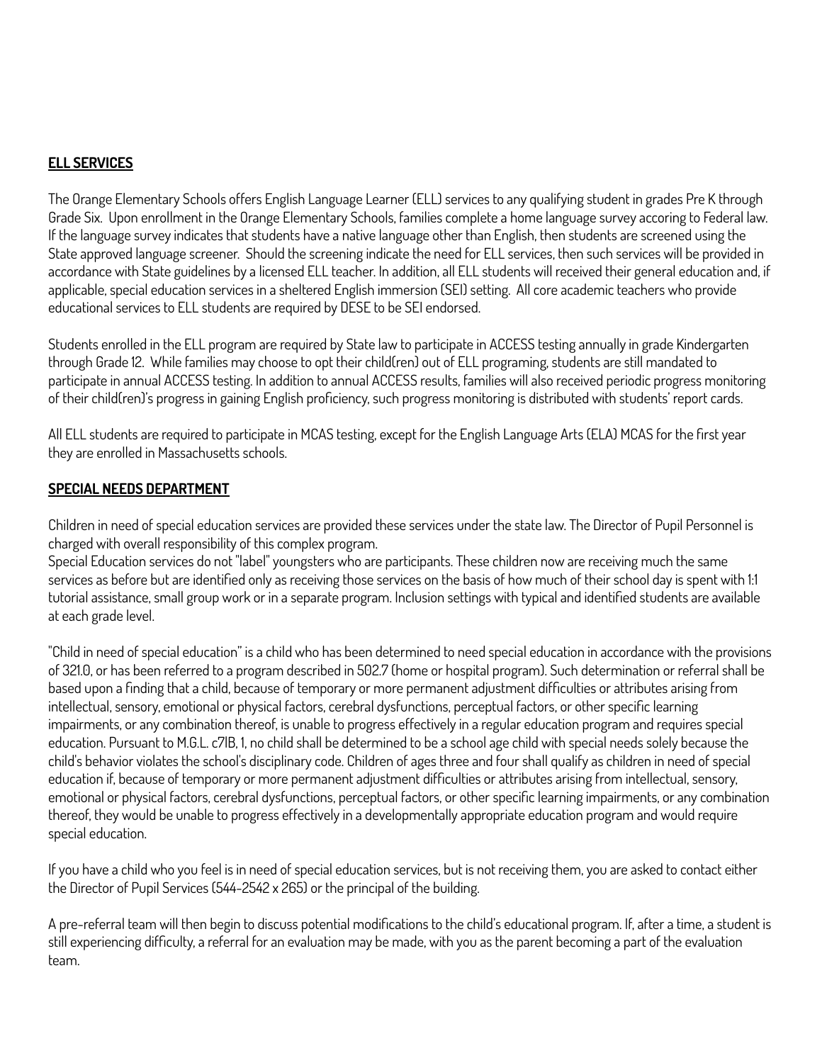**ELL SERVICES**

The Orange Elementary Schools offers English Language Learner (ELL) services to any qualifying student in grades Pre K through Grade Six. Upon enrollment in the Orange Elementary Schools, families complete a home language survey accoring to Federal law. If the language survey indicates that students have a native language other than English, then students are screened using the State approved language screener. Should the screening indicate the need for ELL services, then such services will be provided in accordance with State guidelines by a licensed ELL teacher. In addition, all ELL students will received their general education and, if applicable, special education services in a sheltered English immersion (SEI) setting. All core academic teachers who provide educational services to ELL students are required by DESE to be SEI endorsed.

Students enrolled in the ELL program are required by State law to participate in ACCESS testing annually in grade Kindergarten through Grade 12. While families may choose to opt their child(ren) out of ELL programing, students are still mandated to participate in annual ACCESS testing. In addition to annual ACCESS results, families will also received periodic progress monitoring of their child(ren)'s progress in gaining English proficiency, such progress monitoring is distributed with students' report cards.

All ELL students are required to participate in MCAS testing, except for the English Language Arts (ELA) MCAS for the first year they are enrolled in Massachusetts schools.

**SPECIAL NEEDS DEPARTMENT**

Children in need of special education services are provided these services under the state law. The Director of Pupil Personnel is charged with overall responsibility of this complex program.
Special Education services do not "label" youngsters who are participants. These children now are receiving much the same services as before but are identified only as receiving those services on the basis of how much of their school day is spent with 1:1 tutorial assistance, small group work or in a separate program. Inclusion settings with typical and identified students are available at each grade level.

"Child in need of special education" is a child who has been determined to need special education in accordance with the provisions of 321.0, or has been referred to a program described in 502.7 (home or hospital program). Such determination or referral shall be based upon a finding that a child, because of temporary or more permanent adjustment difficulties or attributes arising from intellectual, sensory, emotional or physical factors, cerebral dysfunctions, perceptual factors, or other specific learning impairments, or any combination thereof, is unable to progress effectively in a regular education program and requires special education. Pursuant to M.G.L. c71B, 1, no child shall be determined to be a school age child with special needs solely because the child's behavior violates the school's disciplinary code. Children of ages three and four shall qualify as children in need of special education if, because of temporary or more permanent adjustment difficulties or attributes arising from intellectual, sensory, emotional or physical factors, cerebral dysfunctions, perceptual factors, or other specific learning impairments, or any combination thereof, they would be unable to progress effectively in a developmentally appropriate education program and would require special education.

If you have a child who you feel is in need of special education services, but is not receiving them, you are asked to contact either the Director of Pupil Services (544-2542 x 265) or the principal of the building.

A pre-referral team will then begin to discuss potential modifications to the child's educational program. If, after a time, a student is still experiencing difficulty, a referral for an evaluation may be made, with you as the parent becoming a part of the evaluation team.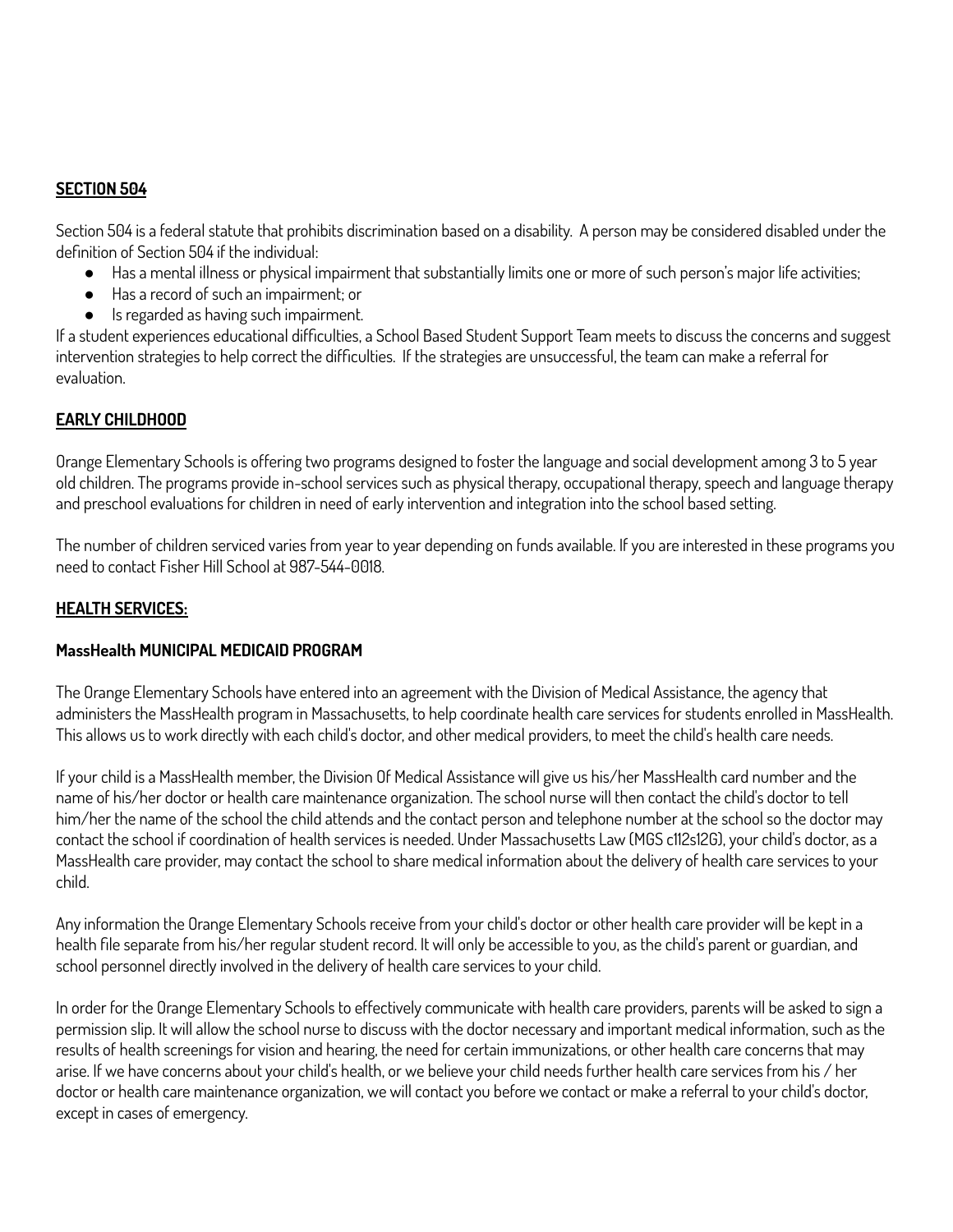## SECTION 504

Section 504 is a federal statute that prohibits discrimination based on a disability. A person may be considered disabled under the definition of Section 504 if the individual:

- Has a mental illness or physical impairment that substantially limits one or more of such person's major life activities;
- Has a record of such an impairment; or
- Is regarded as having such impairment.

If a student experiences educational difficulties, a School Based Student Support Team meets to discuss the concerns and suggest intervention strategies to help correct the difficulties. If the strategies are unsuccessful, the team can make a referral for evaluation.

## EARLY CHILDHOOD

Orange Elementary Schools is offering two programs designed to foster the language and social development among 3 to 5 year old children. The programs provide in-school services such as physical therapy, occupational therapy, speech and language therapy and preschool evaluations for children in need of early intervention and integration into the school based setting.

The number of children serviced varies from year to year depending on funds available. If you are interested in these programs you need to contact Fisher Hill School at 987-544-0018.

## HEALTH SERVICES:

### MassHealth MUNICIPAL MEDICAID PROGRAM

The Orange Elementary Schools have entered into an agreement with the Division of Medical Assistance, the agency that administers the MassHealth program in Massachusetts, to help coordinate health care services for students enrolled in MassHealth. This allows us to work directly with each child's doctor, and other medical providers, to meet the child's health care needs.

If your child is a MassHealth member, the Division Of Medical Assistance will give us his/her MassHealth card number and the name of his/her doctor or health care maintenance organization. The school nurse will then contact the child's doctor to tell him/her the name of the school the child attends and the contact person and telephone number at the school so the doctor may contact the school if coordination of health services is needed. Under Massachusetts Law (MGS c112s12G), your child's doctor, as a MassHealth care provider, may contact the school to share medical information about the delivery of health care services to your child.

Any information the Orange Elementary Schools receive from your child's doctor or other health care provider will be kept in a health file separate from his/her regular student record. It will only be accessible to you, as the child's parent or guardian, and school personnel directly involved in the delivery of health care services to your child.

In order for the Orange Elementary Schools to effectively communicate with health care providers, parents will be asked to sign a permission slip. It will allow the school nurse to discuss with the doctor necessary and important medical information, such as the results of health screenings for vision and hearing, the need for certain immunizations, or other health care concerns that may arise. If we have concerns about your child's health, or we believe your child needs further health care services from his / her doctor or health care maintenance organization, we will contact you before we contact or make a referral to your child's doctor, except in cases of emergency.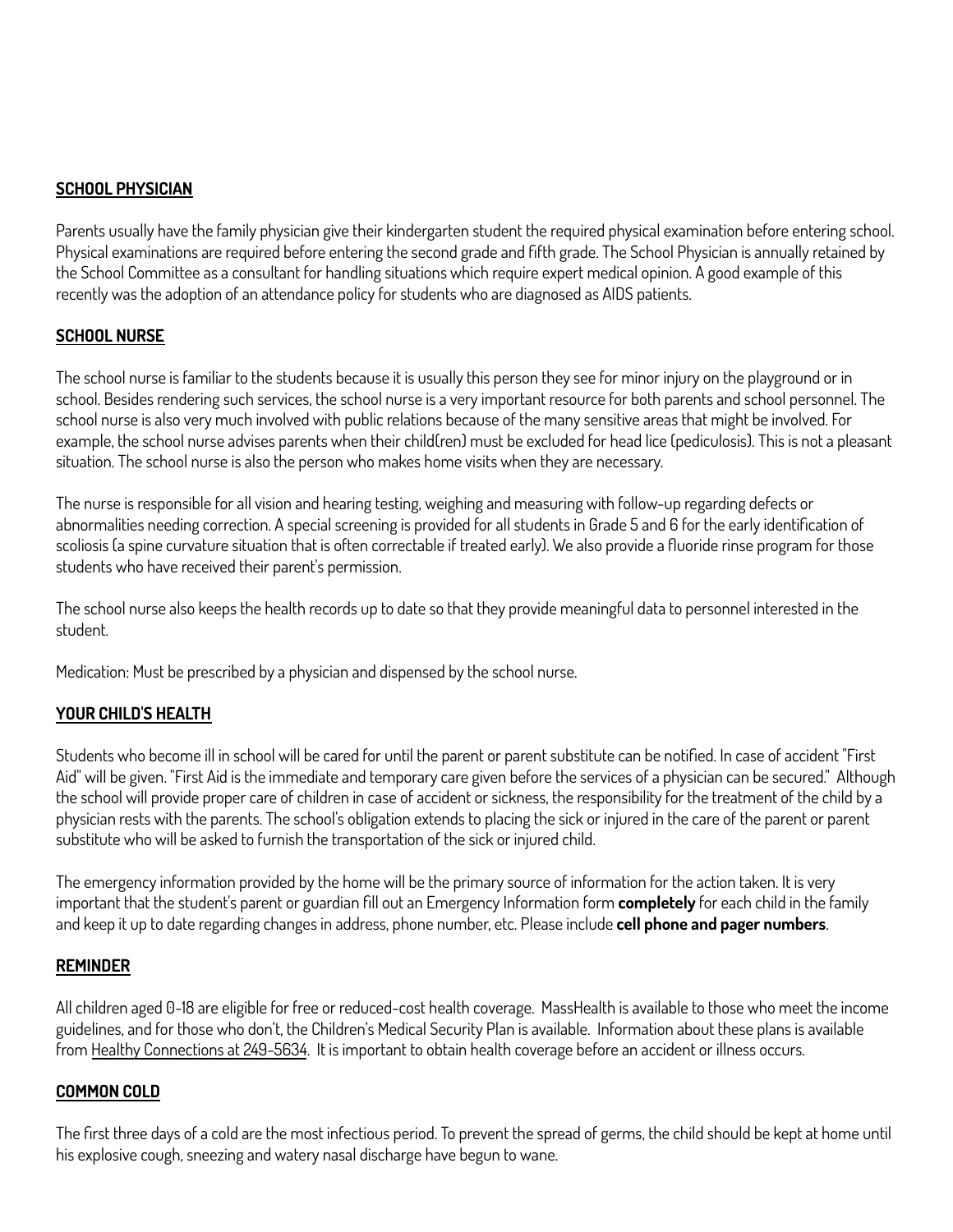## SCHOOL PHYSICIAN

Parents usually have the family physician give their kindergarten student the required physical examination before entering school. Physical examinations are required before entering the second grade and fifth grade. The School Physician is annually retained by the School Committee as a consultant for handling situations which require expert medical opinion. A good example of this recently was the adoption of an attendance policy for students who are diagnosed as AIDS patients.

## SCHOOL NURSE

The school nurse is familiar to the students because it is usually this person they see for minor injury on the playground or in school. Besides rendering such services, the school nurse is a very important resource for both parents and school personnel. The school nurse is also very much involved with public relations because of the many sensitive areas that might be involved. For example, the school nurse advises parents when their child(ren) must be excluded for head lice (pediculosis). This is not a pleasant situation. The school nurse is also the person who makes home visits when they are necessary.

The nurse is responsible for all vision and hearing testing, weighing and measuring with follow-up regarding defects or abnormalities needing correction. A special screening is provided for all students in Grade 5 and 6 for the early identification of scoliosis (a spine curvature situation that is often correctable if treated early). We also provide a fluoride rinse program for those students who have received their parent's permission.

The school nurse also keeps the health records up to date so that they provide meaningful data to personnel interested in the student.

Medication: Must be prescribed by a physician and dispensed by the school nurse.

## YOUR CHILD'S HEALTH

Students who become ill in school will be cared for until the parent or parent substitute can be notified. In case of accident "First Aid" will be given. "First Aid is the immediate and temporary care given before the services of a physician can be secured." Although the school will provide proper care of children in case of accident or sickness, the responsibility for the treatment of the child by a physician rests with the parents. The school's obligation extends to placing the sick or injured in the care of the parent or parent substitute who will be asked to furnish the transportation of the sick or injured child.

The emergency information provided by the home will be the primary source of information for the action taken. It is very important that the student's parent or guardian fill out an Emergency Information form **completely** for each child in the family and keep it up to date regarding changes in address, phone number, etc. Please include **cell phone and pager numbers**.

## REMINDER

All children aged 0-18 are eligible for free or reduced-cost health coverage. MassHealth is available to those who meet the income guidelines, and for those who don't, the Children's Medical Security Plan is available. Information about these plans is available from Healthy Connections at 249-5634. It is important to obtain health coverage before an accident or illness occurs.

## COMMON COLD

The first three days of a cold are the most infectious period. To prevent the spread of germs, the child should be kept at home until his explosive cough, sneezing and watery nasal discharge have begun to wane.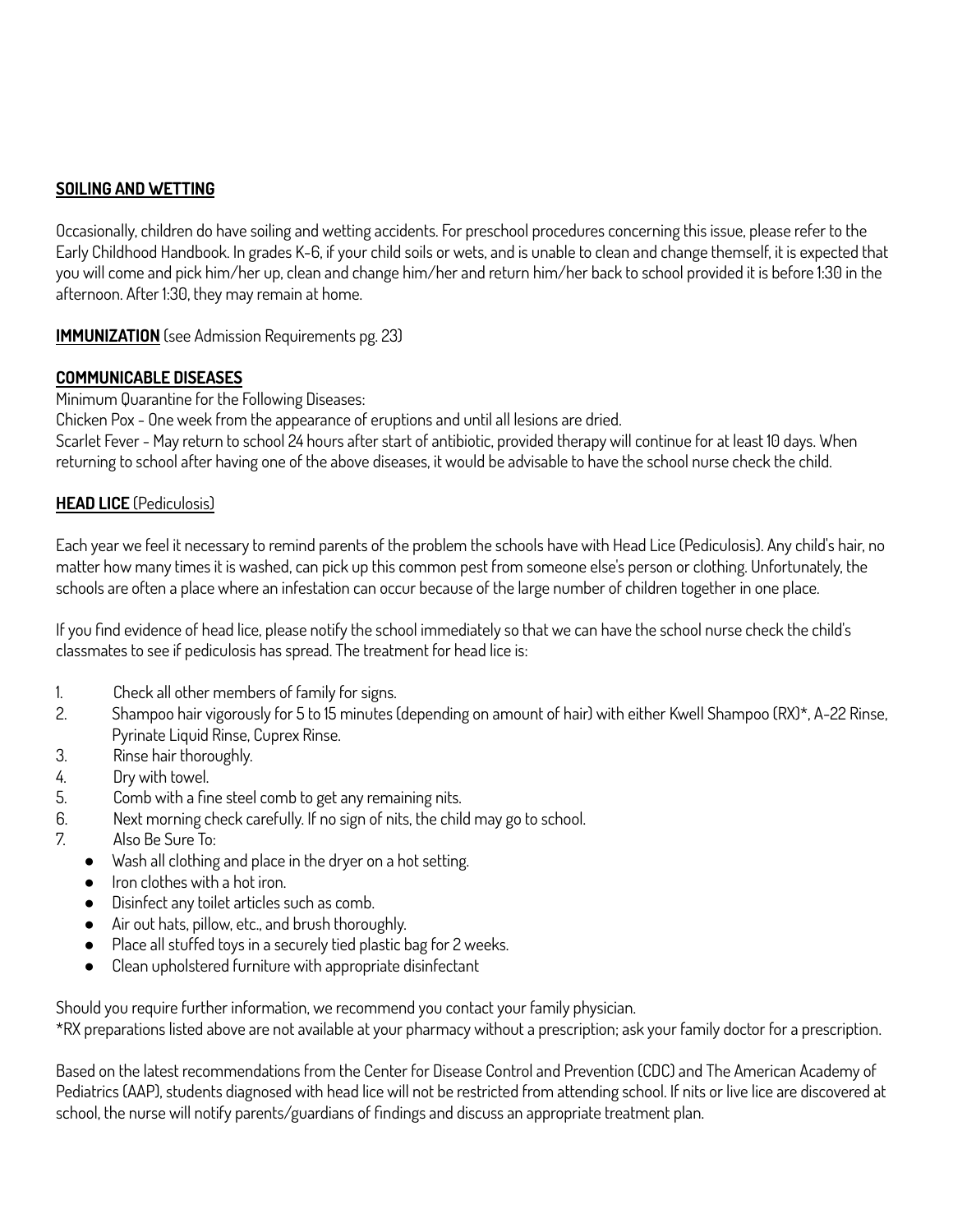## SOILING AND WETTING

Occasionally, children do have soiling and wetting accidents. For preschool procedures concerning this issue, please refer to the Early Childhood Handbook. In grades K-6, if your child soils or wets, and is unable to clean and change themself, it is expected that you will come and pick him/her up, clean and change him/her and return him/her back to school provided it is before 1:30 in the afternoon. After 1:30, they may remain at home.

**IMMUNIZATION** (see Admission Requirements pg. 23)

## COMMUNICABLE DISEASES

Minimum Quarantine for the Following Diseases:
Chicken Pox - One week from the appearance of eruptions and until all lesions are dried.
Scarlet Fever - May return to school 24 hours after start of antibiotic, provided therapy will continue for at least 10 days. When returning to school after having one of the above diseases, it would be advisable to have the school nurse check the child.

## HEAD LICE (Pediculosis)

Each year we feel it necessary to remind parents of the problem the schools have with Head Lice (Pediculosis). Any child's hair, no matter how many times it is washed, can pick up this common pest from someone else's person or clothing. Unfortunately, the schools are often a place where an infestation can occur because of the large number of children together in one place.

If you find evidence of head lice, please notify the school immediately so that we can have the school nurse check the child's classmates to see if pediculosis has spread. The treatment for head lice is:

1. Check all other members of family for signs.
2. Shampoo hair vigorously for 5 to 15 minutes (depending on amount of hair) with either Kwell Shampoo (RX)*, A-22 Rinse, Pyrinate Liquid Rinse, Cuprex Rinse.
3. Rinse hair thoroughly.
4. Dry with towel.
5. Comb with a fine steel comb to get any remaining nits.
6. Next morning check carefully. If no sign of nits, the child may go to school.
7. Also Be Sure To:
   - Wash all clothing and place in the dryer on a hot setting.
   - Iron clothes with a hot iron.
   - Disinfect any toilet articles such as comb.
   - Air out hats, pillow, etc., and brush thoroughly.
   - Place all stuffed toys in a securely tied plastic bag for 2 weeks.
   - Clean upholstered furniture with appropriate disinfectant

Should you require further information, we recommend you contact your family physician.
*RX preparations listed above are not available at your pharmacy without a prescription; ask your family doctor for a prescription.

Based on the latest recommendations from the Center for Disease Control and Prevention (CDC) and The American Academy of Pediatrics (AAP), students diagnosed with head lice will not be restricted from attending school. If nits or live lice are discovered at school, the nurse will notify parents/guardians of findings and discuss an appropriate treatment plan.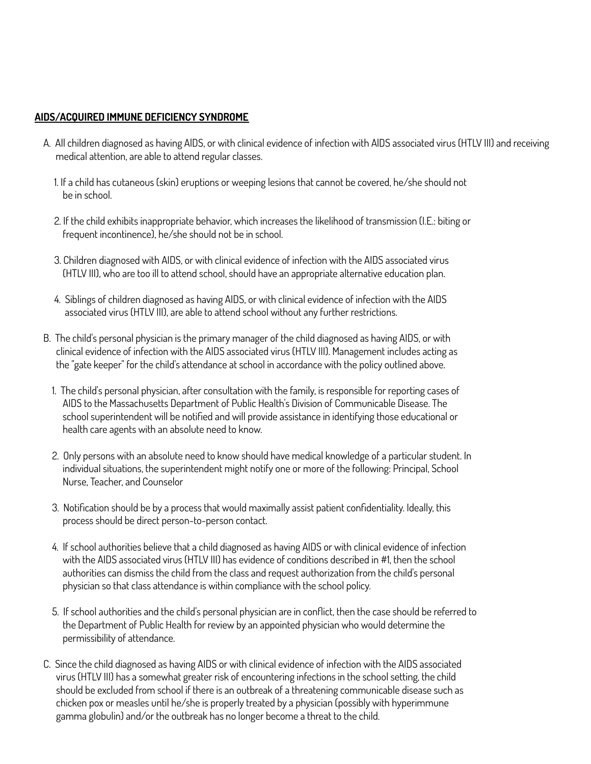## AIDS/ACQUIRED IMMUNE DEFICIENCY SYNDROME

A. All children diagnosed as having AIDS, or with clinical evidence of infection with AIDS associated virus (HTLV III) and receiving medical attention, are able to attend regular classes.

   1. If a child has cutaneous (skin) eruptions or weeping lesions that cannot be covered, he/she should not be in school.

   2. If the child exhibits inappropriate behavior, which increases the likelihood of transmission (I.E.: biting or frequent incontinence), he/she should not be in school.

   3. Children diagnosed with AIDS, or with clinical evidence of infection with the AIDS associated virus (HTLV III), who are too ill to attend school, should have an appropriate alternative education plan.

   4. Siblings of children diagnosed as having AIDS, or with clinical evidence of infection with the AIDS associated virus (HTLV III), are able to attend school without any further restrictions.

B. The child's personal physician is the primary manager of the child diagnosed as having AIDS, or with clinical evidence of infection with the AIDS associated virus (HTLV III). Management includes acting as the "gate keeper" for the child's attendance at school in accordance with the policy outlined above.

   1. The child's personal physician, after consultation with the family, is responsible for reporting cases of AIDS to the Massachusetts Department of Public Health's Division of Communicable Disease. The school superintendent will be notified and will provide assistance in identifying those educational or health care agents with an absolute need to know.

   2. Only persons with an absolute need to know should have medical knowledge of a particular student. In individual situations, the superintendent might notify one or more of the following: Principal, School Nurse, Teacher, and Counselor

   3. Notification should be by a process that would maximally assist patient confidentiality. Ideally, this process should be direct person-to-person contact.

   4. If school authorities believe that a child diagnosed as having AIDS or with clinical evidence of infection with the AIDS associated virus (HTLV III) has evidence of conditions described in #1, then the school authorities can dismiss the child from the class and request authorization from the child's personal physician so that class attendance is within compliance with the school policy.

   5. If school authorities and the child's personal physician are in conflict, then the case should be referred to the Department of Public Health for review by an appointed physician who would determine the permissibility of attendance.

C. Since the child diagnosed as having AIDS or with clinical evidence of infection with the AIDS associated virus (HTLV III) has a somewhat greater risk of encountering infections in the school setting, the child should be excluded from school if there is an outbreak of a threatening communicable disease such as chicken pox or measles until he/she is properly treated by a physician (possibly with hyperimmune gamma globulin) and/or the outbreak has no longer become a threat to the child.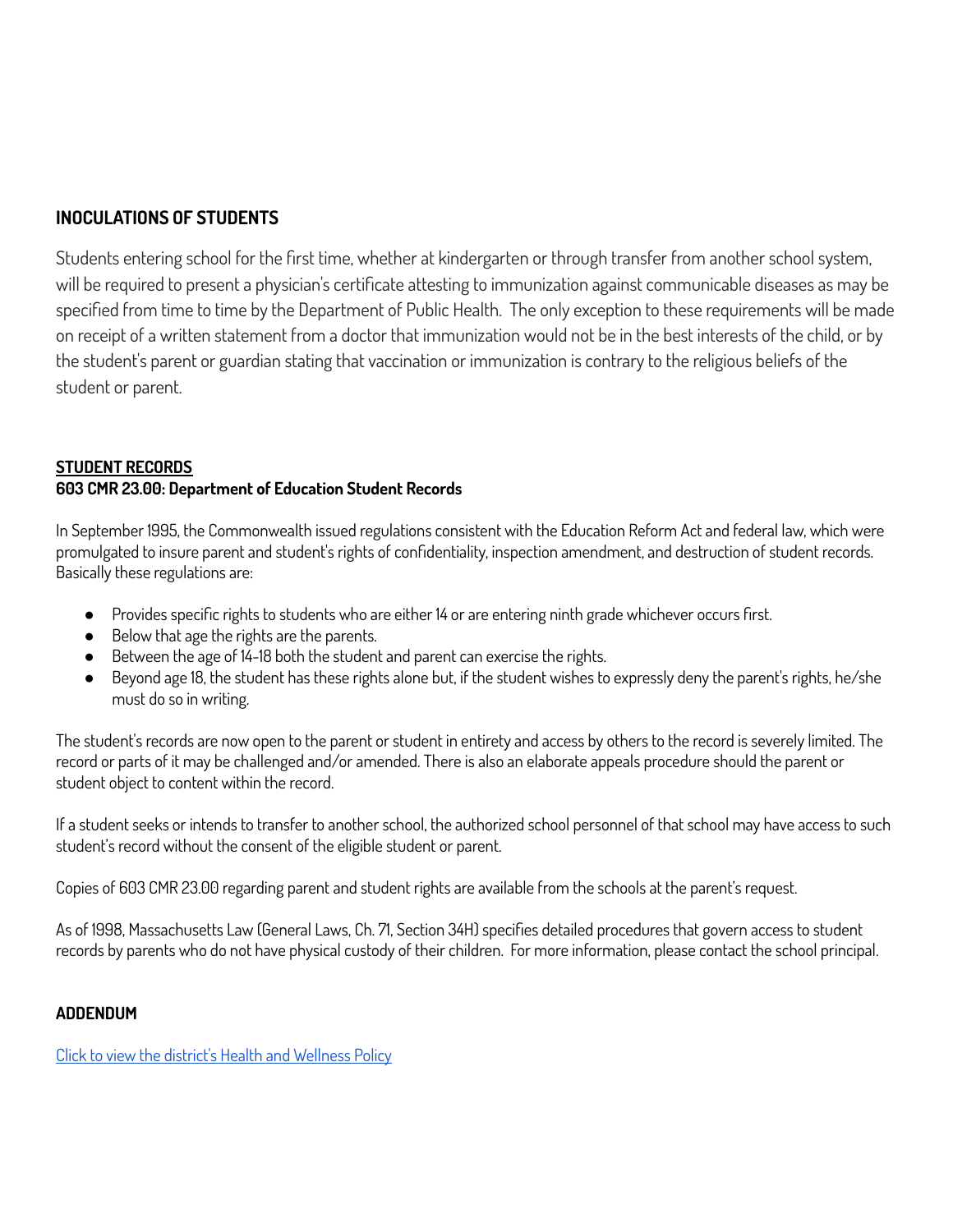## INOCULATIONS OF STUDENTS

Students entering school for the first time, whether at kindergarten or through transfer from another school system, will be required to present a physician's certificate attesting to immunization against communicable diseases as may be specified from time to time by the Department of Public Health. The only exception to these requirements will be made on receipt of a written statement from a doctor that immunization would not be in the best interests of the child, or by the student's parent or guardian stating that vaccination or immunization is contrary to the religious beliefs of the student or parent.

## STUDENT RECORDS

**603 CMR 23.00: Department of Education Student Records**

In September 1995, the Commonwealth issued regulations consistent with the Education Reform Act and federal law, which were promulgated to insure parent and student's rights of confidentiality, inspection amendment, and destruction of student records. Basically these regulations are:

- Provides specific rights to students who are either 14 or are entering ninth grade whichever occurs first.
- Below that age the rights are the parents.
- Between the age of 14-18 both the student and parent can exercise the rights.
- Beyond age 18, the student has these rights alone but, if the student wishes to expressly deny the parent's rights, he/she must do so in writing.

The student's records are now open to the parent or student in entirety and access by others to the record is severely limited. The record or parts of it may be challenged and/or amended. There is also an elaborate appeals procedure should the parent or student object to content within the record.

If a student seeks or intends to transfer to another school, the authorized school personnel of that school may have access to such student's record without the consent of the eligible student or parent.

Copies of 603 CMR 23.00 regarding parent and student rights are available from the schools at the parent's request.

As of 1998, Massachusetts Law (General Laws, Ch. 71, Section 34H) specifies detailed procedures that govern access to student records by parents who do not have physical custody of their children. For more information, please contact the school principal.

## ADDENDUM

Click to view the district's Health and Wellness Policy